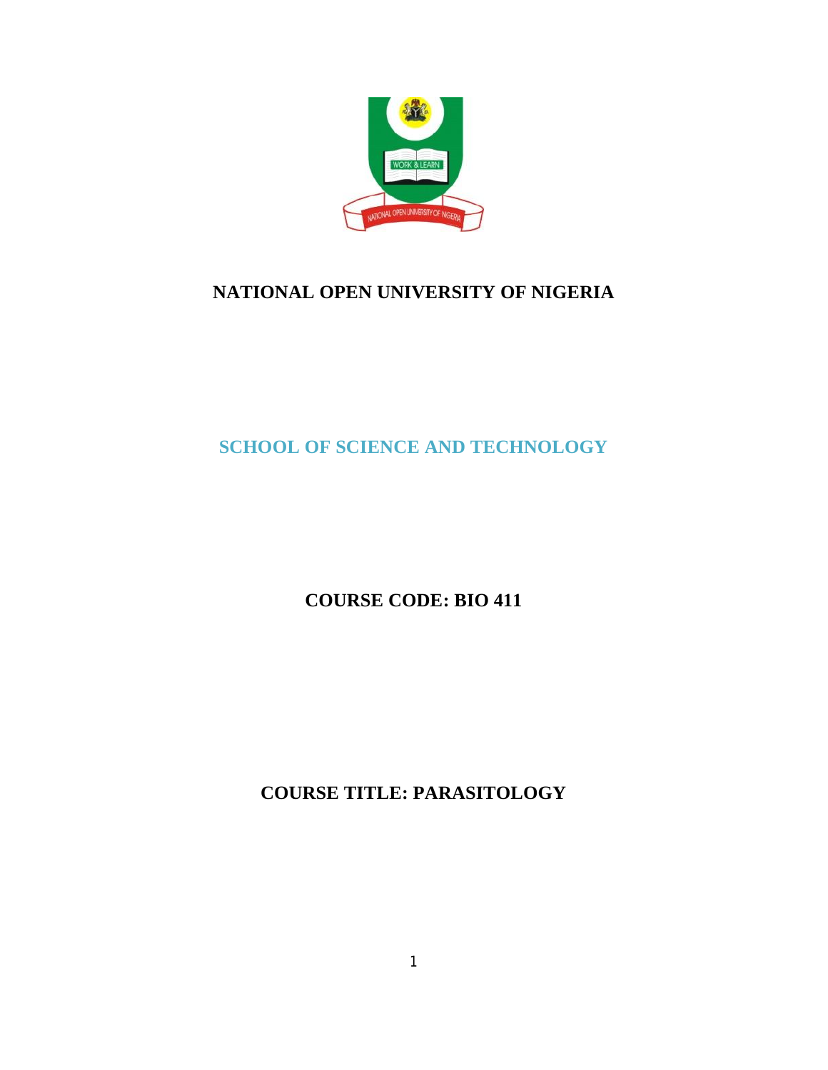# NATIONAL OPEN UNIVERSITY OF NIGERIA

## SCHOOL OF SCIENCE AND TECHNOLOGY

## COURSE CODE: BIO 411

## COURSE TITLE: PARASITOLOGY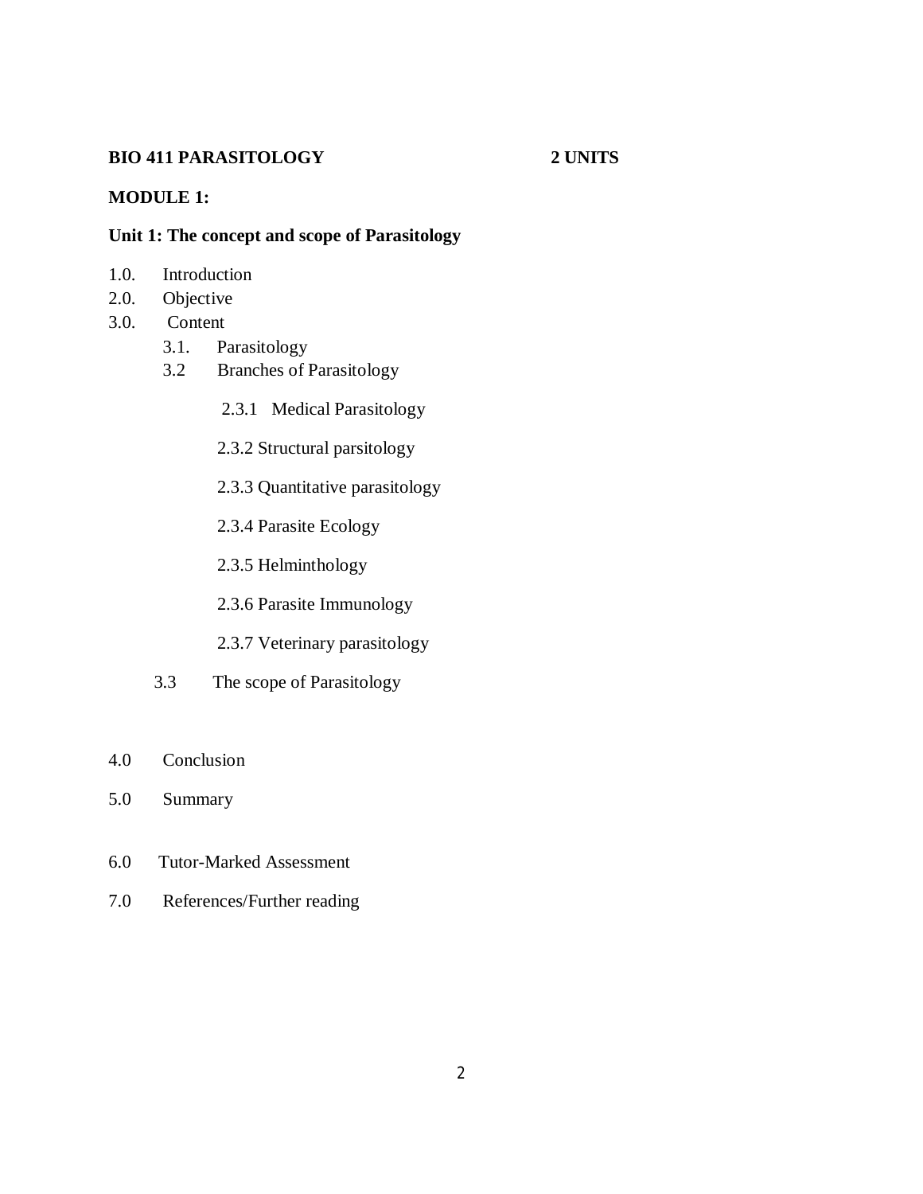**BIO 411 PARASITOLOGY 2 UNITS**

**MODULE 1:**

**Unit 1: The concept and scope of Parasitology**

1.0. Introduction
2.0. Objective
3.0. Content
    3.1. Parasitology
    3.2 Branches of Parasitology
        2.3.1 Medical Parasitology
        2.3.2 Structural parsitology
        2.3.3 Quantitative parasitology
        2.3.4 Parasite Ecology
        2.3.5 Helminthology
        2.3.6 Parasite Immunology
        2.3.7 Veterinary parasitology
    3.3 The scope of Parasitology

4.0 Conclusion

5.0 Summary

6.0 Tutor-Marked Assessment

7.0 References/Further reading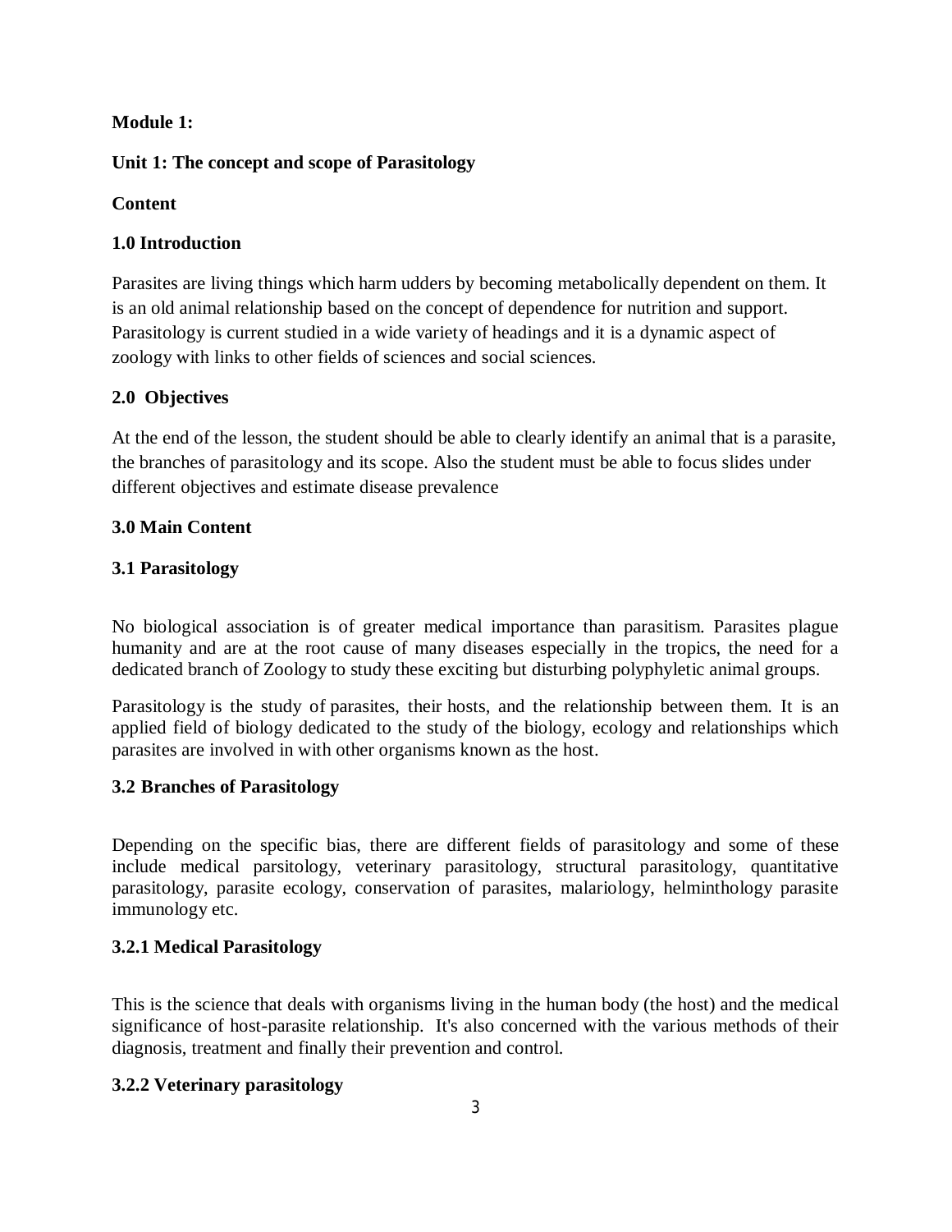**Module 1:**

**Unit 1: The concept and scope of Parasitology**

**Content**

## 1.0 Introduction

Parasites are living things which harm udders by becoming metabolically dependent on them. It is an old animal relationship based on the concept of dependence for nutrition and support. Parasitology is current studied in a wide variety of headings and it is a dynamic aspect of zoology with links to other fields of sciences and social sciences.

## 2.0 Objectives

At the end of the lesson, the student should be able to clearly identify an animal that is a parasite, the branches of parasitology and its scope. Also the student must be able to focus slides under different objectives and estimate disease prevalence

## 3.0 Main Content

### 3.1 Parasitology

No biological association is of greater medical importance than parasitism. Parasites plague humanity and are at the root cause of many diseases especially in the tropics, the need for a dedicated branch of Zoology to study these exciting but disturbing polyphyletic animal groups.

Parasitology is the study of parasites, their hosts, and the relationship between them. It is an applied field of biology dedicated to the study of the biology, ecology and relationships which parasites are involved in with other organisms known as the host.

### 3.2 Branches of Parasitology

Depending on the specific bias, there are different fields of parasitology and some of these include medical parsitology, veterinary parasitology, structural parasitology, quantitative parasitology, parasite ecology, conservation of parasites, malariology, helminthology parasite immunology etc.

#### 3.2.1 Medical Parasitology

This is the science that deals with organisms living in the human body (the host) and the medical significance of host-parasite relationship. It's also concerned with the various methods of their diagnosis, treatment and finally their prevention and control.

#### 3.2.2 Veterinary parasitology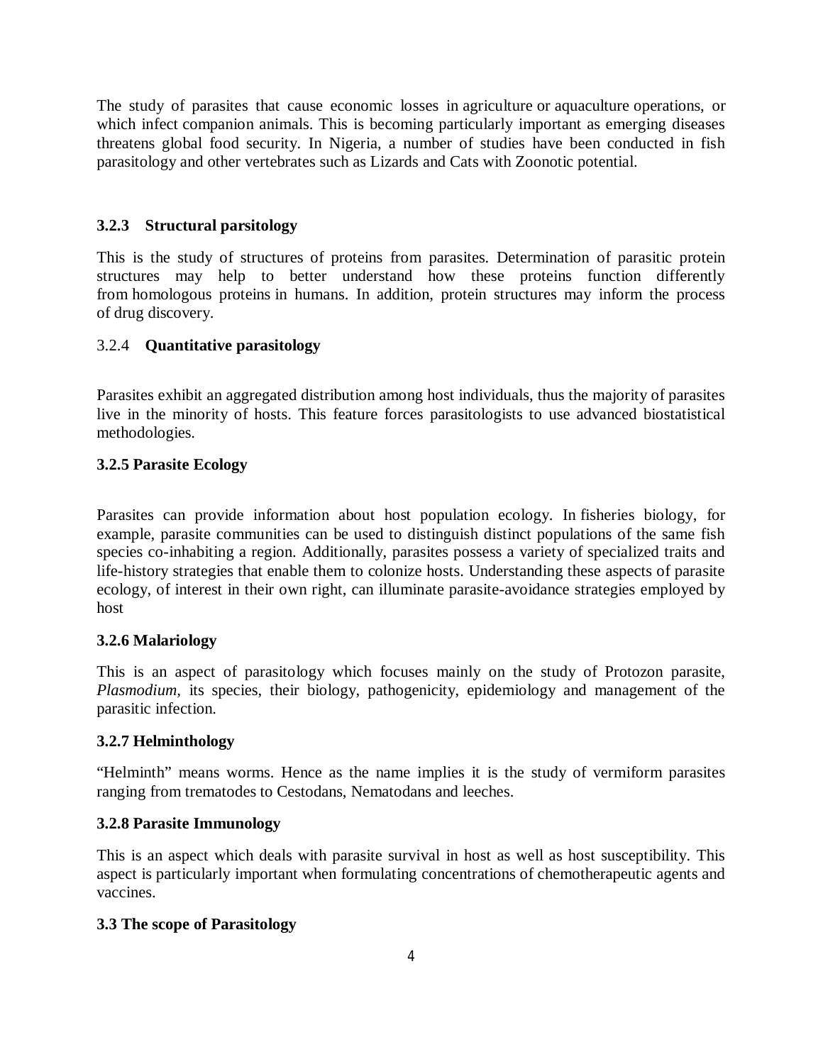The study of parasites that cause economic losses in agriculture or aquaculture operations, or which infect companion animals. This is becoming particularly important as emerging diseases threatens global food security. In Nigeria, a number of studies have been conducted in fish parasitology and other vertebrates such as Lizards and Cats with Zoonotic potential.

### 3.2.3 Structural parsitology

This is the study of structures of proteins from parasites. Determination of parasitic protein structures may help to better understand how these proteins function differently from homologous proteins in humans. In addition, protein structures may inform the process of drug discovery.

### 3.2.4 Quantitative parasitology

Parasites exhibit an aggregated distribution among host individuals, thus the majority of parasites live in the minority of hosts. This feature forces parasitologists to use advanced biostatistical methodologies.

### 3.2.5 Parasite Ecology

Parasites can provide information about host population ecology. In fisheries biology, for example, parasite communities can be used to distinguish distinct populations of the same fish species co-inhabiting a region. Additionally, parasites possess a variety of specialized traits and life-history strategies that enable them to colonize hosts. Understanding these aspects of parasite ecology, of interest in their own right, can illuminate parasite-avoidance strategies employed by host

### 3.2.6 Malariology

This is an aspect of parasitology which focuses mainly on the study of Protozon parasite, *Plasmodium,* its species, their biology, pathogenicity, epidemiology and management of the parasitic infection.

### 3.2.7 Helminthology

"Helminth" means worms. Hence as the name implies it is the study of vermiform parasites ranging from trematodes to Cestodans, Nematodans and leeches.

### 3.2.8 Parasite Immunology

This is an aspect which deals with parasite survival in host as well as host susceptibility. This aspect is particularly important when formulating concentrations of chemotherapeutic agents and vaccines.

## 3.3 The scope of Parasitology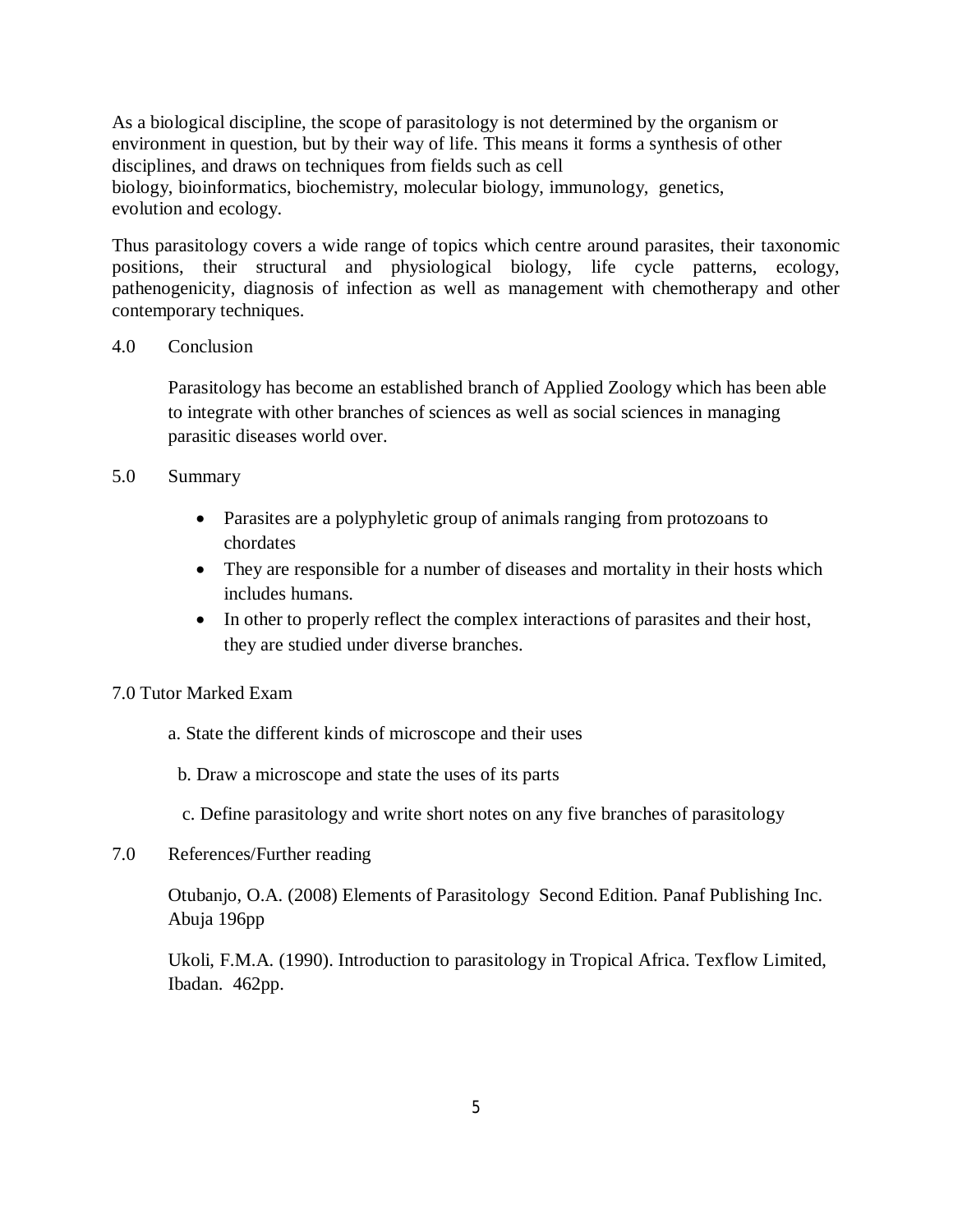As a biological discipline, the scope of parasitology is not determined by the organism or environment in question, but by their way of life. This means it forms a synthesis of other disciplines, and draws on techniques from fields such as cell biology, bioinformatics, biochemistry, molecular biology, immunology, genetics, evolution and ecology.

Thus parasitology covers a wide range of topics which centre around parasites, their taxonomic positions, their structural and physiological biology, life cycle patterns, ecology, pathenogenicity, diagnosis of infection as well as management with chemotherapy and other contemporary techniques.

## 4.0 Conclusion

Parasitology has become an established branch of Applied Zoology which has been able to integrate with other branches of sciences as well as social sciences in managing parasitic diseases world over.

## 5.0 Summary

- Parasites are a polyphyletic group of animals ranging from protozoans to chordates
- They are responsible for a number of diseases and mortality in their hosts which includes humans.
- In other to properly reflect the complex interactions of parasites and their host, they are studied under diverse branches.

## 7.0 Tutor Marked Exam

a. State the different kinds of microscope and their uses

b. Draw a microscope and state the uses of its parts

c. Define parasitology and write short notes on any five branches of parasitology

## 7.0 References/Further reading

Otubanjo, O.A. (2008) Elements of Parasitology Second Edition. Panaf Publishing Inc. Abuja 196pp

Ukoli, F.M.A. (1990). Introduction to parasitology in Tropical Africa. Texflow Limited, Ibadan. 462pp.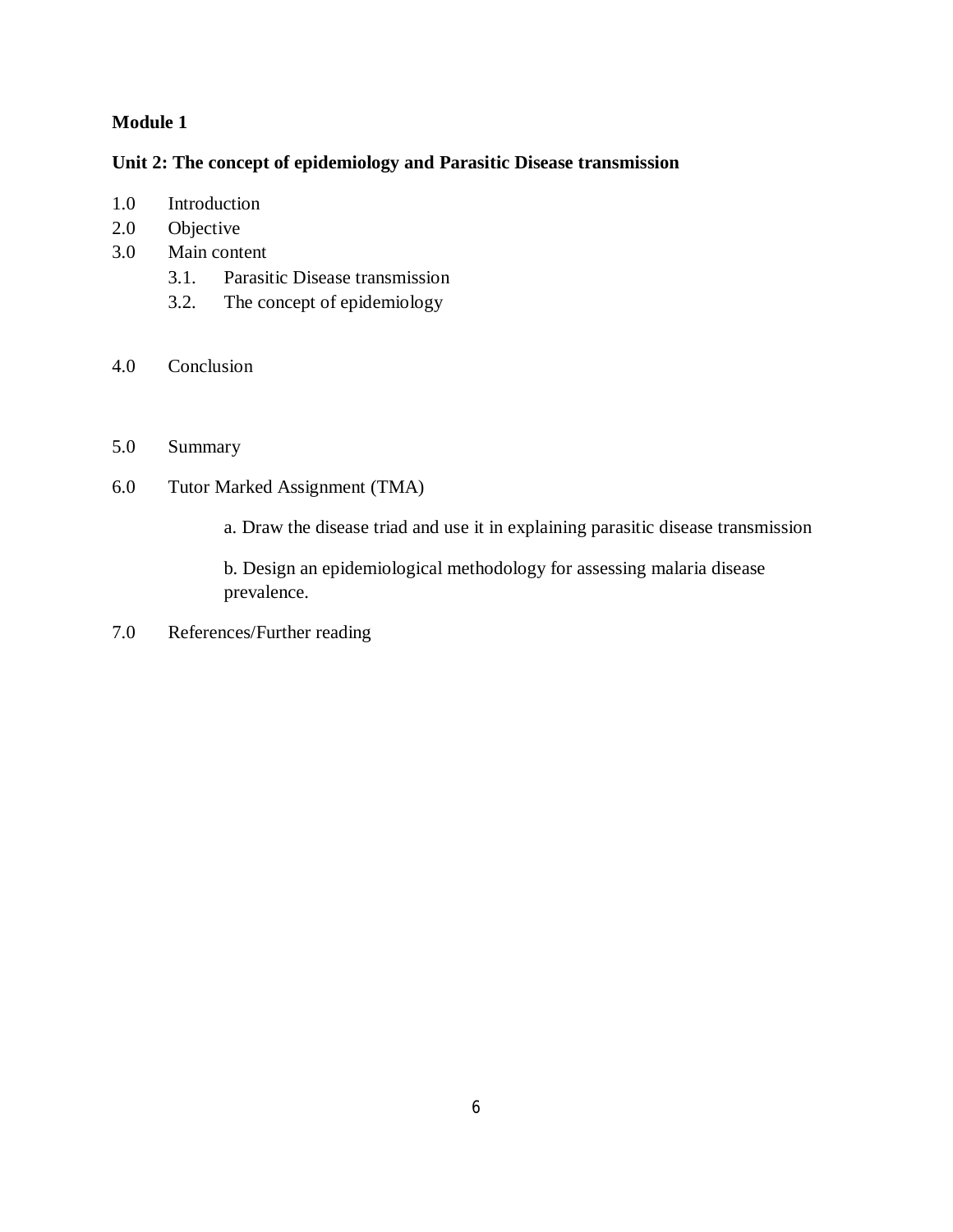**Module 1**

## Unit 2: The concept of epidemiology and Parasitic Disease transmission

1.0 Introduction
2.0 Objective
3.0 Main content
  3.1. Parasitic Disease transmission
  3.2. The concept of epidemiology

4.0 Conclusion

5.0 Summary

6.0 Tutor Marked Assignment (TMA)

  a. Draw the disease triad and use it in explaining parasitic disease transmission

  b. Design an epidemiological methodology for assessing malaria disease prevalence.

7.0 References/Further reading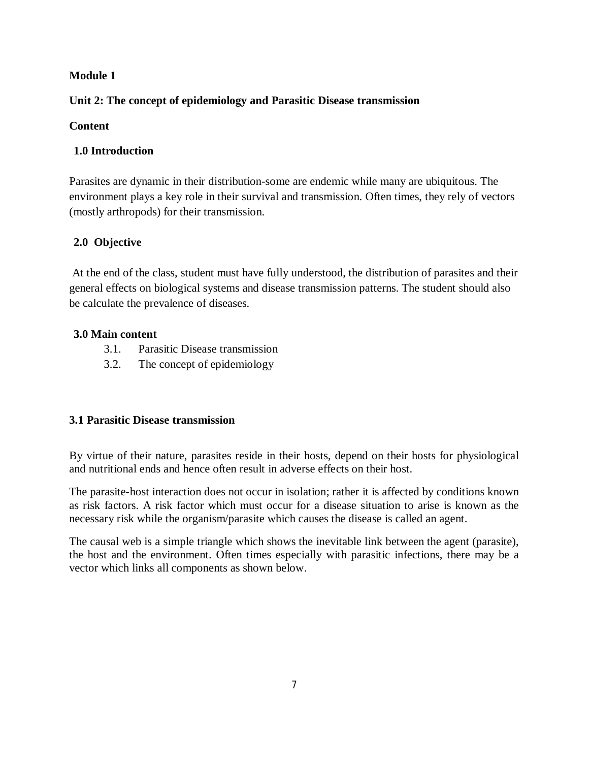**Module 1**

**Unit 2: The concept of epidemiology and Parasitic Disease transmission**

**Content**

**1.0 Introduction**

Parasites are dynamic in their distribution-some are endemic while many are ubiquitous. The environment plays a key role in their survival and transmission. Often times, they rely of vectors (mostly arthropods) for their transmission.

**2.0 Objective**

At the end of the class, student must have fully understood, the distribution of parasites and their general effects on biological systems and disease transmission patterns. The student should also be calculate the prevalence of diseases.

**3.0 Main content**

3.1. Parasitic Disease transmission

3.2. The concept of epidemiology

**3.1 Parasitic Disease transmission**

By virtue of their nature, parasites reside in their hosts, depend on their hosts for physiological and nutritional ends and hence often result in adverse effects on their host.

The parasite-host interaction does not occur in isolation; rather it is affected by conditions known as risk factors. A risk factor which must occur for a disease situation to arise is known as the necessary risk while the organism/parasite which causes the disease is called an agent.

The causal web is a simple triangle which shows the inevitable link between the agent (parasite), the host and the environment. Often times especially with parasitic infections, there may be a vector which links all components as shown below.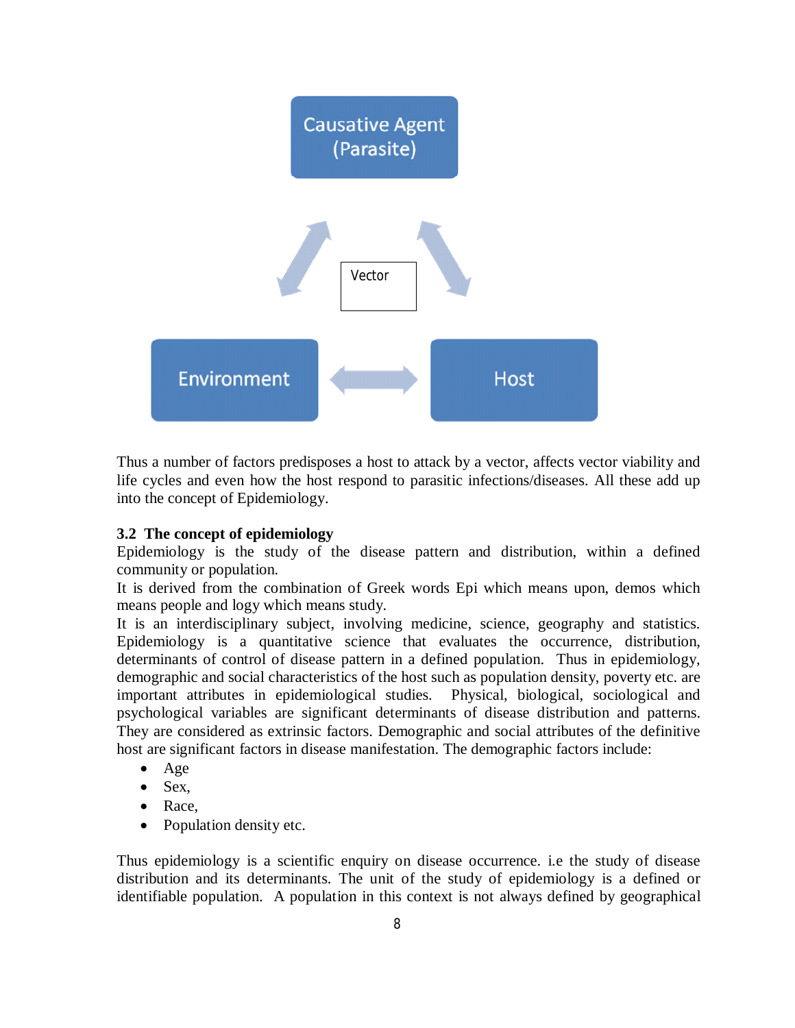Causative Agent (Parasite)

Vector

Environment

Host

Thus a number of factors predisposes a host to attack by a vector, affects vector viability and life cycles and even how the host respond to parasitic infections/diseases. All these add up into the concept of Epidemiology.

### 3.2 The concept of epidemiology

Epidemiology is the study of the disease pattern and distribution, within a defined community or population.

It is derived from the combination of Greek words Epi which means upon, demos which means people and logy which means study.

It is an interdisciplinary subject, involving medicine, science, geography and statistics. Epidemiology is a quantitative science that evaluates the occurrence, distribution, determinants of control of disease pattern in a defined population. Thus in epidemiology, demographic and social characteristics of the host such as population density, poverty etc. are important attributes in epidemiological studies. Physical, biological, sociological and psychological variables are significant determinants of disease distribution and patterns. They are considered as extrinsic factors. Demographic and social attributes of the definitive host are significant factors in disease manifestation. The demographic factors include:

- Age
- Sex,
- Race,
- Population density etc.

Thus epidemiology is a scientific enquiry on disease occurrence. i.e the study of disease distribution and its determinants. The unit of the study of epidemiology is a defined or identifiable population. A population in this context is not always defined by geographical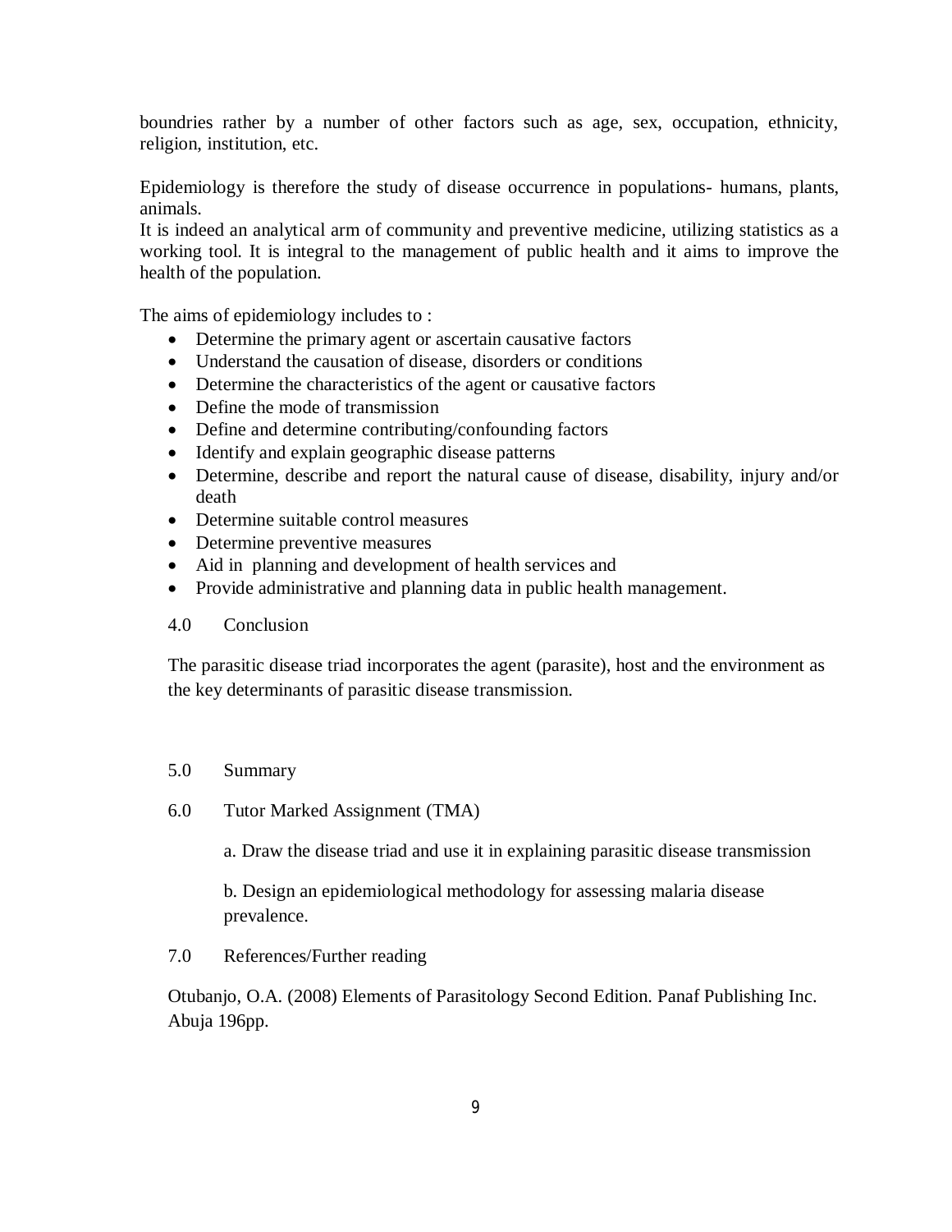boundries rather by a number of other factors such as age, sex, occupation, ethnicity, religion, institution, etc.

Epidemiology is therefore the study of disease occurrence in populations- humans, plants, animals.
It is indeed an analytical arm of community and preventive medicine, utilizing statistics as a working tool. It is integral to the management of public health and it aims to improve the health of the population.

The aims of epidemiology includes to :

- Determine the primary agent or ascertain causative factors
- Understand the causation of disease, disorders or conditions
- Determine the characteristics of the agent or causative factors
- Define the mode of transmission
- Define and determine contributing/confounding factors
- Identify and explain geographic disease patterns
- Determine, describe and report the natural cause of disease, disability, injury and/or death
- Determine suitable control measures
- Determine preventive measures
- Aid in planning and development of health services and
- Provide administrative and planning data in public health management.

## 4.0 Conclusion

The parasitic disease triad incorporates the agent (parasite), host and the environment as the key determinants of parasitic disease transmission.

## 5.0 Summary

## 6.0 Tutor Marked Assignment (TMA)

a. Draw the disease triad and use it in explaining parasitic disease transmission

b. Design an epidemiological methodology for assessing malaria disease prevalence.

## 7.0 References/Further reading

Otubanjo, O.A. (2008) Elements of Parasitology Second Edition. Panaf Publishing Inc. Abuja 196pp.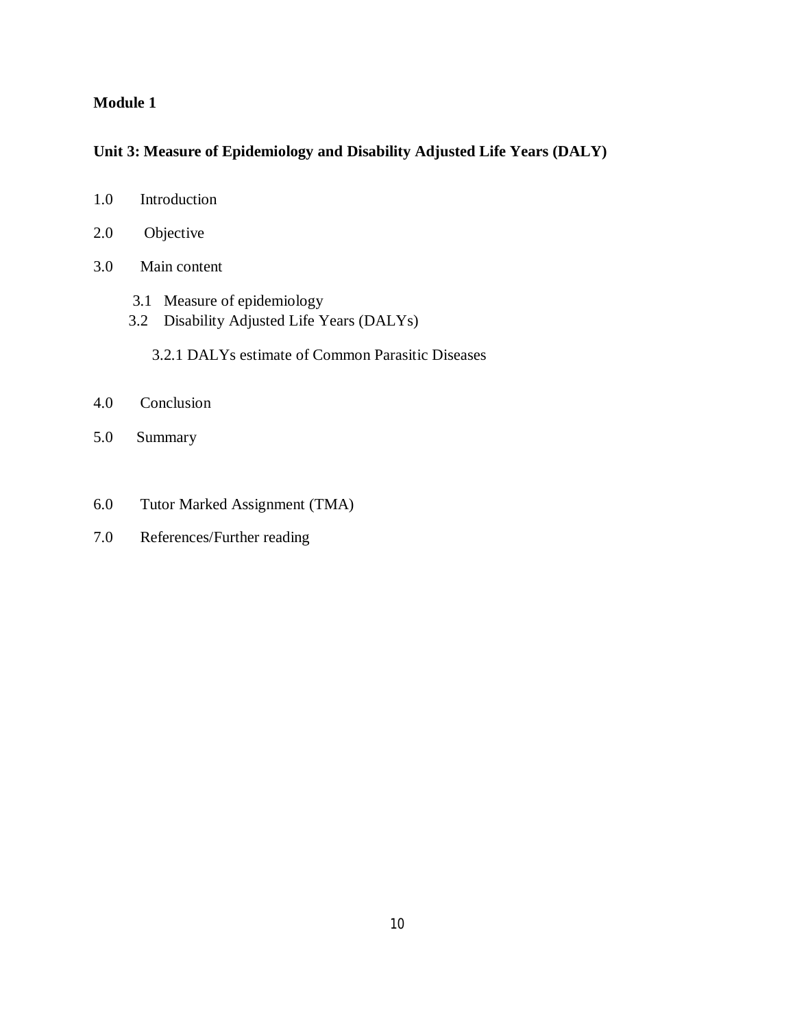**Module 1**

## Unit 3: Measure of Epidemiology and Disability Adjusted Life Years (DALY)

1.0 Introduction

2.0 Objective

3.0 Main content

- 3.1 Measure of epidemiology
- 3.2 Disability Adjusted Life Years (DALYs)
  - 3.2.1 DALYs estimate of Common Parasitic Diseases

4.0 Conclusion

5.0 Summary

6.0 Tutor Marked Assignment (TMA)

7.0 References/Further reading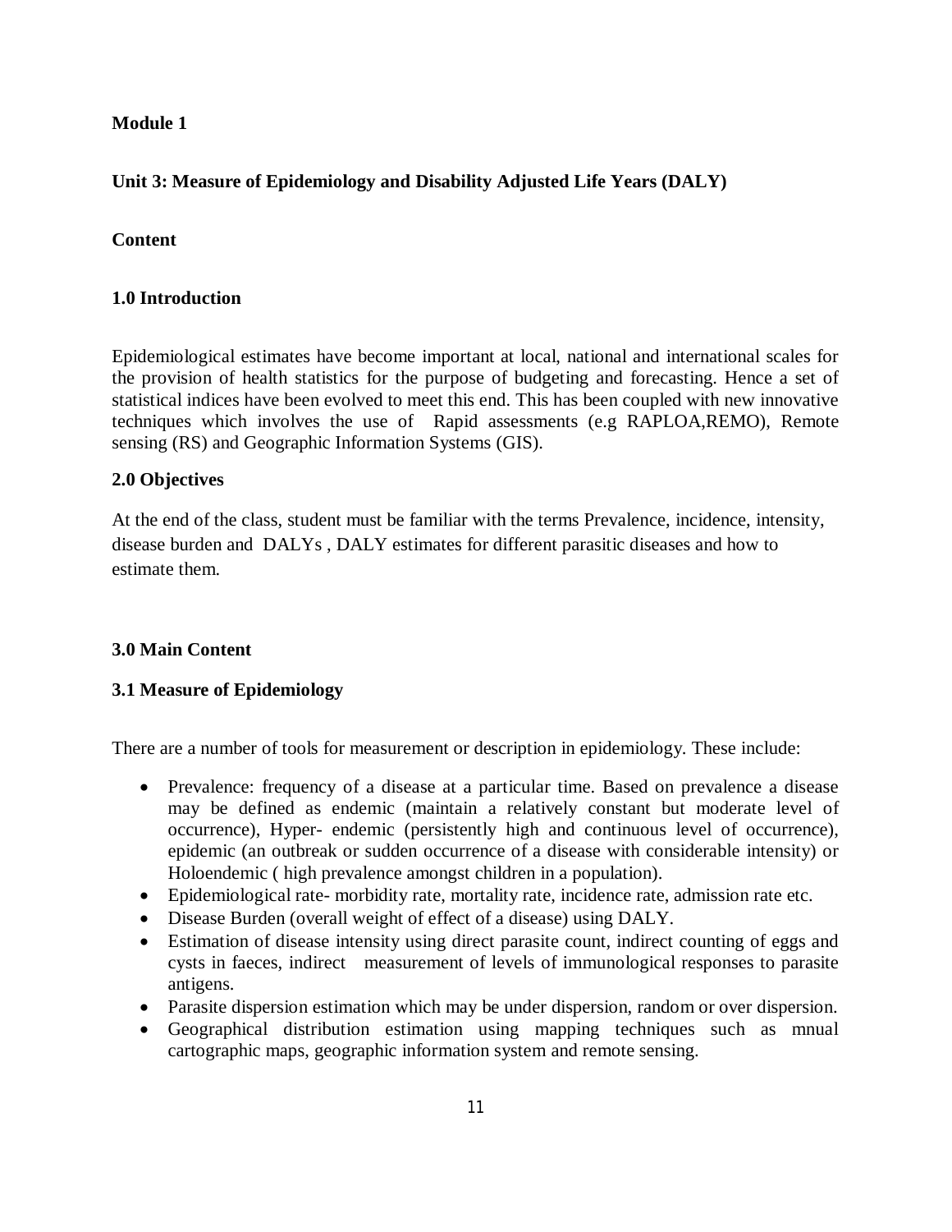**Module 1**

## Unit 3: Measure of Epidemiology and Disability Adjusted Life Years (DALY)

**Content**

### 1.0 Introduction

Epidemiological estimates have become important at local, national and international scales for the provision of health statistics for the purpose of budgeting and forecasting. Hence a set of statistical indices have been evolved to meet this end. This has been coupled with new innovative techniques which involves the use of Rapid assessments (e.g RAPLOA,REMO), Remote sensing (RS) and Geographic Information Systems (GIS).

### 2.0 Objectives

At the end of the class, student must be familiar with the terms Prevalence, incidence, intensity, disease burden and DALYs , DALY estimates for different parasitic diseases and how to estimate them.

### 3.0 Main Content

### 3.1 Measure of Epidemiology

There are a number of tools for measurement or description in epidemiology. These include:

- Prevalence: frequency of a disease at a particular time. Based on prevalence a disease may be defined as endemic (maintain a relatively constant but moderate level of occurrence), Hyper- endemic (persistently high and continuous level of occurrence), epidemic (an outbreak or sudden occurrence of a disease with considerable intensity) or Holoendemic ( high prevalence amongst children in a population).
- Epidemiological rate- morbidity rate, mortality rate, incidence rate, admission rate etc.
- Disease Burden (overall weight of effect of a disease) using DALY.
- Estimation of disease intensity using direct parasite count, indirect counting of eggs and cysts in faeces, indirect measurement of levels of immunological responses to parasite antigens.
- Parasite dispersion estimation which may be under dispersion, random or over dispersion.
- Geographical distribution estimation using mapping techniques such as mnual cartographic maps, geographic information system and remote sensing.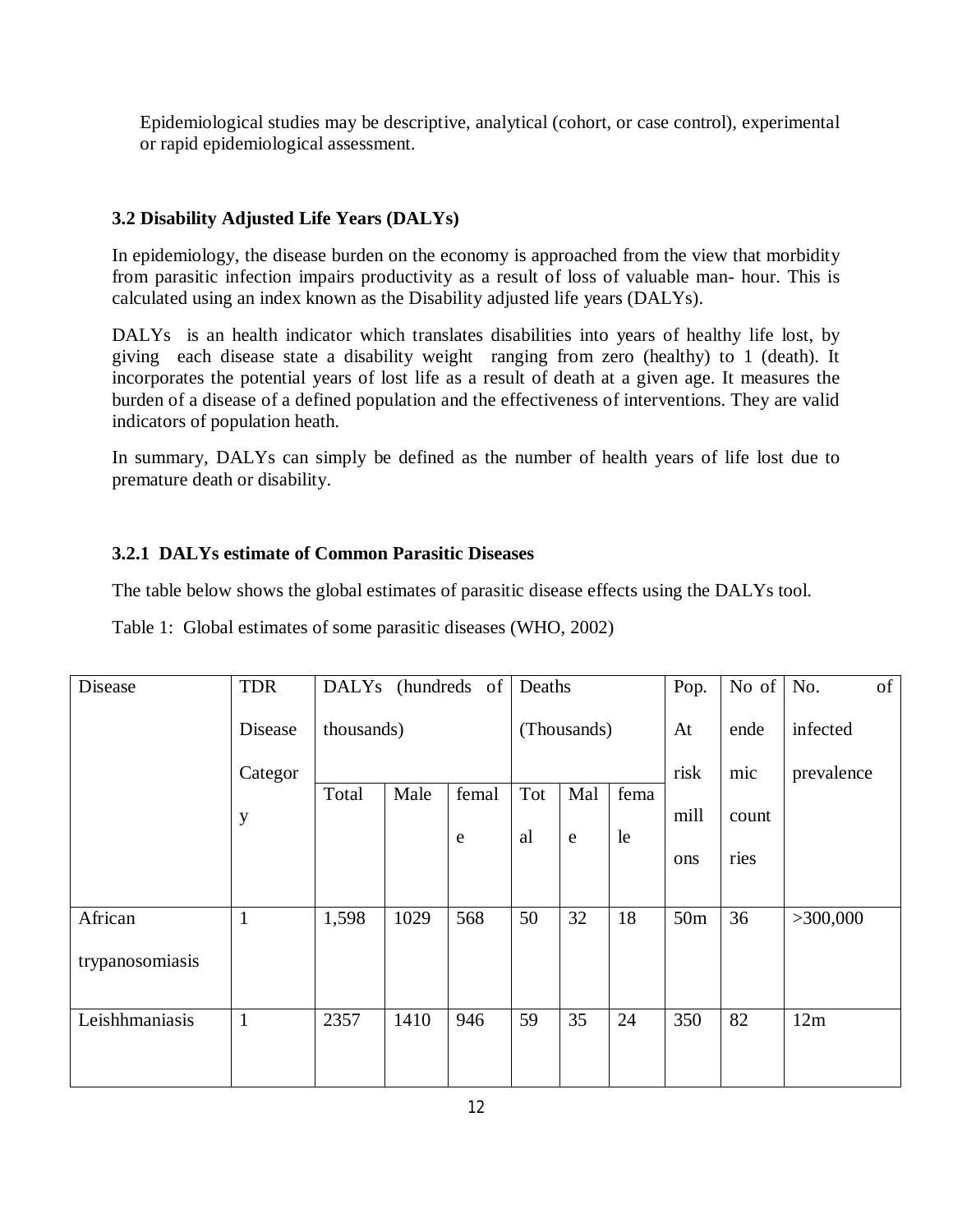Epidemiological studies may be descriptive, analytical (cohort, or case control), experimental or rapid epidemiological assessment.

### 3.2 Disability Adjusted Life Years (DALYs)

In epidemiology, the disease burden on the economy is approached from the view that morbidity from parasitic infection impairs productivity as a result of loss of valuable man- hour. This is calculated using an index known as the Disability adjusted life years (DALYs).

DALYs is an health indicator which translates disabilities into years of healthy life lost, by giving each disease state a disability weight ranging from zero (healthy) to 1 (death). It incorporates the potential years of lost life as a result of death at a given age. It measures the burden of a disease of a defined population and the effectiveness of interventions. They are valid indicators of population heath.

In summary, DALYs can simply be defined as the number of health years of life lost due to premature death or disability.

#### 3.2.1 DALYs estimate of Common Parasitic Diseases

The table below shows the global estimates of parasitic disease effects using the DALYs tool.

Table 1: Global estimates of some parasitic diseases (WHO, 2002)

| Disease | TDR Disease Category | DALYs (hundreds of thousands) | | | Deaths (Thousands) | | | Pop. At risk millions | No of endemic countries | No. of infected prevalence |
|---|---|---|---|---|---|---|---|---|---|---|
| | | Total | Male | female | Total | Male | female | | | |
| African trypanosomiasis | 1 | 1,598 | 1029 | 568 | 50 | 32 | 18 | 50m | 36 | >300,000 |
| Leishhmaniasis | 1 | 2357 | 1410 | 946 | 59 | 35 | 24 | 350 | 82 | 12m |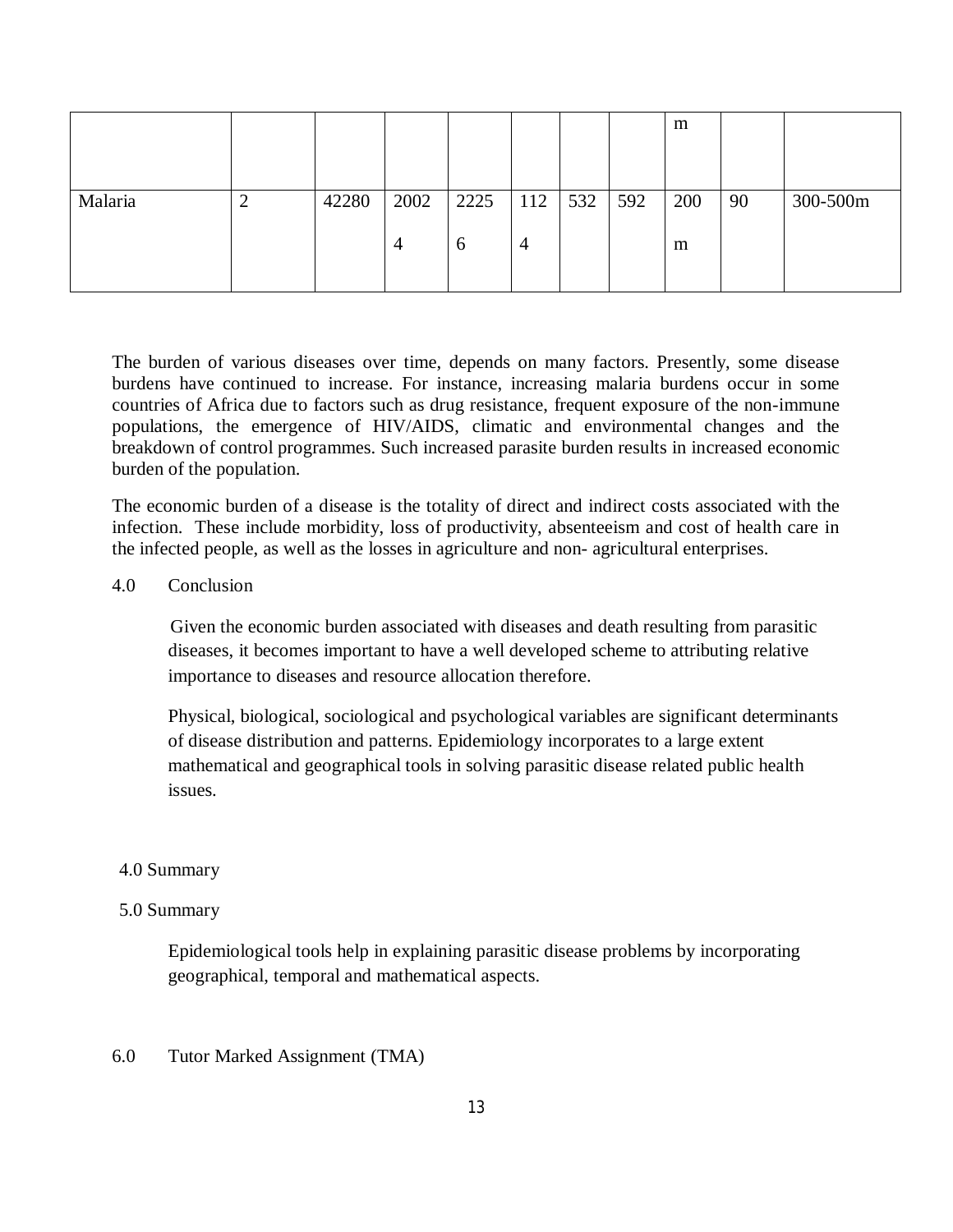| | | | | | | | | | | |
|---|---|---|---|---|---|---|---|---|---|---|
| | | | | | | | | m | | |
| Malaria | 2 | 42280 | 20024 | 22256 | 1124 | 532 | 592 | 200m | 90 | 300-500m |

The burden of various diseases over time, depends on many factors. Presently, some disease burdens have continued to increase. For instance, increasing malaria burdens occur in some countries of Africa due to factors such as drug resistance, frequent exposure of the non-immune populations, the emergence of HIV/AIDS, climatic and environmental changes and the breakdown of control programmes. Such increased parasite burden results in increased economic burden of the population.

The economic burden of a disease is the totality of direct and indirect costs associated with the infection. These include morbidity, loss of productivity, absenteeism and cost of health care in the infected people, as well as the losses in agriculture and non- agricultural enterprises.

4.0 Conclusion

Given the economic burden associated with diseases and death resulting from parasitic diseases, it becomes important to have a well developed scheme to attributing relative importance to diseases and resource allocation therefore.

Physical, biological, sociological and psychological variables are significant determinants of disease distribution and patterns. Epidemiology incorporates to a large extent mathematical and geographical tools in solving parasitic disease related public health issues.

4.0 Summary

5.0 Summary

Epidemiological tools help in explaining parasitic disease problems by incorporating geographical, temporal and mathematical aspects.

6.0 Tutor Marked Assignment (TMA)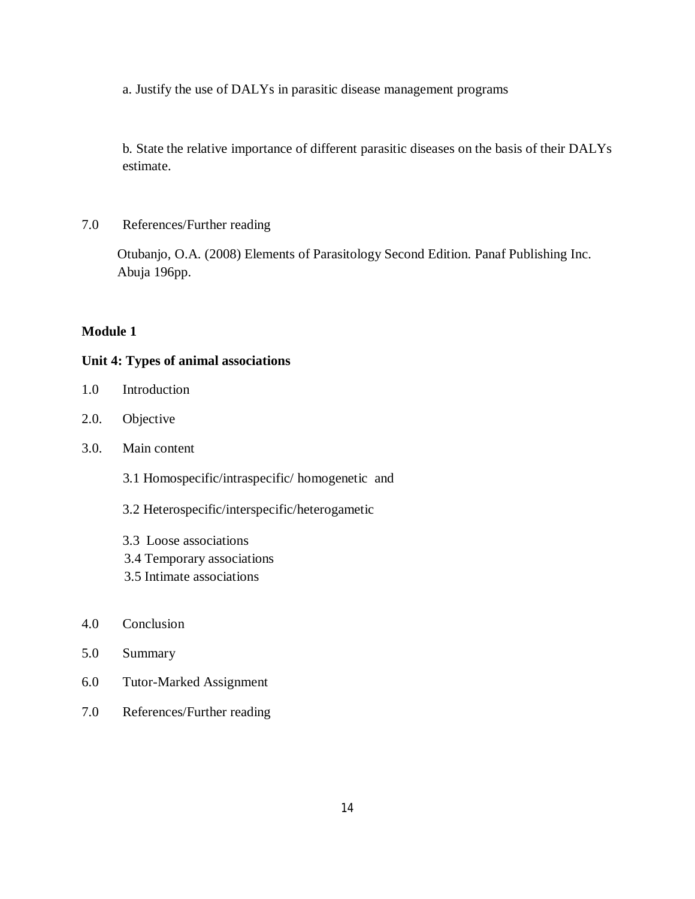a. Justify the use of DALYs in parasitic disease management programs

b. State the relative importance of different parasitic diseases on the basis of their DALYs estimate.

7.0 References/Further reading

Otubanjo, O.A. (2008) Elements of Parasitology Second Edition. Panaf Publishing Inc. Abuja 196pp.

**Module 1**

**Unit 4: Types of animal associations**

1.0 Introduction

2.0. Objective

3.0. Main content

3.1 Homospecific/intraspecific/ homogenetic and

3.2 Heterospecific/interspecific/heterogametic

3.3 Loose associations

3.4 Temporary associations

3.5 Intimate associations

4.0 Conclusion

5.0 Summary

6.0 Tutor-Marked Assignment

7.0 References/Further reading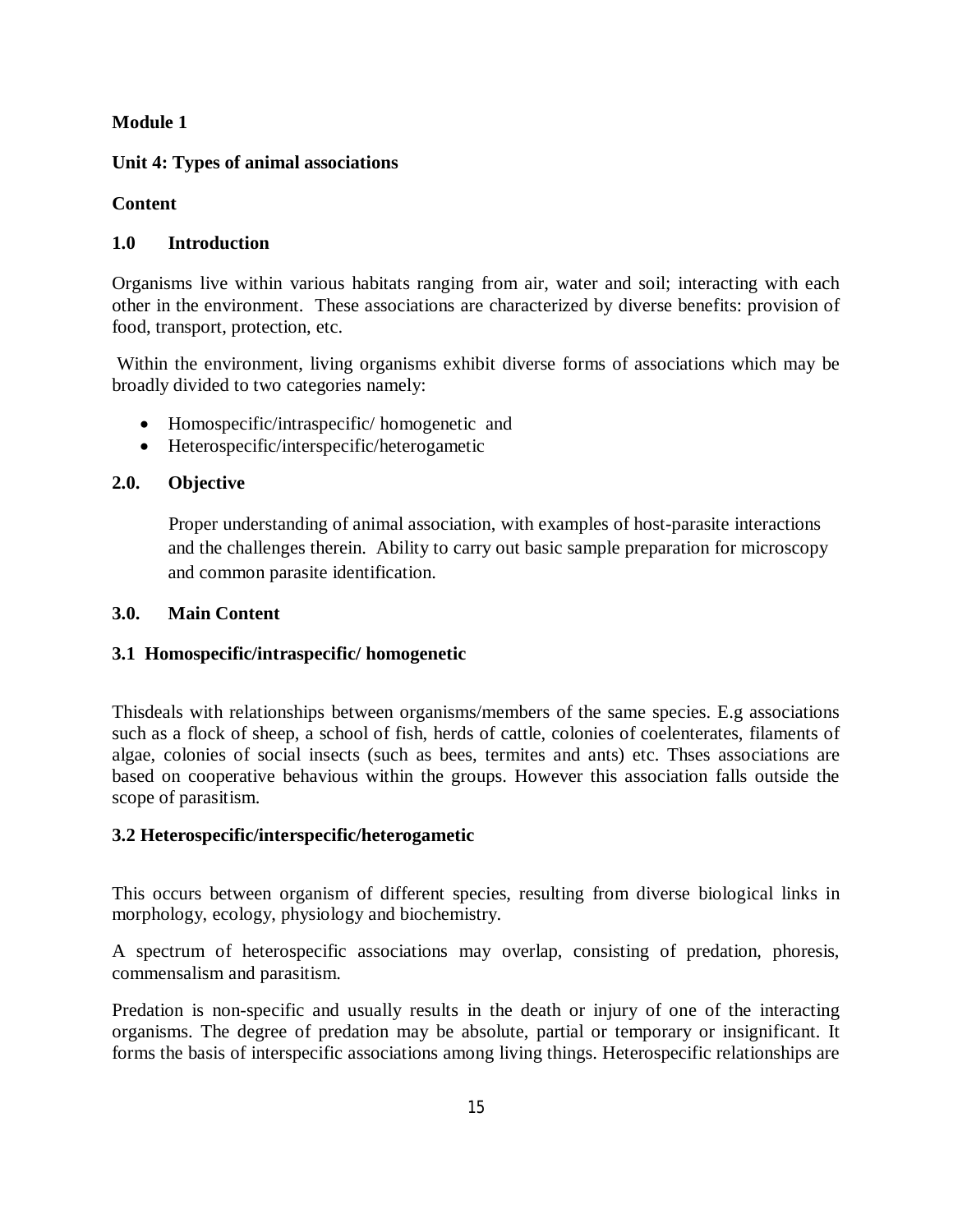**Module 1**

**Unit 4: Types of animal associations**

**Content**

## 1.0 Introduction

Organisms live within various habitats ranging from air, water and soil; interacting with each other in the environment. These associations are characterized by diverse benefits: provision of food, transport, protection, etc.

Within the environment, living organisms exhibit diverse forms of associations which may be broadly divided to two categories namely:

- Homospecific/intraspecific/ homogenetic and
- Heterospecific/interspecific/heterogametic

## 2.0. Objective

Proper understanding of animal association, with examples of host-parasite interactions and the challenges therein. Ability to carry out basic sample preparation for microscopy and common parasite identification.

## 3.0. Main Content

### 3.1 Homospecific/intraspecific/ homogenetic

Thisdeals with relationships between organisms/members of the same species. E.g associations such as a flock of sheep, a school of fish, herds of cattle, colonies of coelenterates, filaments of algae, colonies of social insects (such as bees, termites and ants) etc. Thses associations are based on cooperative behavious within the groups. However this association falls outside the scope of parasitism.

### 3.2 Heterospecific/interspecific/heterogametic

This occurs between organism of different species, resulting from diverse biological links in morphology, ecology, physiology and biochemistry.

A spectrum of heterospecific associations may overlap, consisting of predation, phoresis, commensalism and parasitism.

Predation is non-specific and usually results in the death or injury of one of the interacting organisms. The degree of predation may be absolute, partial or temporary or insignificant. It forms the basis of interspecific associations among living things. Heterospecific relationships are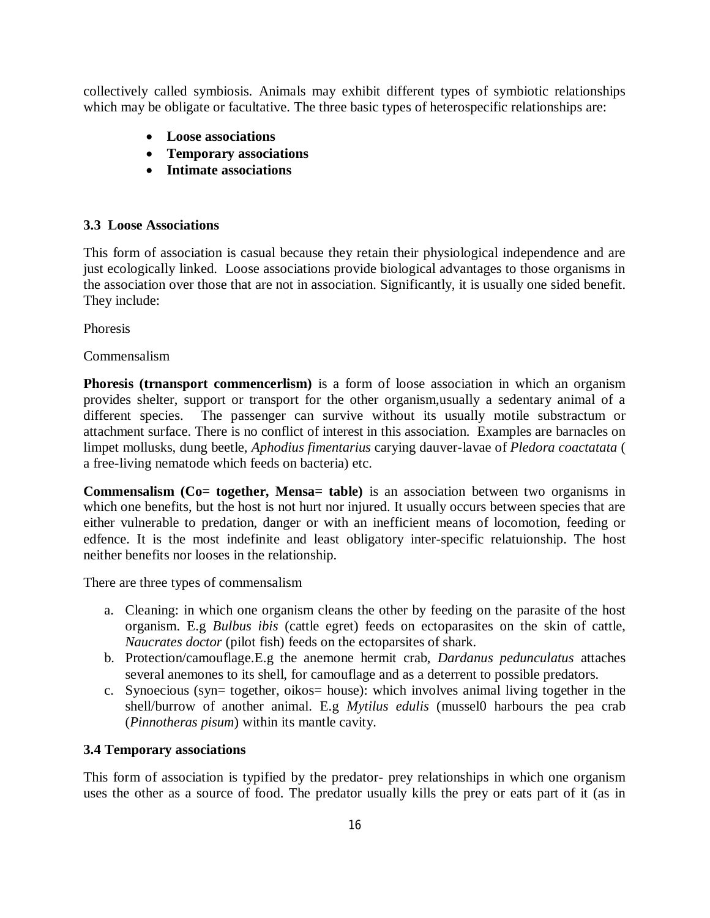collectively called symbiosis. Animals may exhibit different types of symbiotic relationships which may be obligate or facultative. The three basic types of heterospecific relationships are:

- **Loose associations**
- **Temporary associations**
- **Intimate associations**

### 3.3 Loose Associations

This form of association is casual because they retain their physiological independence and are just ecologically linked. Loose associations provide biological advantages to those organisms in the association over those that are not in association. Significantly, it is usually one sided benefit. They include:

Phoresis

Commensalism

**Phoresis (trnansport commencerlism)** is a form of loose association in which an organism provides shelter, support or transport for the other organism,usually a sedentary animal of a different species. The passenger can survive without its usually motile substractum or attachment surface. There is no conflict of interest in this association. Examples are barnacles on limpet mollusks, dung beetle, *Aphodius fimentarius* carying dauver-lavae of *Pledora coactatata* ( a free-living nematode which feeds on bacteria) etc.

**Commensalism (Co= together, Mensa= table)** is an association between two organisms in which one benefits, but the host is not hurt nor injured. It usually occurs between species that are either vulnerable to predation, danger or with an inefficient means of locomotion, feeding or edfence. It is the most indefinite and least obligatory inter-specific relatuionship. The host neither benefits nor looses in the relationship.

There are three types of commensalism

a. Cleaning: in which one organism cleans the other by feeding on the parasite of the host organism. E.g *Bulbus ibis* (cattle egret) feeds on ectoparasites on the skin of cattle, *Naucrates doctor* (pilot fish) feeds on the ectoparsites of shark.
b. Protection/camouflage.E.g the anemone hermit crab, *Dardanus pedunculatus* attaches several anemones to its shell, for camouflage and as a deterrent to possible predators.
c. Synoecious (syn= together, oikos= house): which involves animal living together in the shell/burrow of another animal. E.g *Mytilus edulis* (mussel0 harbours the pea crab (*Pinnotheras pisum*) within its mantle cavity.

### 3.4 Temporary associations

This form of association is typified by the predator- prey relationships in which one organism uses the other as a source of food. The predator usually kills the prey or eats part of it (as in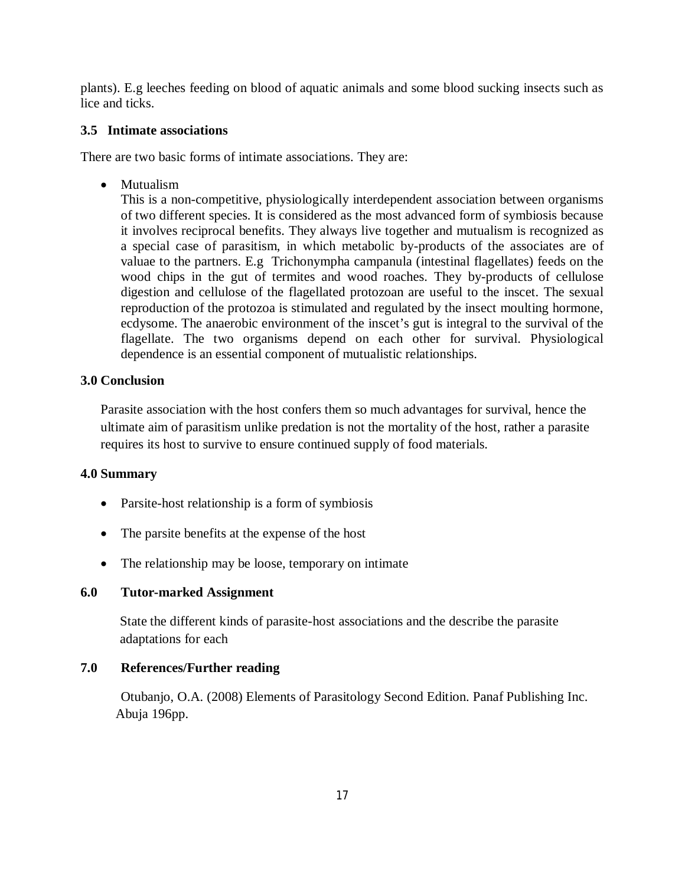plants). E.g leeches feeding on blood of aquatic animals and some blood sucking insects such as lice and ticks.

### 3.5 Intimate associations

There are two basic forms of intimate associations. They are:

- Mutualism

  This is a non-competitive, physiologically interdependent association between organisms of two different species. It is considered as the most advanced form of symbiosis because it involves reciprocal benefits. They always live together and mutualism is recognized as a special case of parasitism, in which metabolic by-products of the associates are of valuae to the partners. E.g Trichonympha campanula (intestinal flagellates) feeds on the wood chips in the gut of termites and wood roaches. They by-products of cellulose digestion and cellulose of the flagellated protozoan are useful to the inscet. The sexual reproduction of the protozoa is stimulated and regulated by the insect moulting hormone, ecdysome. The anaerobic environment of the inscet's gut is integral to the survival of the flagellate. The two organisms depend on each other for survival. Physiological dependence is an essential component of mutualistic relationships.

## 3.0 Conclusion

Parasite association with the host confers them so much advantages for survival, hence the ultimate aim of parasitism unlike predation is not the mortality of the host, rather a parasite requires its host to survive to ensure continued supply of food materials.

## 4.0 Summary

- Parsite-host relationship is a form of symbiosis
- The parsite benefits at the expense of the host
- The relationship may be loose, temporary on intimate

## 6.0 Tutor-marked Assignment

State the different kinds of parasite-host associations and the describe the parasite adaptations for each

## 7.0 References/Further reading

Otubanjo, O.A. (2008) Elements of Parasitology Second Edition. Panaf Publishing Inc. Abuja 196pp.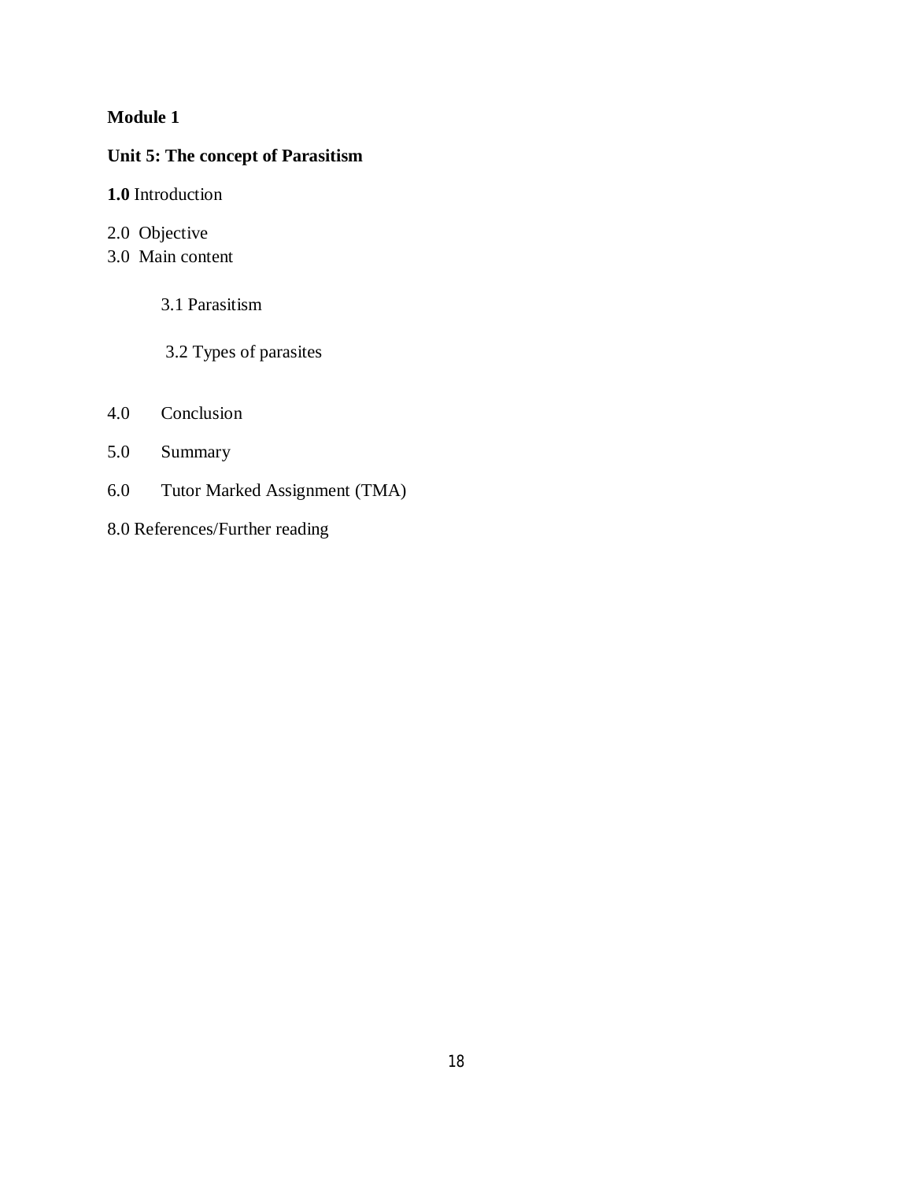**Module 1**

**Unit 5: The concept of Parasitism**

**1.0** Introduction

2.0 Objective

3.0 Main content

  3.1 Parasitism

  3.2 Types of parasites

4.0 Conclusion

5.0 Summary

6.0 Tutor Marked Assignment (TMA)

8.0 References/Further reading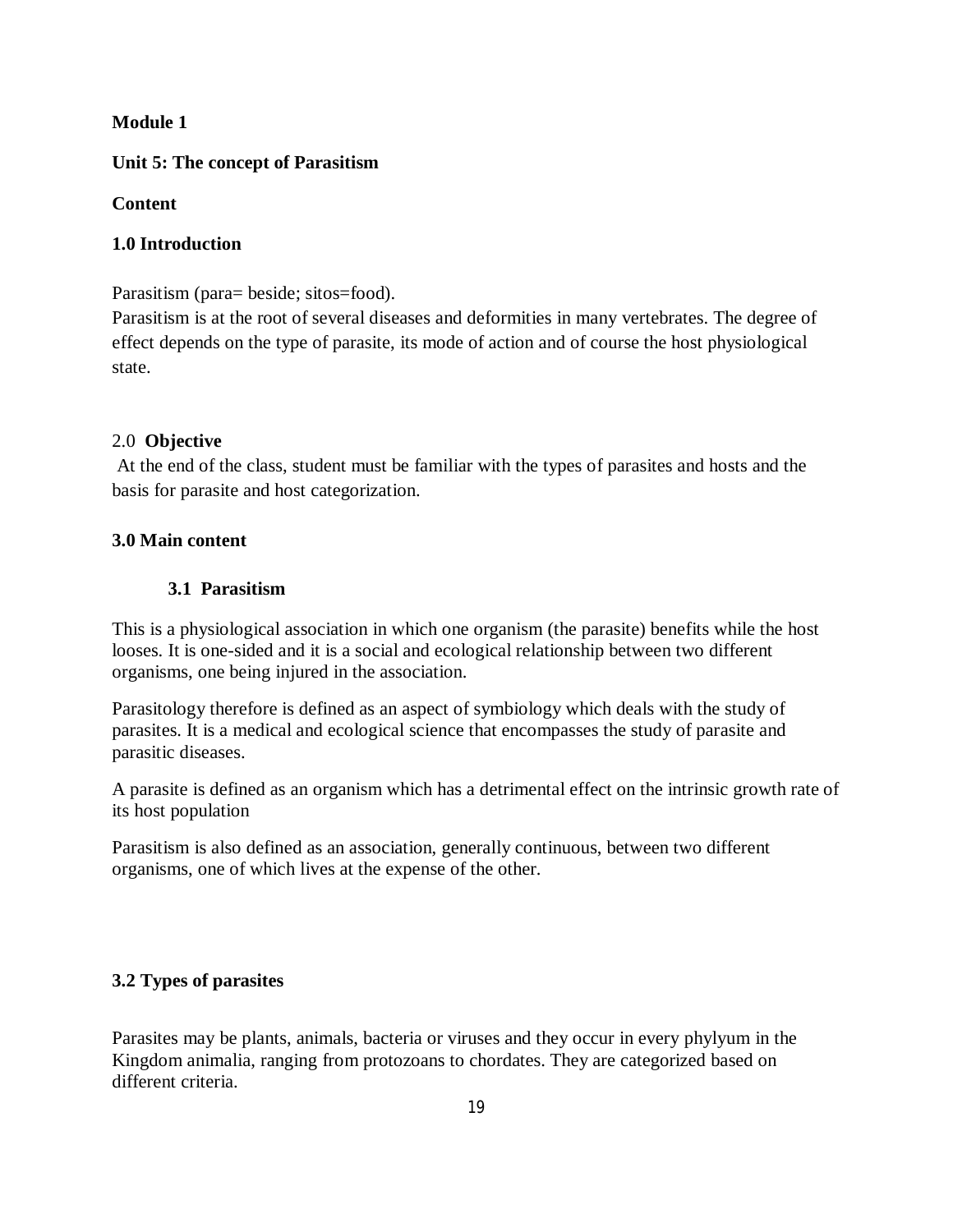**Module 1**

**Unit 5: The concept of Parasitism**

**Content**

**1.0 Introduction**

Parasitism (para= beside; sitos=food).
Parasitism is at the root of several diseases and deformities in many vertebrates. The degree of effect depends on the type of parasite, its mode of action and of course the host physiological state.

2.0 **Objective**

At the end of the class, student must be familiar with the types of parasites and hosts and the basis for parasite and host categorization.

**3.0 Main content**

**3.1 Parasitism**

This is a physiological association in which one organism (the parasite) benefits while the host looses. It is one-sided and it is a social and ecological relationship between two different organisms, one being injured in the association.

Parasitology therefore is defined as an aspect of symbiology which deals with the study of parasites. It is a medical and ecological science that encompasses the study of parasite and parasitic diseases.

A parasite is defined as an organism which has a detrimental effect on the intrinsic growth rate of its host population

Parasitism is also defined as an association, generally continuous, between two different organisms, one of which lives at the expense of the other.

**3.2 Types of parasites**

Parasites may be plants, animals, bacteria or viruses and they occur in every phylyum in the Kingdom animalia, ranging from protozoans to chordates. They are categorized based on different criteria.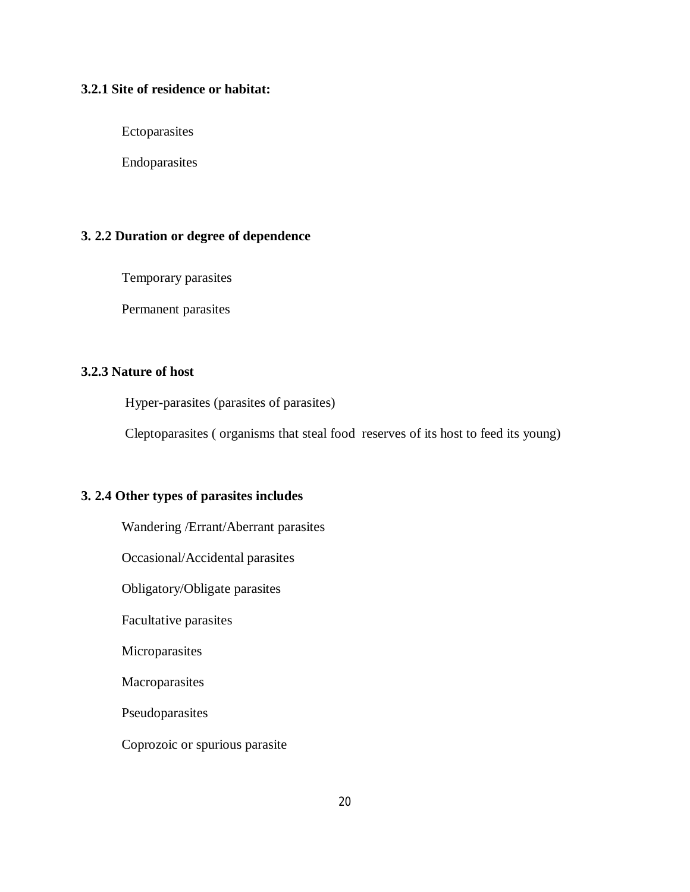### 3.2.1 Site of residence or habitat:

Ectoparasites

Endoparasites

### 3. 2.2 Duration or degree of dependence

Temporary parasites

Permanent parasites

### 3.2.3 Nature of host

Hyper-parasites (parasites of parasites)

Cleptoparasites ( organisms that steal food reserves of its host to feed its young)

### 3. 2.4 Other types of parasites includes

Wandering /Errant/Aberrant parasites

Occasional/Accidental parasites

Obligatory/Obligate parasites

Facultative parasites

Microparasites

Macroparasites

Pseudoparasites

Coprozoic or spurious parasite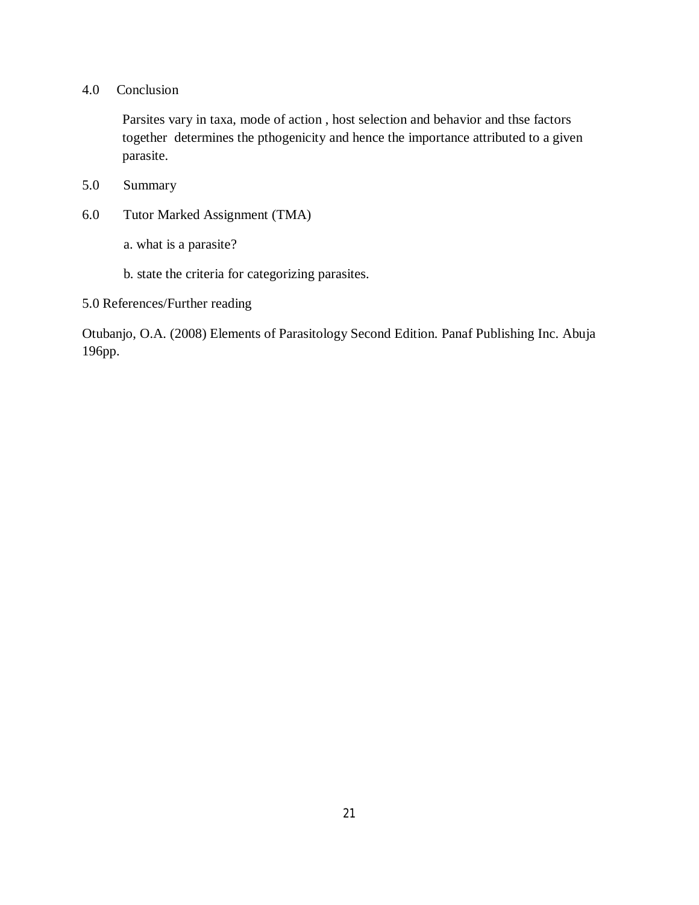## 4.0 Conclusion

Parsites vary in taxa, mode of action , host selection and behavior and thse factors together determines the pthogenicity and hence the importance attributed to a given parasite.

## 5.0 Summary

## 6.0 Tutor Marked Assignment (TMA)

a. what is a parasite?

b. state the criteria for categorizing parasites.

## 5.0 References/Further reading

Otubanjo, O.A. (2008) Elements of Parasitology Second Edition. Panaf Publishing Inc. Abuja 196pp.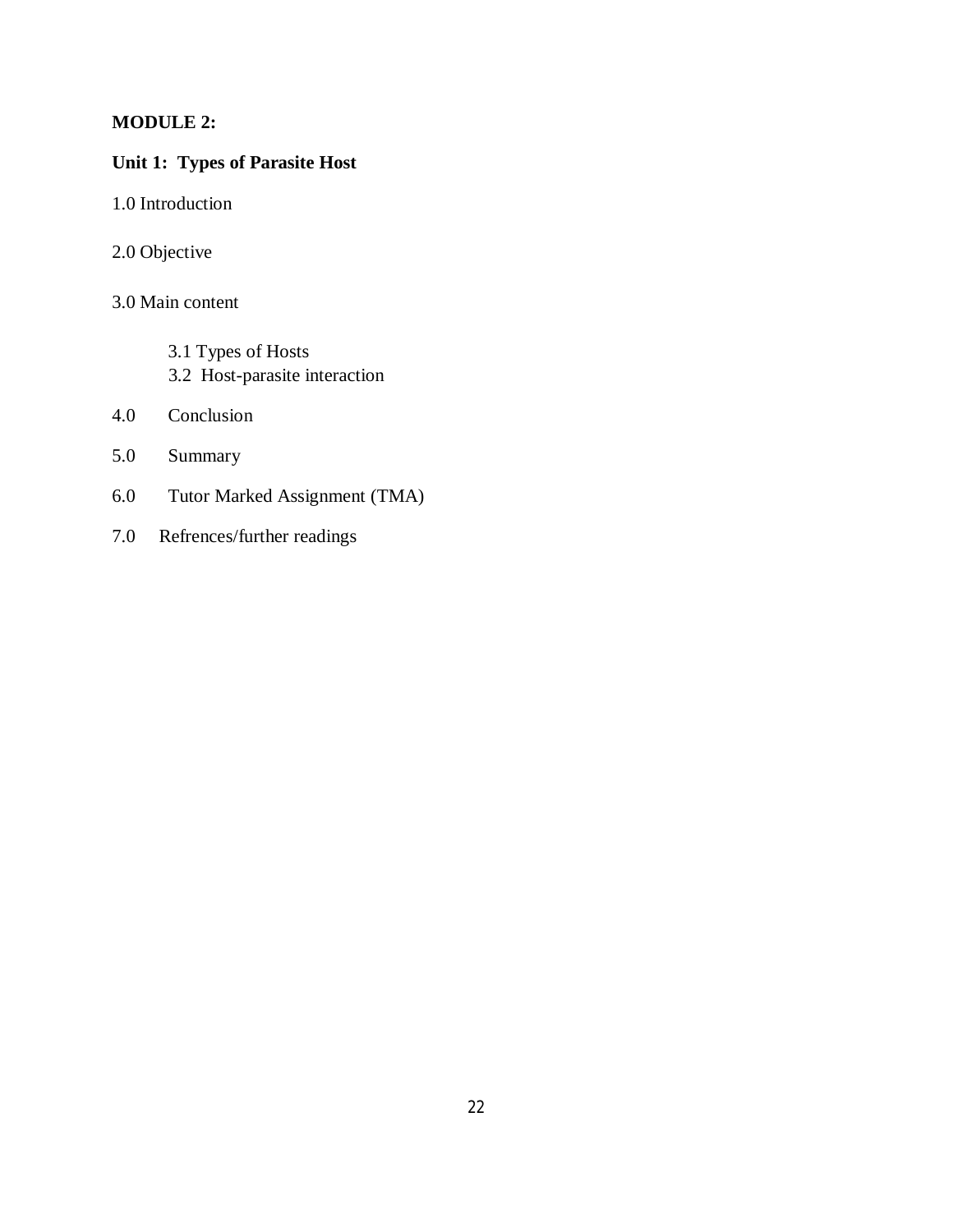**MODULE 2:**

**Unit 1: Types of Parasite Host**

1.0 Introduction

2.0 Objective

3.0 Main content

 3.1 Types of Hosts
 3.2 Host-parasite interaction

4.0 Conclusion

5.0 Summary

6.0 Tutor Marked Assignment (TMA)

7.0 Refrences/further readings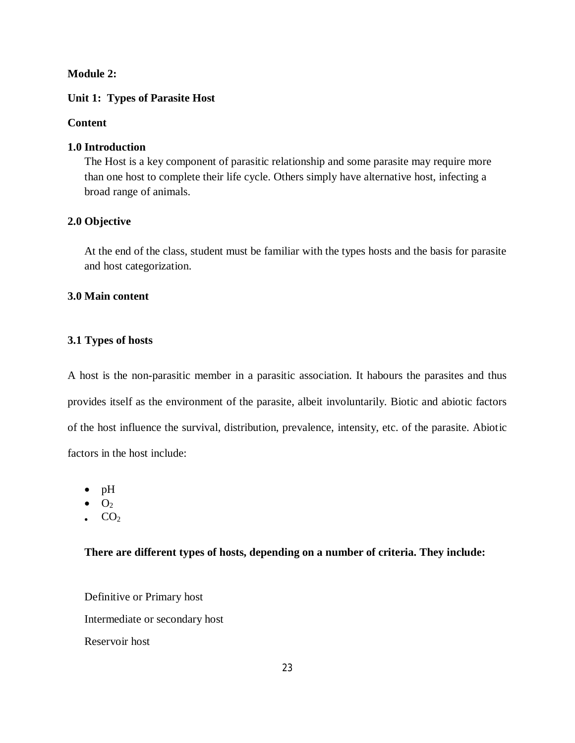**Module 2:**

**Unit 1: Types of Parasite Host**

**Content**

**1.0 Introduction**

The Host is a key component of parasitic relationship and some parasite may require more than one host to complete their life cycle. Others simply have alternative host, infecting a broad range of animals.

**2.0 Objective**

At the end of the class, student must be familiar with the types hosts and the basis for parasite and host categorization.

**3.0 Main content**

**3.1 Types of hosts**

A host is the non-parasitic member in a parasitic association. It habours the parasites and thus provides itself as the environment of the parasite, albeit involuntarily. Biotic and abiotic factors of the host influence the survival, distribution, prevalence, intensity, etc. of the parasite. Abiotic factors in the host include:

- pH
- $O_2$
- $CO_2$

**There are different types of hosts, depending on a number of criteria. They include:**

Definitive or Primary host

Intermediate or secondary host

Reservoir host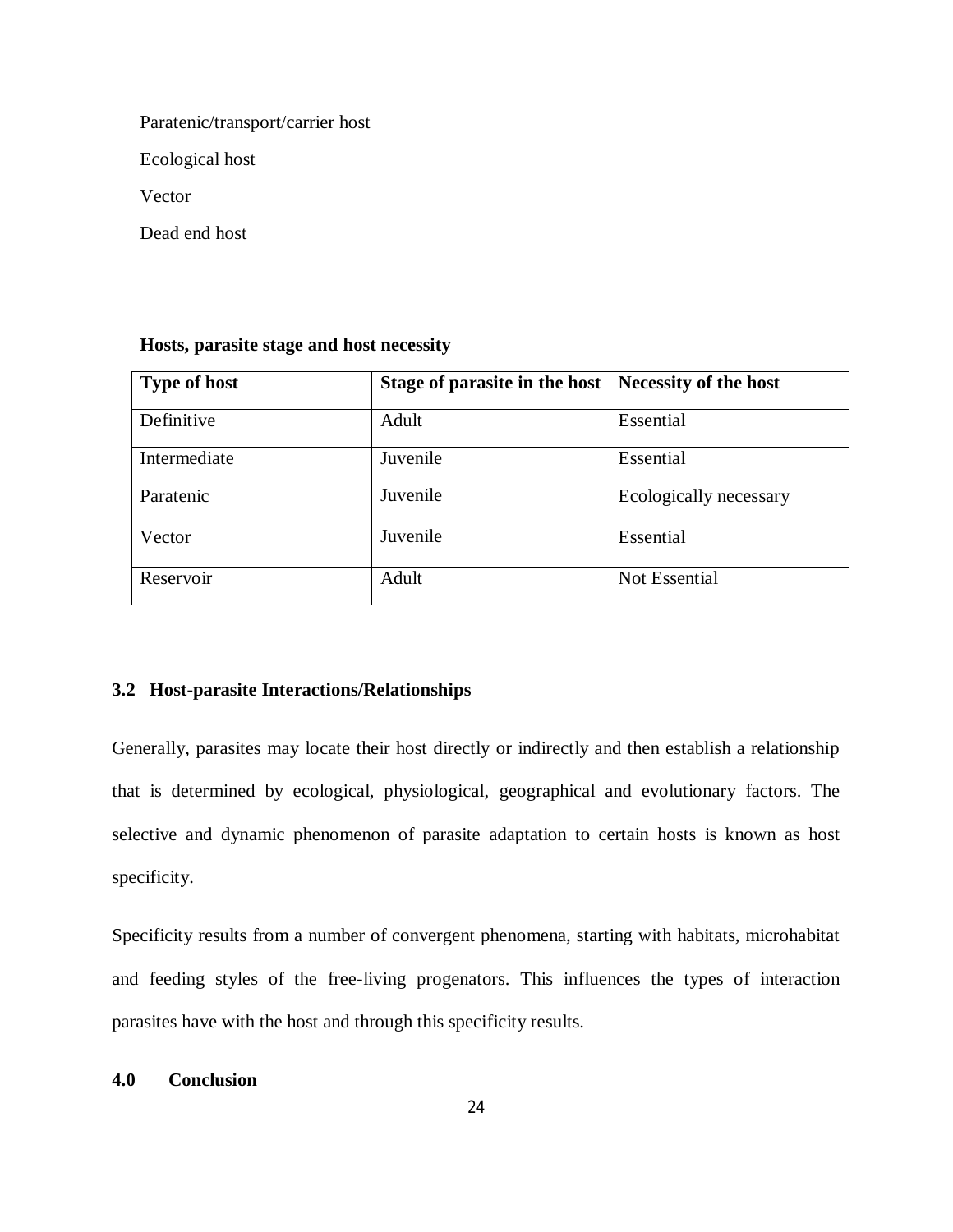Paratenic/transport/carrier host

Ecological host

Vector

Dead end host

**Hosts, parasite stage and host necessity**

| Type of host | Stage of parasite in the host | Necessity of the host |
|---|---|---|
| Definitive | Adult | Essential |
| Intermediate | Juvenile | Essential |
| Paratenic | Juvenile | Ecologically necessary |
| Vector | Juvenile | Essential |
| Reservoir | Adult | Not Essential |

### 3.2 Host-parasite Interactions/Relationships

Generally, parasites may locate their host directly or indirectly and then establish a relationship that is determined by ecological, physiological, geographical and evolutionary factors. The selective and dynamic phenomenon of parasite adaptation to certain hosts is known as host specificity.

Specificity results from a number of convergent phenomena, starting with habitats, microhabitat and feeding styles of the free-living progenators. This influences the types of interaction parasites have with the host and through this specificity results.

## 4.0 Conclusion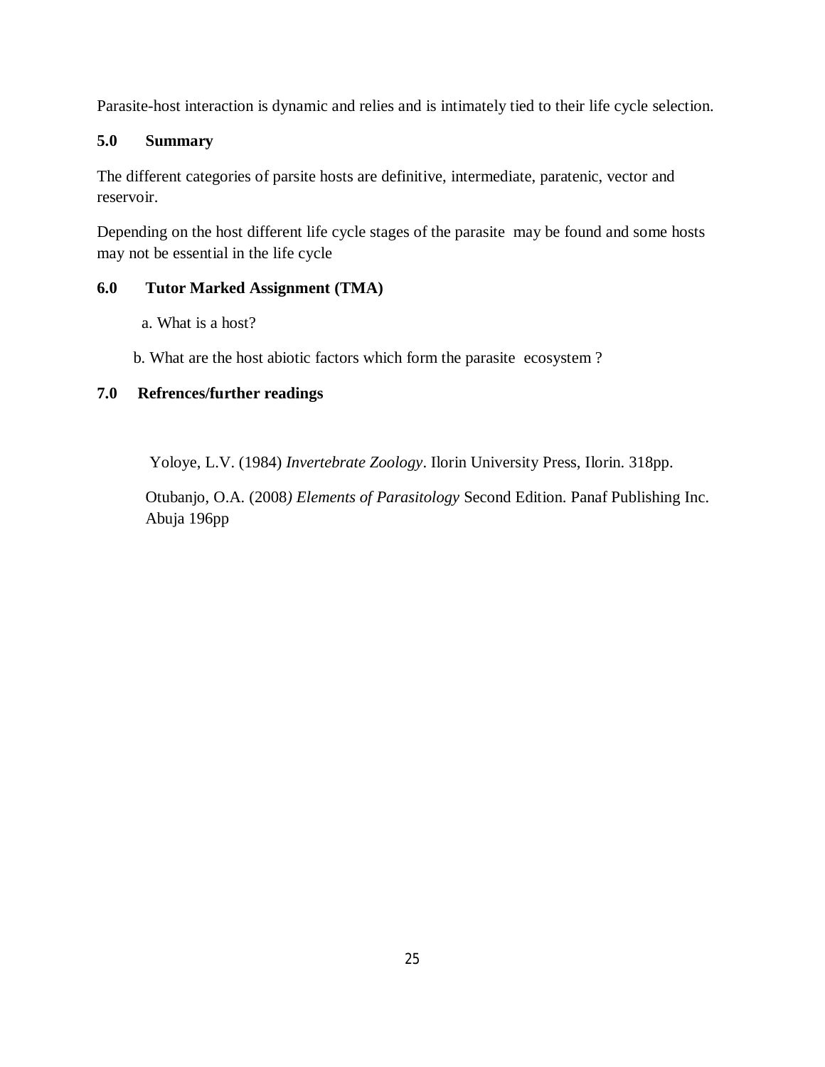Parasite-host interaction is dynamic and relies and is intimately tied to their life cycle selection.

## 5.0 Summary

The different categories of parsite hosts are definitive, intermediate, paratenic, vector and reservoir.

Depending on the host different life cycle stages of the parasite may be found and some hosts may not be essential in the life cycle

## 6.0 Tutor Marked Assignment (TMA)

a. What is a host?

b. What are the host abiotic factors which form the parasite ecosystem ?

## 7.0 Refrences/further readings

Yoloye, L.V. (1984) *Invertebrate Zoology*. Ilorin University Press, Ilorin. 318pp.

Otubanjo, O.A. (2008*) Elements of Parasitology* Second Edition. Panaf Publishing Inc. Abuja 196pp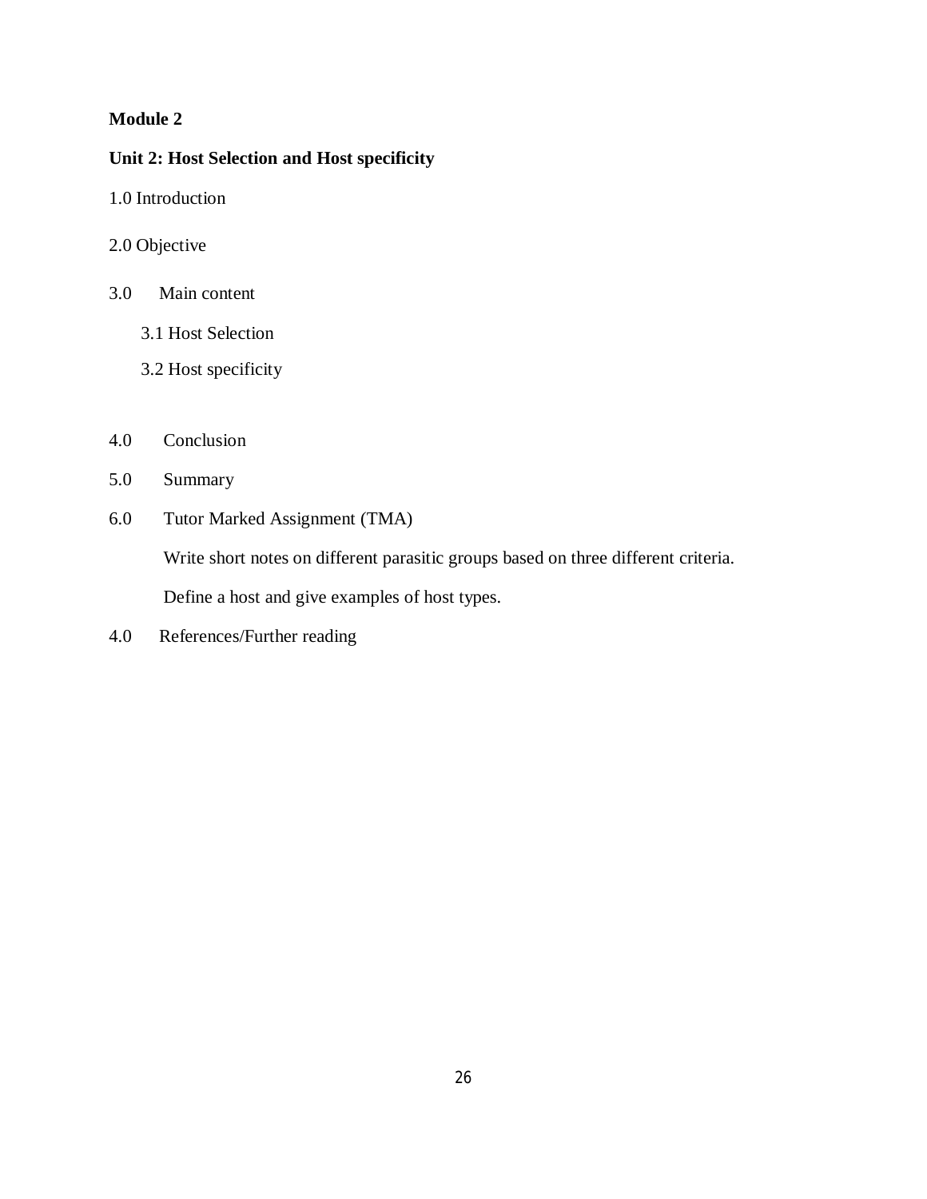**Module 2**

**Unit 2: Host Selection and Host specificity**

1.0 Introduction

2.0 Objective

3.0 Main content

- 3.1 Host Selection
- 3.2 Host specificity

4.0 Conclusion

5.0 Summary

6.0 Tutor Marked Assignment (TMA)

Write short notes on different parasitic groups based on three different criteria.

Define a host and give examples of host types.

4.0 References/Further reading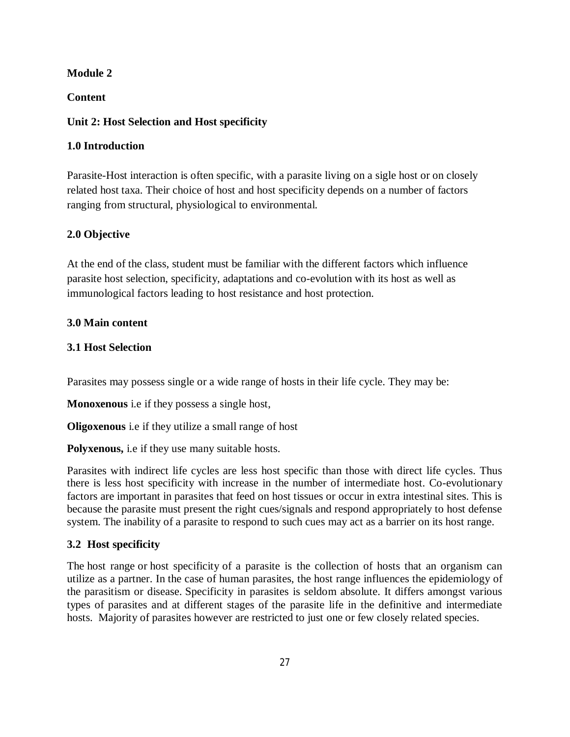**Module 2**

**Content**

**Unit 2: Host Selection and Host specificity**

**1.0 Introduction**

Parasite-Host interaction is often specific, with a parasite living on a sigle host or on closely related host taxa. Their choice of host and host specificity depends on a number of factors ranging from structural, physiological to environmental.

**2.0 Objective**

At the end of the class, student must be familiar with the different factors which influence parasite host selection, specificity, adaptations and co-evolution with its host as well as immunological factors leading to host resistance and host protection.

**3.0 Main content**

**3.1 Host Selection**

Parasites may possess single or a wide range of hosts in their life cycle. They may be:

**Monoxenous** i.e if they possess a single host,

**Oligoxenous** i.e if they utilize a small range of host

**Polyxenous,** i.e if they use many suitable hosts.

Parasites with indirect life cycles are less host specific than those with direct life cycles. Thus there is less host specificity with increase in the number of intermediate host. Co-evolutionary factors are important in parasites that feed on host tissues or occur in extra intestinal sites. This is because the parasite must present the right cues/signals and respond appropriately to host defense system. The inability of a parasite to respond to such cues may act as a barrier on its host range.

**3.2 Host specificity**

The host range or host specificity of a parasite is the collection of hosts that an organism can utilize as a partner. In the case of human parasites, the host range influences the epidemiology of the parasitism or disease. Specificity in parasites is seldom absolute. It differs amongst various types of parasites and at different stages of the parasite life in the definitive and intermediate hosts. Majority of parasites however are restricted to just one or few closely related species.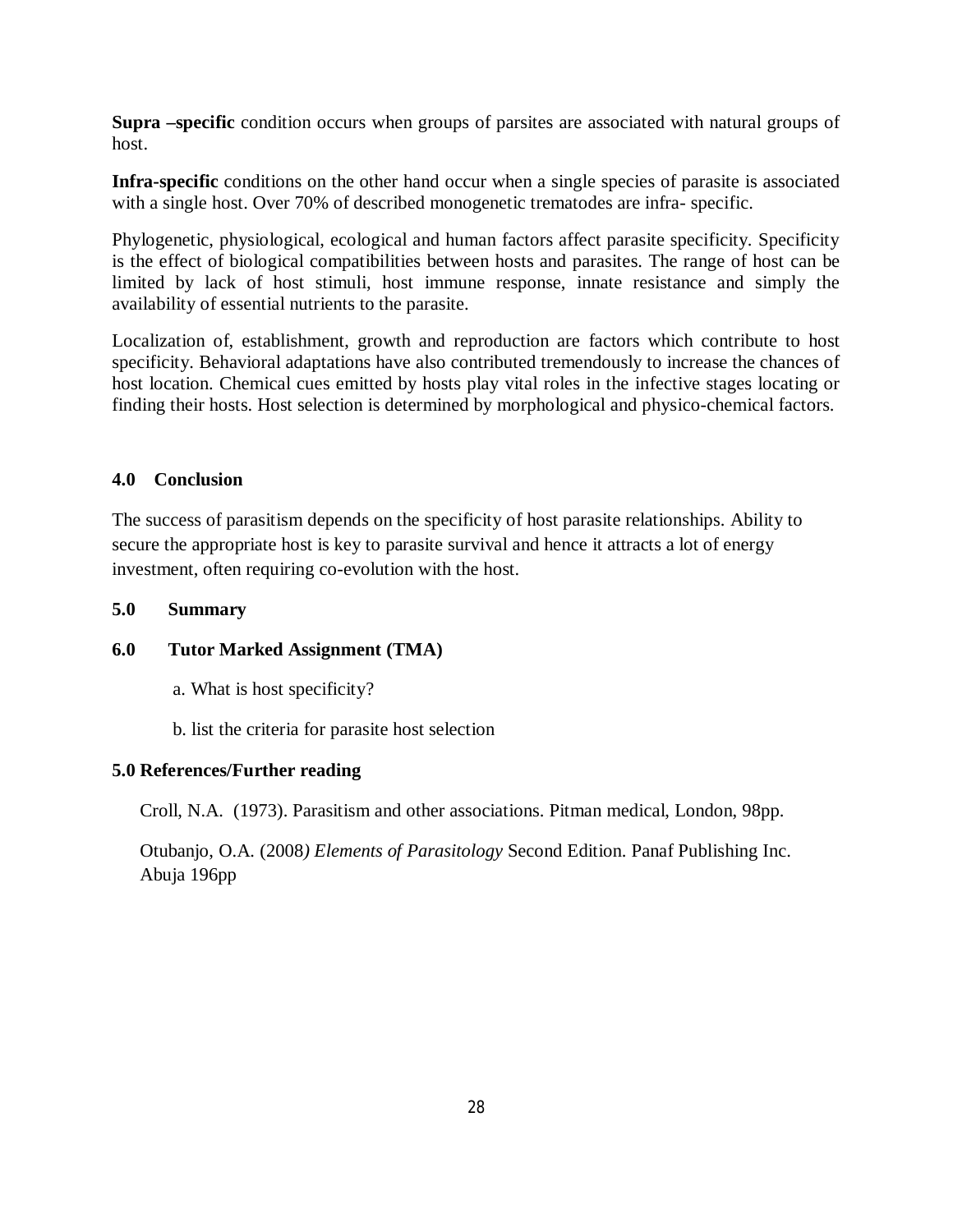**Supra –specific** condition occurs when groups of parsites are associated with natural groups of host.

**Infra-specific** conditions on the other hand occur when a single species of parasite is associated with a single host. Over 70% of described monogenetic trematodes are infra- specific.

Phylogenetic, physiological, ecological and human factors affect parasite specificity. Specificity is the effect of biological compatibilities between hosts and parasites. The range of host can be limited by lack of host stimuli, host immune response, innate resistance and simply the availability of essential nutrients to the parasite.

Localization of, establishment, growth and reproduction are factors which contribute to host specificity. Behavioral adaptations have also contributed tremendously to increase the chances of host location. Chemical cues emitted by hosts play vital roles in the infective stages locating or finding their hosts. Host selection is determined by morphological and physico-chemical factors.

## 4.0 Conclusion

The success of parasitism depends on the specificity of host parasite relationships. Ability to secure the appropriate host is key to parasite survival and hence it attracts a lot of energy investment, often requiring co-evolution with the host.

## 5.0 Summary

## 6.0 Tutor Marked Assignment (TMA)

a. What is host specificity?

b. list the criteria for parasite host selection

## 5.0 References/Further reading

Croll, N.A. (1973). Parasitism and other associations. Pitman medical, London, 98pp.

Otubanjo, O.A. (2008*) Elements of Parasitology* Second Edition. Panaf Publishing Inc. Abuja 196pp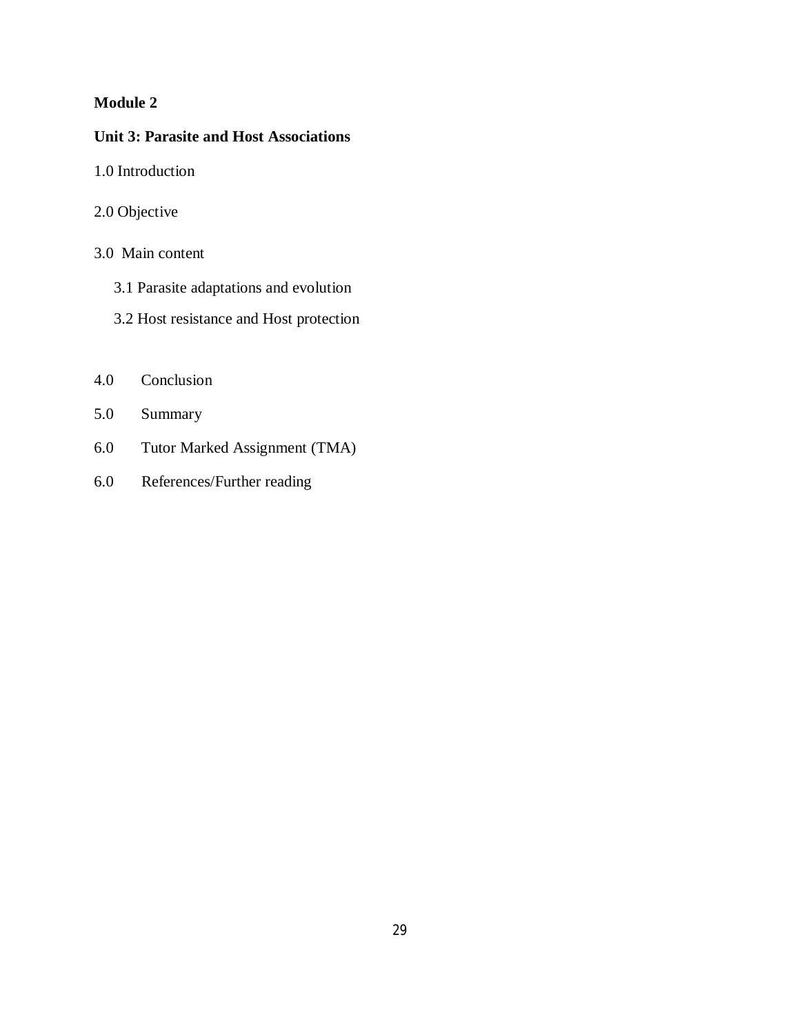**Module 2**

**Unit 3: Parasite and Host Associations**

1.0 Introduction

2.0 Objective

3.0 Main content

- 3.1 Parasite adaptations and evolution
- 3.2 Host resistance and Host protection

4.0 Conclusion

5.0 Summary

6.0 Tutor Marked Assignment (TMA)

6.0 References/Further reading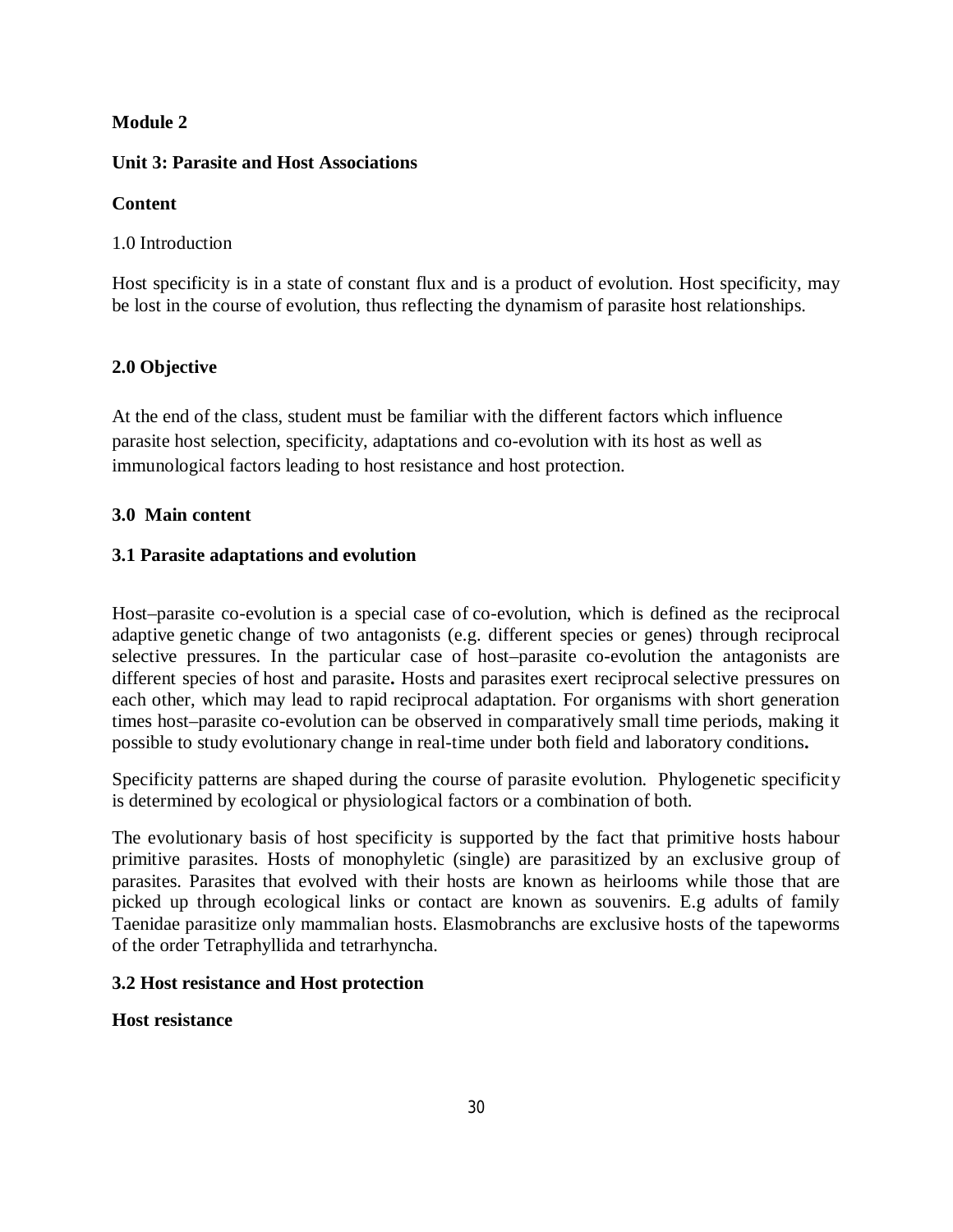**Module 2**

**Unit 3: Parasite and Host Associations**

**Content**

1.0 Introduction

Host specificity is in a state of constant flux and is a product of evolution. Host specificity, may be lost in the course of evolution, thus reflecting the dynamism of parasite host relationships.

## 2.0 Objective

At the end of the class, student must be familiar with the different factors which influence parasite host selection, specificity, adaptations and co-evolution with its host as well as immunological factors leading to host resistance and host protection.

## 3.0 Main content

### 3.1 Parasite adaptations and evolution

Host–parasite co-evolution is a special case of co-evolution, which is defined as the reciprocal adaptive genetic change of two antagonists (e.g. different species or genes) through reciprocal selective pressures. In the particular case of host–parasite co-evolution the antagonists are different species of host and parasite**.** Hosts and parasites exert reciprocal selective pressures on each other, which may lead to rapid reciprocal adaptation. For organisms with short generation times host–parasite co-evolution can be observed in comparatively small time periods, making it possible to study evolutionary change in real-time under both field and laboratory conditions**.**

Specificity patterns are shaped during the course of parasite evolution. Phylogenetic specificity is determined by ecological or physiological factors or a combination of both.

The evolutionary basis of host specificity is supported by the fact that primitive hosts habour primitive parasites. Hosts of monophyletic (single) are parasitized by an exclusive group of parasites. Parasites that evolved with their hosts are known as heirlooms while those that are picked up through ecological links or contact are known as souvenirs. E.g adults of family Taenidae parasitize only mammalian hosts. Elasmobranchs are exclusive hosts of the tapeworms of the order Tetraphyllida and tetrarhyncha.

### 3.2 Host resistance and Host protection

**Host resistance**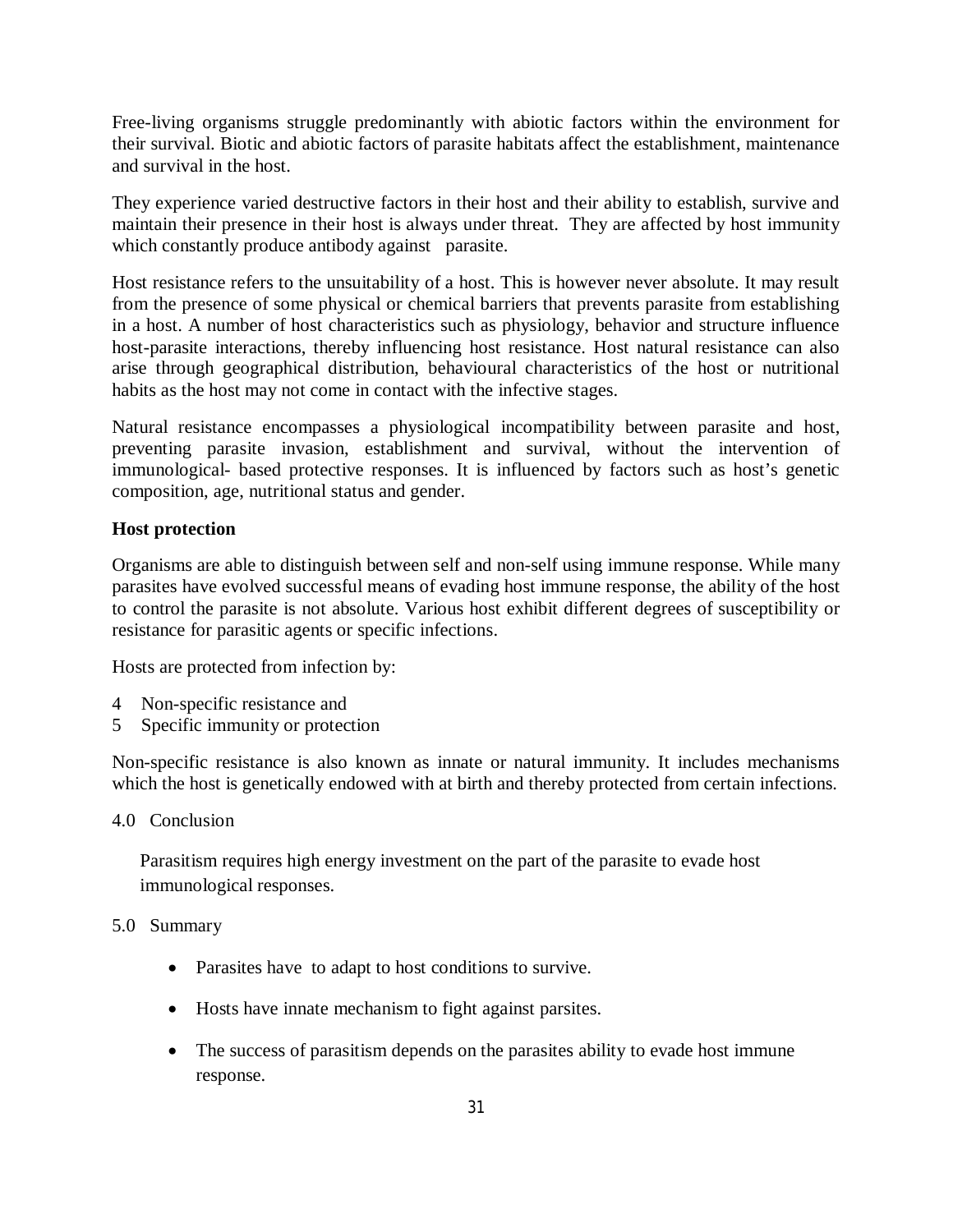Free-living organisms struggle predominantly with abiotic factors within the environment for their survival. Biotic and abiotic factors of parasite habitats affect the establishment, maintenance and survival in the host.

They experience varied destructive factors in their host and their ability to establish, survive and maintain their presence in their host is always under threat. They are affected by host immunity which constantly produce antibody against parasite.

Host resistance refers to the unsuitability of a host. This is however never absolute. It may result from the presence of some physical or chemical barriers that prevents parasite from establishing in a host. A number of host characteristics such as physiology, behavior and structure influence host-parasite interactions, thereby influencing host resistance. Host natural resistance can also arise through geographical distribution, behavioural characteristics of the host or nutritional habits as the host may not come in contact with the infective stages.

Natural resistance encompasses a physiological incompatibility between parasite and host, preventing parasite invasion, establishment and survival, without the intervention of immunological- based protective responses. It is influenced by factors such as host's genetic composition, age, nutritional status and gender.

**Host protection**

Organisms are able to distinguish between self and non-self using immune response. While many parasites have evolved successful means of evading host immune response, the ability of the host to control the parasite is not absolute. Various host exhibit different degrees of susceptibility or resistance for parasitic agents or specific infections.

Hosts are protected from infection by:

4 Non-specific resistance and
5 Specific immunity or protection

Non-specific resistance is also known as innate or natural immunity. It includes mechanisms which the host is genetically endowed with at birth and thereby protected from certain infections.

## 4.0 Conclusion

Parasitism requires high energy investment on the part of the parasite to evade host immunological responses.

## 5.0 Summary

- Parasites have to adapt to host conditions to survive.
- Hosts have innate mechanism to fight against parsites.
- The success of parasitism depends on the parasites ability to evade host immune response.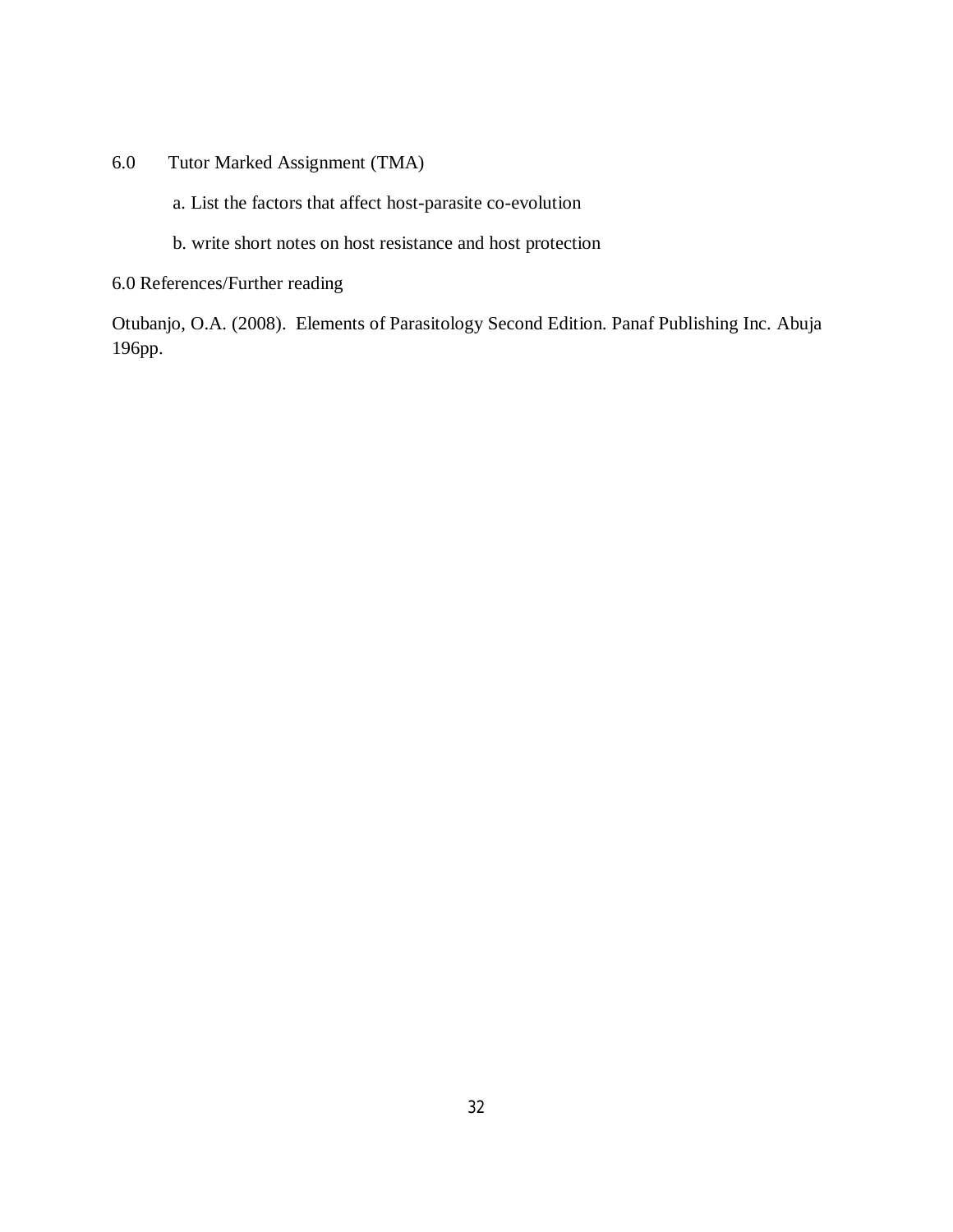## 6.0 Tutor Marked Assignment (TMA)

a. List the factors that affect host-parasite co-evolution

b. write short notes on host resistance and host protection

## 6.0 References/Further reading

Otubanjo, O.A. (2008). Elements of Parasitology Second Edition. Panaf Publishing Inc. Abuja 196pp.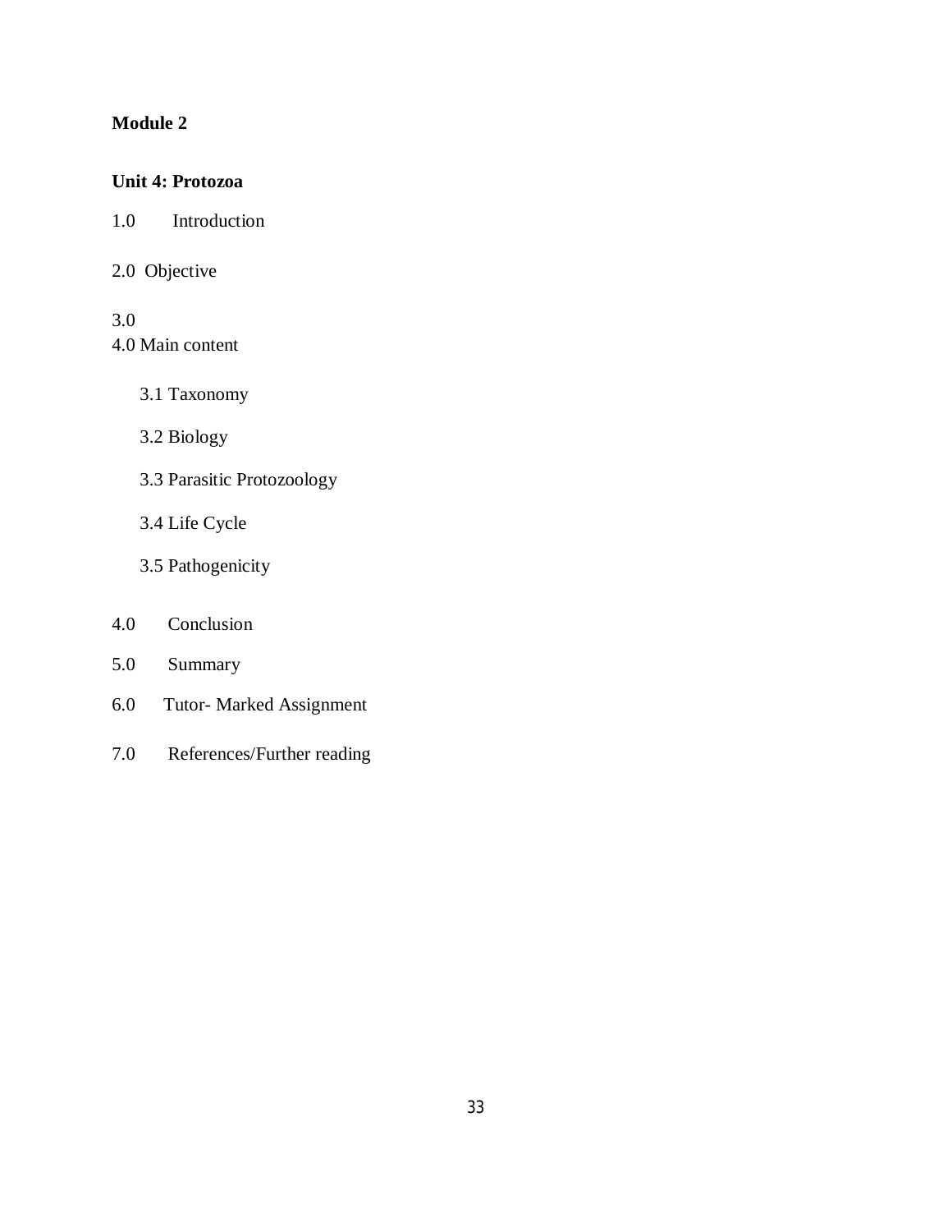**Module 2**

**Unit 4: Protozoa**

1.0 Introduction

2.0 Objective

3.0

4.0 Main content

- 3.1 Taxonomy
- 3.2 Biology
- 3.3 Parasitic Protozoology
- 3.4 Life Cycle
- 3.5 Pathogenicity

4.0 Conclusion

5.0 Summary

6.0 Tutor- Marked Assignment

7.0 References/Further reading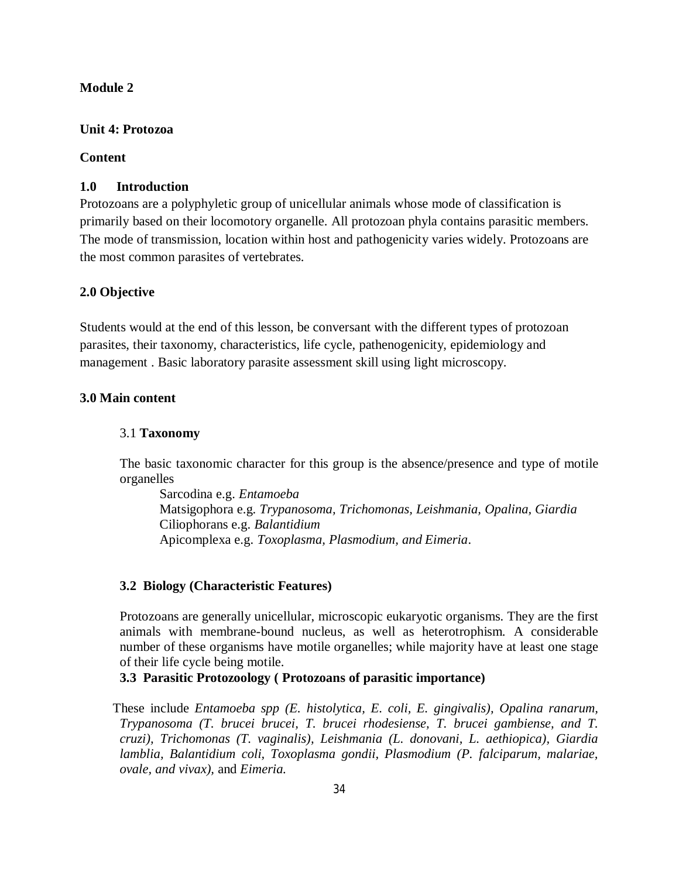**Module 2**

**Unit 4: Protozoa**

**Content**

## 1.0 Introduction

Protozoans are a polyphyletic group of unicellular animals whose mode of classification is primarily based on their locomotory organelle. All protozoan phyla contains parasitic members. The mode of transmission, location within host and pathogenicity varies widely. Protozoans are the most common parasites of vertebrates.

## 2.0 Objective

Students would at the end of this lesson, be conversant with the different types of protozoan parasites, their taxonomy, characteristics, life cycle, pathenogenicity, epidemiology and management . Basic laboratory parasite assessment skill using light microscopy.

## 3.0 Main content

### 3.1 **Taxonomy**

The basic taxonomic character for this group is the absence/presence and type of motile organelles

Sarcodina e.g. *Entamoeba*
Matsigophora e.g. *Trypanosoma, Trichomonas, Leishmania, Opalina, Giardia*
Ciliophorans e.g. *Balantidium*
Apicomplexa e.g. *Toxoplasma, Plasmodium, and Eimeria*.

### 3.2 Biology (Characteristic Features)

Protozoans are generally unicellular, microscopic eukaryotic organisms. They are the first animals with membrane-bound nucleus, as well as heterotrophism. A considerable number of these organisms have motile organelles; while majority have at least one stage of their life cycle being motile.

### 3.3 Parasitic Protozoology ( Protozoans of parasitic importance)

These include *Entamoeba spp (E. histolytica, E. coli, E. gingivalis), Opalina ranarum, Trypanosoma (T. brucei brucei, T. brucei rhodesiense, T. brucei gambiense, and T. cruzi), Trichomonas (T. vaginalis), Leishmania (L. donovani, L. aethiopica), Giardia lamblia, Balantidium coli, Toxoplasma gondii, Plasmodium (P. falciparum, malariae, ovale, and vivax),* and *Eimeria.*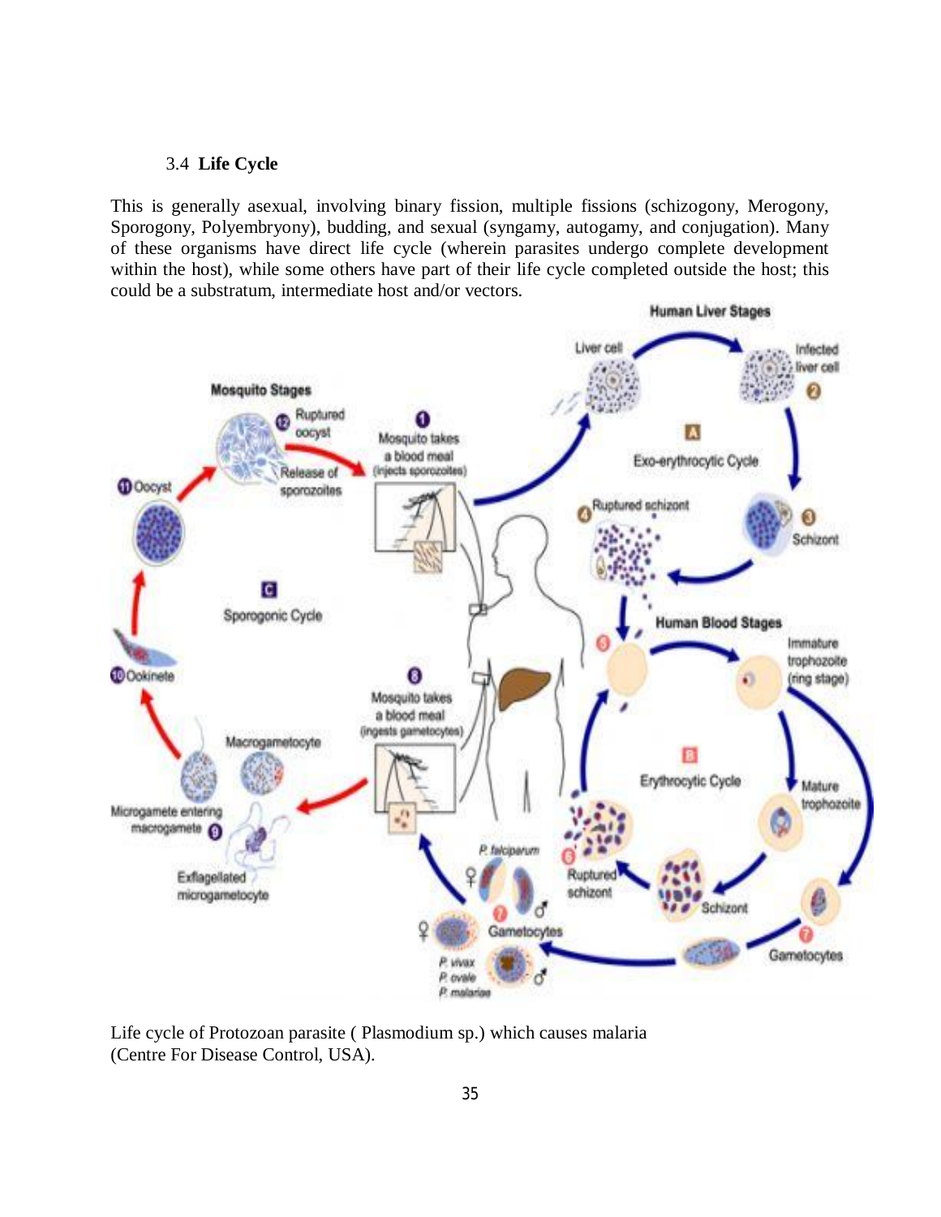### 3.4 **Life Cycle**

This is generally asexual, involving binary fission, multiple fissions (schizogony, Merogony, Sporogony, Polyembryony), budding, and sexual (syngamy, autogamy, and conjugation). Many of these organisms have direct life cycle (wherein parasites undergo complete development within the host), while some others have part of their life cycle completed outside the host; this could be a substratum, intermediate host and/or vectors.

Human Liver Stages

Liver cell

Infected liver cell

A Exo-erythrocytic Cycle

Schizont

Ruptured schizont

Mosquito Stages

Ruptured oocyst

Release of sporozoites

Mosquito takes a blood meal (injects sporozoites)

Oocyst

C Sporogonic Cycle

Ookinete

Human Blood Stages

Immature trophozoite (ring stage)

Mosquito takes a blood meal (ingests gametocytes)

Macrogametocyte

Microgamete entering macrogamete

Exflagellated microgametocyte

B Erythrocytic Cycle

Mature trophozoite

Ruptured schizont

Schizont

P. falciparum

Gametocytes

P. vivax
P. ovale
P. malariae

Gametocytes

Life cycle of Protozoan parasite ( Plasmodium sp.) which causes malaria (Centre For Disease Control, USA).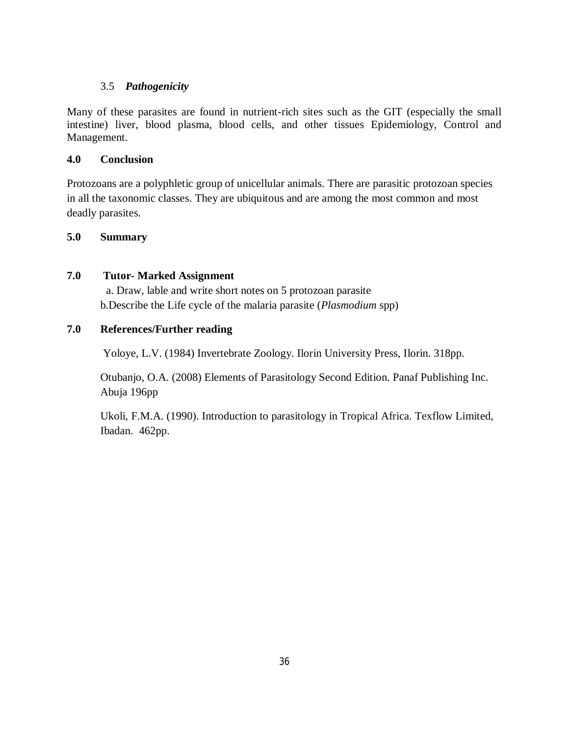### 3.5 *Pathogenicity*

Many of these parasites are found in nutrient-rich sites such as the GIT (especially the small intestine) liver, blood plasma, blood cells, and other tissues Epidemiology, Control and Management.

## 4.0 Conclusion

Protozoans are a polyphletic group of unicellular animals. There are parasitic protozoan species in all the taxonomic classes. They are ubiquitous and are among the most common and most deadly parasites.

## 5.0 Summary

## 7.0 Tutor- Marked Assignment

a. Draw, lable and write short notes on 5 protozoan parasite

b.Describe the Life cycle of the malaria parasite (*Plasmodium* spp)

## 7.0 References/Further reading

Yoloye, L.V. (1984) Invertebrate Zoology. Ilorin University Press, Ilorin. 318pp.

Otubanjo, O.A. (2008) Elements of Parasitology Second Edition. Panaf Publishing Inc. Abuja 196pp

Ukoli, F.M.A. (1990). Introduction to parasitology in Tropical Africa. Texflow Limited, Ibadan. 462pp.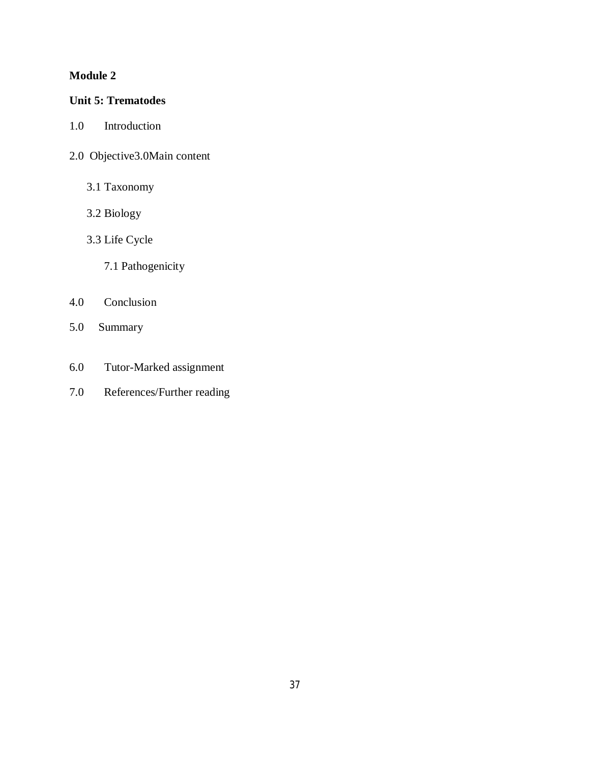**Module 2**

**Unit 5: Trematodes**

1.0 Introduction

2.0 Objective3.0Main content

- 3.1 Taxonomy
- 3.2 Biology
- 3.3 Life Cycle
  - 7.1 Pathogenicity

4.0 Conclusion

5.0 Summary

6.0 Tutor-Marked assignment

7.0 References/Further reading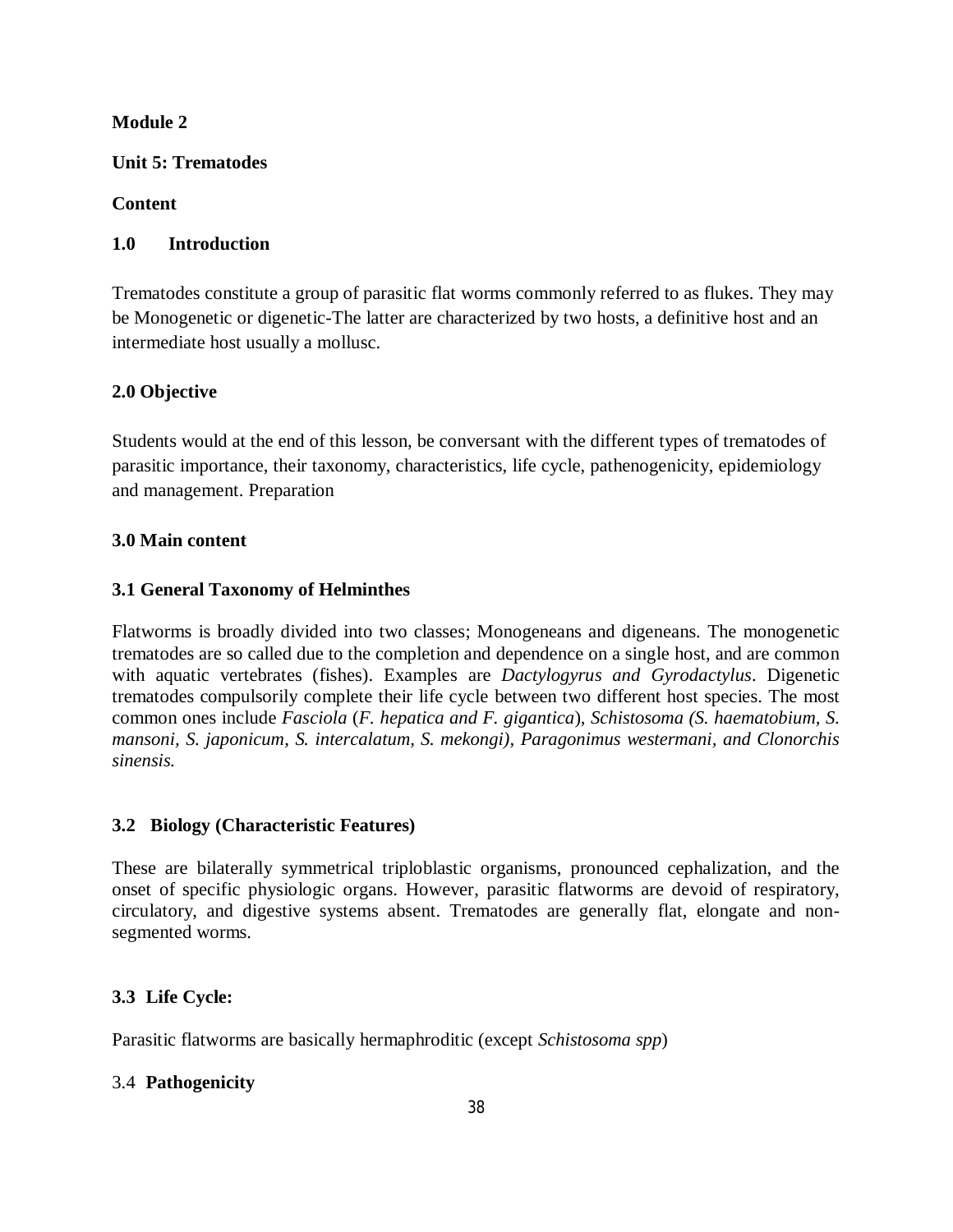**Module 2**

**Unit 5: Trematodes**

**Content**

**1.0 Introduction**

Trematodes constitute a group of parasitic flat worms commonly referred to as flukes. They may be Monogenetic or digenetic-The latter are characterized by two hosts, a definitive host and an intermediate host usually a mollusc.

**2.0 Objective**

Students would at the end of this lesson, be conversant with the different types of trematodes of parasitic importance, their taxonomy, characteristics, life cycle, pathenogenicity, epidemiology and management. Preparation

**3.0 Main content**

**3.1 General Taxonomy of Helminthes**

Flatworms is broadly divided into two classes; Monogeneans and digeneans. The monogenetic trematodes are so called due to the completion and dependence on a single host, and are common with aquatic vertebrates (fishes). Examples are *Dactylogyrus and Gyrodactylus*. Digenetic trematodes compulsorily complete their life cycle between two different host species. The most common ones include *Fasciola* (*F. hepatica and F. gigantica*), *Schistosoma (S. haematobium, S. mansoni, S. japonicum, S. intercalatum, S. mekongi), Paragonimus westermani, and Clonorchis sinensis.*

**3.2 Biology (Characteristic Features)**

These are bilaterally symmetrical triploblastic organisms, pronounced cephalization, and the onset of specific physiologic organs. However, parasitic flatworms are devoid of respiratory, circulatory, and digestive systems absent. Trematodes are generally flat, elongate and non-segmented worms.

**3.3 Life Cycle:**

Parasitic flatworms are basically hermaphroditic (except *Schistosoma spp*)

3.4 **Pathogenicity**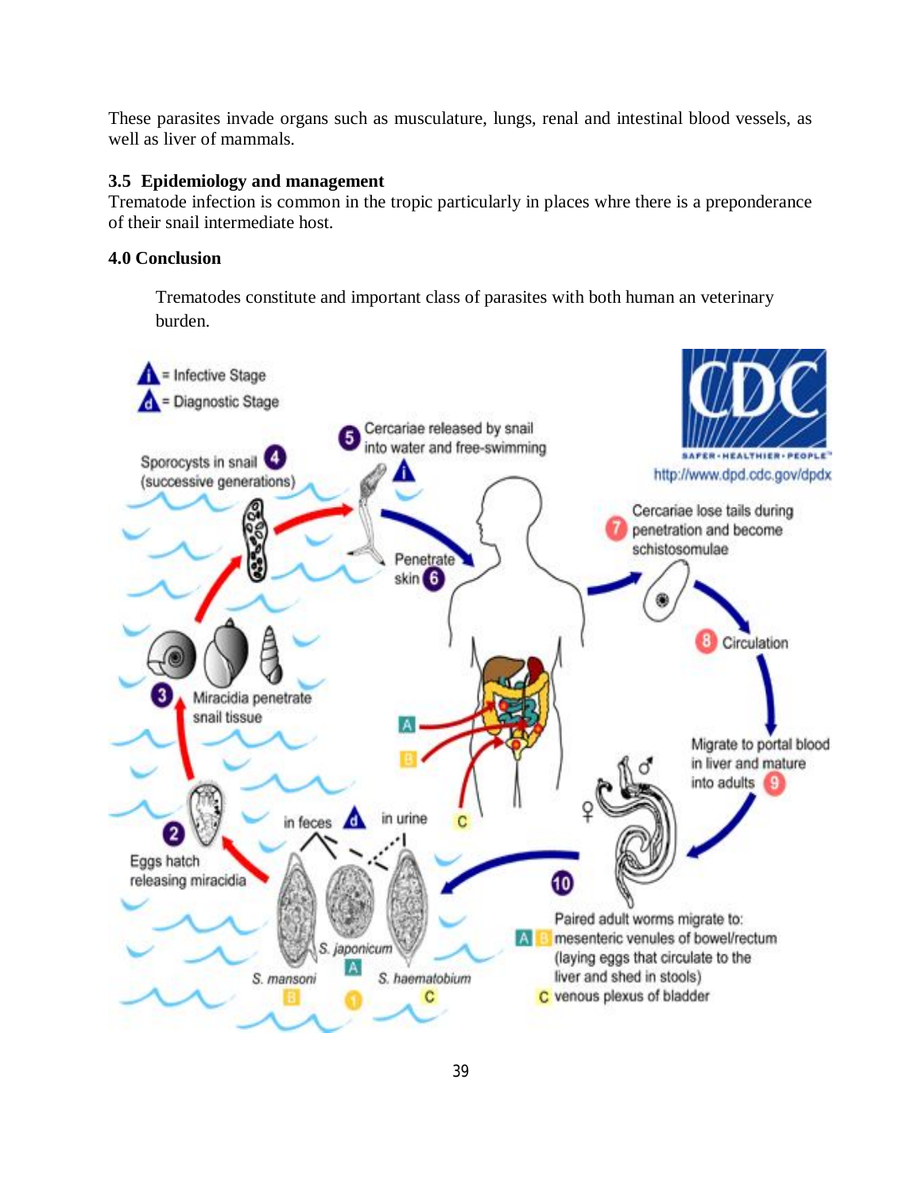These parasites invade organs such as musculature, lungs, renal and intestinal blood vessels, as well as liver of mammals.

### 3.5 Epidemiology and management

Trematode infection is common in the tropic particularly in places whre there is a preponderance of their snail intermediate host.

## 4.0 Conclusion

Trematodes constitute and important class of parasites with both human an veterinary burden.

i = Infective Stage
d = Diagnostic Stage

CDC
SAFER·HEALTHIER·PEOPLE™
http://www.dpd.cdc.gov/dpdx

5 Cercariae released by snail into water and free-swimming
4 Sporocysts in snail (successive generations)
6 Penetrate skin
7 Cercariae lose tails during penetration and become schistosomulae
8 Circulation
9 Migrate to portal blood in liver and mature into adults
3 Miracidia penetrate snail tissue
2 Eggs hatch releasing miracidia
in feces
in urine
A
B
C
♂
♀
10
S. japonicum A
S. mansoni B
S. haematobium C
1

Paired adult worms migrate to:
A B mesenteric venules of bowel/rectum (laying eggs that circulate to the liver and shed in stools)
C venous plexus of bladder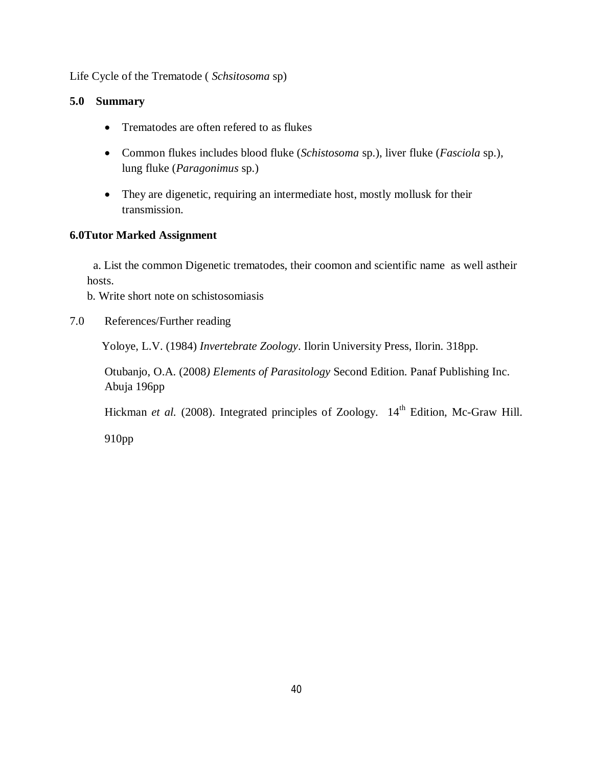Life Cycle of the Trematode ( *Schsitosoma* sp)

## 5.0 Summary

- Trematodes are often refered to as flukes
- Common flukes includes blood fluke (*Schistosoma* sp.), liver fluke (*Fasciola* sp.), lung fluke (*Paragonimus* sp.)
- They are digenetic, requiring an intermediate host, mostly mollusk for their transmission.

## 6.0Tutor Marked Assignment

a. List the common Digenetic trematodes, their coomon and scientific name as well astheir hosts.

b. Write short note on schistosomiasis

## 7.0 References/Further reading

Yoloye, L.V. (1984) *Invertebrate Zoology*. Ilorin University Press, Ilorin. 318pp.

Otubanjo, O.A. (2008*) Elements of Parasitology* Second Edition. Panaf Publishing Inc. Abuja 196pp

Hickman *et al.* (2008). Integrated principles of Zoology. $14^{th}$ Edition, Mc-Graw Hill. 910pp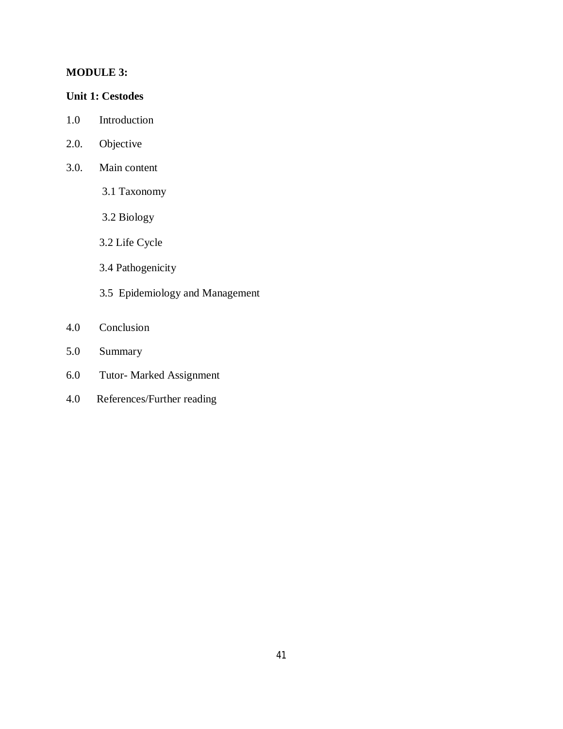**MODULE 3:**

**Unit 1: Cestodes**

1.0 Introduction

2.0. Objective

3.0. Main content

3.1 Taxonomy

3.2 Biology

3.2 Life Cycle

3.4 Pathogenicity

3.5 Epidemiology and Management

4.0 Conclusion

5.0 Summary

6.0 Tutor- Marked Assignment

4.0 References/Further reading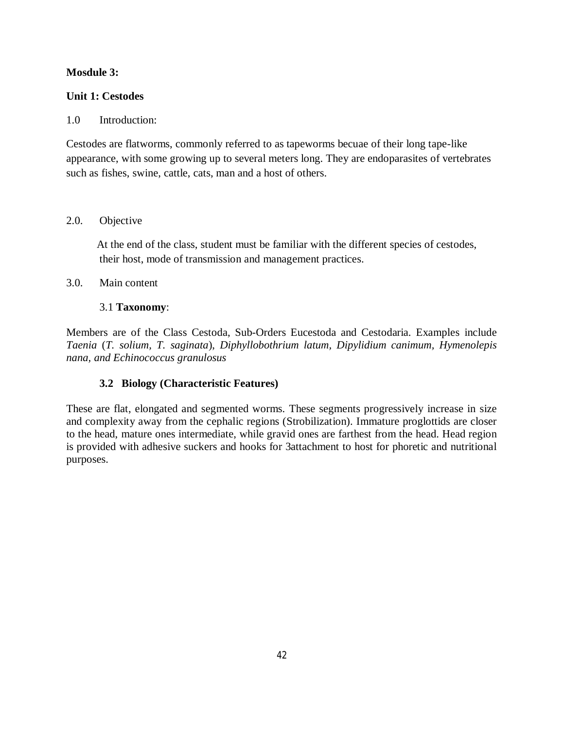**Mosdule 3:**

**Unit 1: Cestodes**

1.0 Introduction:

Cestodes are flatworms, commonly referred to as tapeworms becuae of their long tape-like appearance, with some growing up to several meters long. They are endoparasites of vertebrates such as fishes, swine, cattle, cats, man and a host of others.

2.0. Objective

At the end of the class, student must be familiar with the different species of cestodes, their host, mode of transmission and management practices.

3.0. Main content

3.1 **Taxonomy**:

Members are of the Class Cestoda, Sub-Orders Eucestoda and Cestodaria. Examples include *Taenia* (*T. solium, T. saginata*), *Diphyllobothrium latum, Dipylidium canimum, Hymenolepis nana, and Echinococcus granulosus*

**3.2 Biology (Characteristic Features)**

These are flat, elongated and segmented worms. These segments progressively increase in size and complexity away from the cephalic regions (Strobilization). Immature proglottids are closer to the head, mature ones intermediate, while gravid ones are farthest from the head. Head region is provided with adhesive suckers and hooks for 3attachment to host for phoretic and nutritional purposes.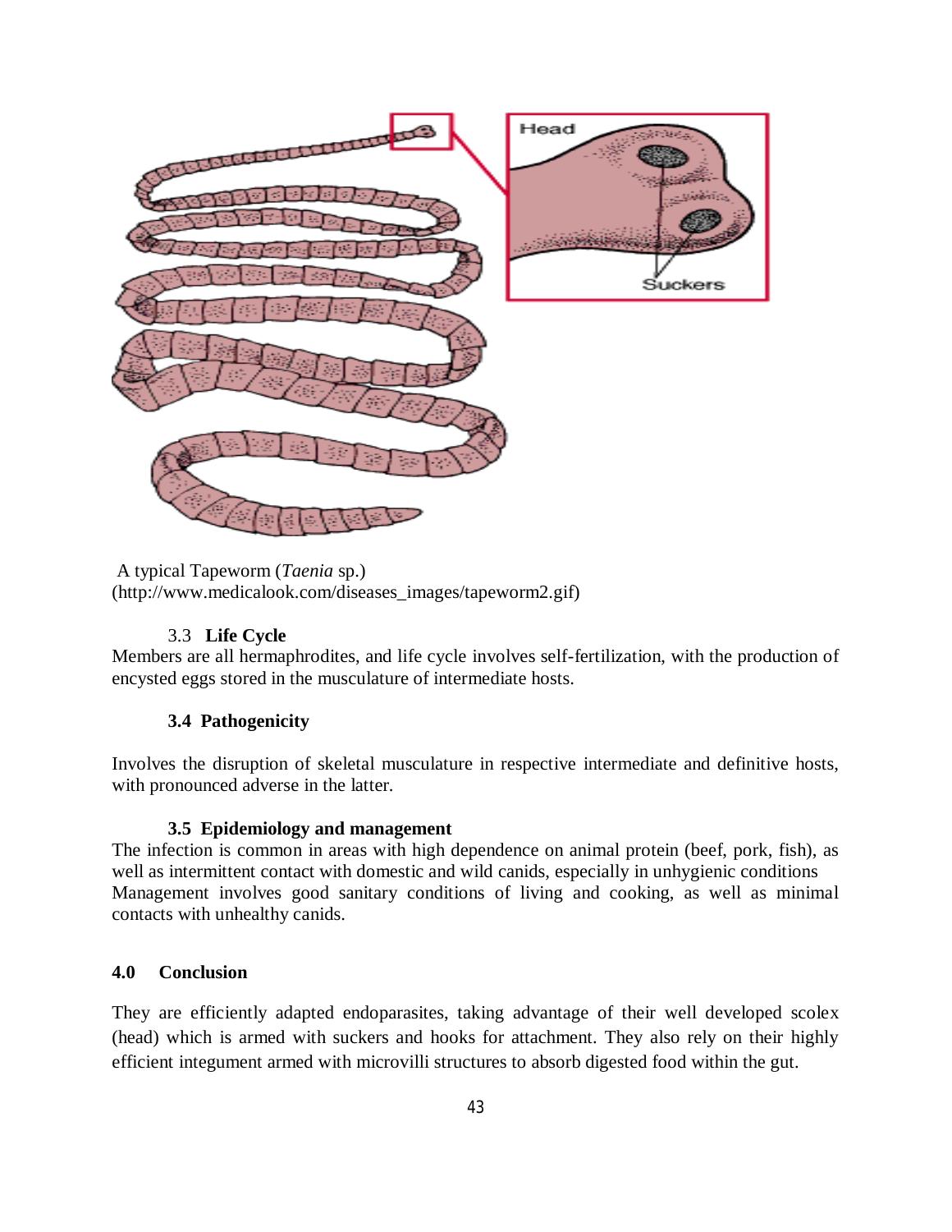Head

Suckers

A typical Tapeworm (*Taenia* sp.)
(http://www.medicalook.com/diseases_images/tapeworm2.gif)

### 3.3 Life Cycle

Members are all hermaphrodites, and life cycle involves self-fertilization, with the production of encysted eggs stored in the musculature of intermediate hosts.

### 3.4 Pathogenicity

Involves the disruption of skeletal musculature in respective intermediate and definitive hosts, with pronounced adverse in the latter.

### 3.5 Epidemiology and management

The infection is common in areas with high dependence on animal protein (beef, pork, fish), as well as intermittent contact with domestic and wild canids, especially in unhygienic conditions Management involves good sanitary conditions of living and cooking, as well as minimal contacts with unhealthy canids.

## 4.0 Conclusion

They are efficiently adapted endoparasites, taking advantage of their well developed scolex (head) which is armed with suckers and hooks for attachment. They also rely on their highly efficient integument armed with microvilli structures to absorb digested food within the gut.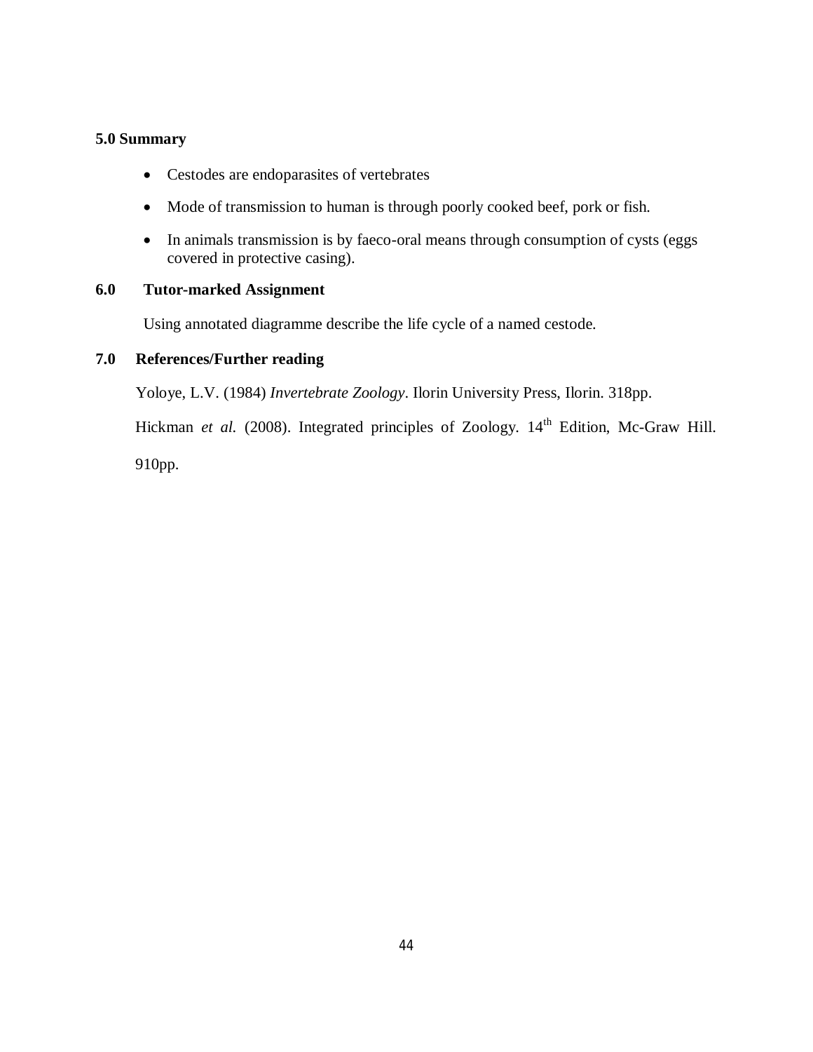## 5.0 Summary

- Cestodes are endoparasites of vertebrates
- Mode of transmission to human is through poorly cooked beef, pork or fish.
- In animals transmission is by faeco-oral means through consumption of cysts (eggs covered in protective casing).

## 6.0 Tutor-marked Assignment

Using annotated diagramme describe the life cycle of a named cestode.

## 7.0 References/Further reading

Yoloye, L.V. (1984) *Invertebrate Zoology*. Ilorin University Press, Ilorin. 318pp.

Hickman *et al.* (2008). Integrated principles of Zoology. 14th Edition, Mc-Graw Hill. 910pp.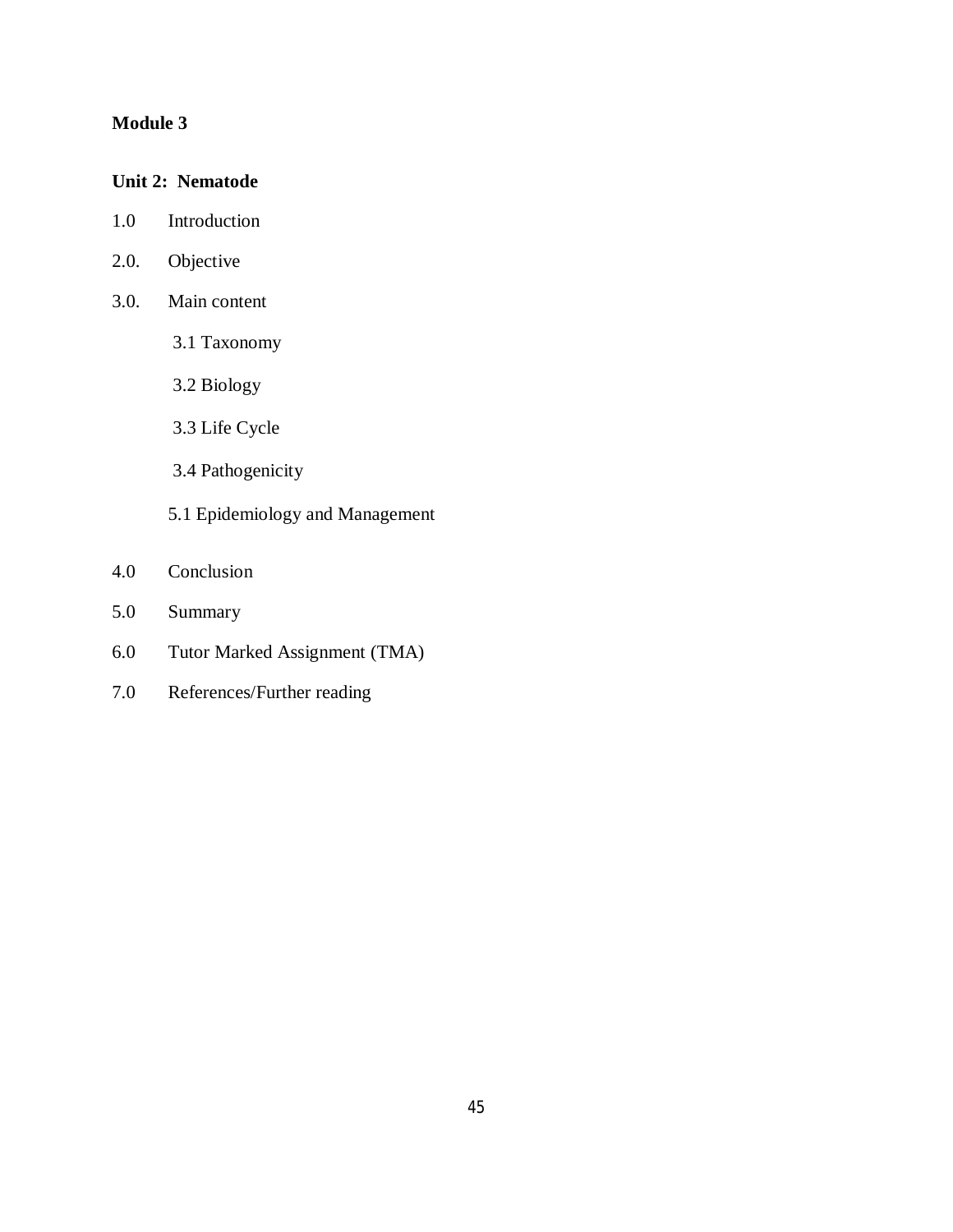**Module 3**

**Unit 2: Nematode**

1.0 Introduction

2.0. Objective

3.0. Main content

- 3.1 Taxonomy
- 3.2 Biology
- 3.3 Life Cycle
- 3.4 Pathogenicity
- 5.1 Epidemiology and Management

4.0 Conclusion

5.0 Summary

6.0 Tutor Marked Assignment (TMA)

7.0 References/Further reading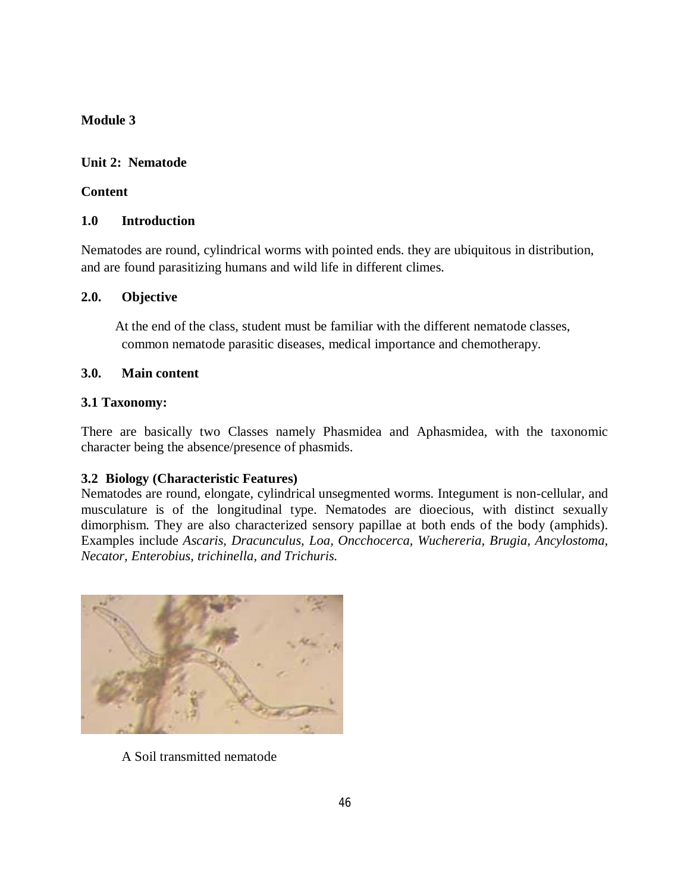**Module 3**

**Unit 2: Nematode**

**Content**

## 1.0 Introduction

Nematodes are round, cylindrical worms with pointed ends. they are ubiquitous in distribution, and are found parasitizing humans and wild life in different climes.

## 2.0. Objective

At the end of the class, student must be familiar with the different nematode classes, common nematode parasitic diseases, medical importance and chemotherapy.

## 3.0. Main content

### 3.1 Taxonomy:

There are basically two Classes namely Phasmidea and Aphasmidea, with the taxonomic character being the absence/presence of phasmids.

### 3.2 Biology (Characteristic Features)

Nematodes are round, elongate, cylindrical unsegmented worms. Integument is non-cellular, and musculature is of the longitudinal type. Nematodes are dioecious, with distinct sexually dimorphism. They are also characterized sensory papillae at both ends of the body (amphids). Examples include *Ascaris, Dracunculus, Loa, Oncchocerca, Wuchereria, Brugia, Ancylostoma, Necator, Enterobius, trichinella, and Trichuris.*

A Soil transmitted nematode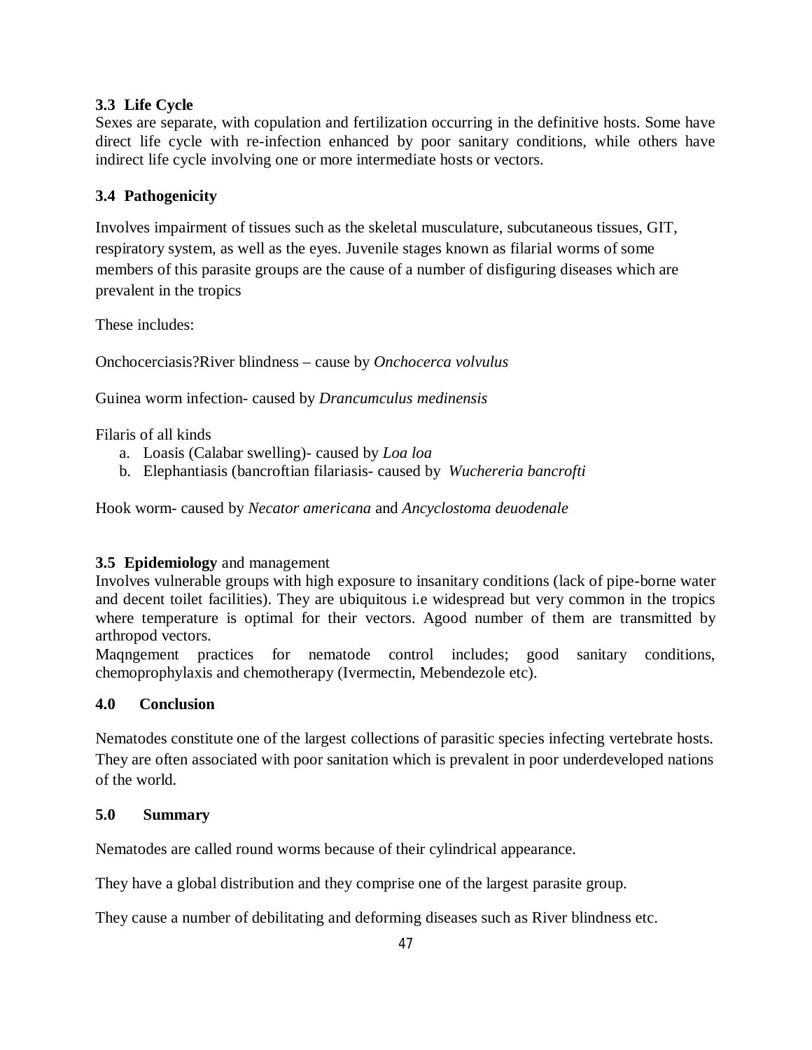### 3.3 Life Cycle

Sexes are separate, with copulation and fertilization occurring in the definitive hosts. Some have direct life cycle with re-infection enhanced by poor sanitary conditions, while others have indirect life cycle involving one or more intermediate hosts or vectors.

### 3.4 Pathogenicity

Involves impairment of tissues such as the skeletal musculature, subcutaneous tissues, GIT, respiratory system, as well as the eyes. Juvenile stages known as filarial worms of some members of this parasite groups are the cause of a number of disfiguring diseases which are prevalent in the tropics

These includes:

Onchocerciasis?River blindness – cause by *Onchocerca volvulus*

Guinea worm infection- caused by *Drancumculus medinensis*

Filaris of all kinds

a. Loasis (Calabar swelling)- caused by *Loa loa*
b. Elephantiasis (bancroftian filariasis- caused by *Wuchereria bancrofti*

Hook worm- caused by *Necator americana* and *Ancyclostoma deuodenale*

### 3.5 Epidemiology and management

Involves vulnerable groups with high exposure to insanitary conditions (lack of pipe-borne water and decent toilet facilities). They are ubiquitous i.e widespread but very common in the tropics where temperature is optimal for their vectors. Agood number of them are transmitted by arthropod vectors.

Maqngement practices for nematode control includes; good sanitary conditions, chemoprophylaxis and chemotherapy (Ivermectin, Mebendezole etc).

## 4.0 Conclusion

Nematodes constitute one of the largest collections of parasitic species infecting vertebrate hosts. They are often associated with poor sanitation which is prevalent in poor underdeveloped nations of the world.

## 5.0 Summary

Nematodes are called round worms because of their cylindrical appearance.

They have a global distribution and they comprise one of the largest parasite group.

They cause a number of debilitating and deforming diseases such as River blindness etc.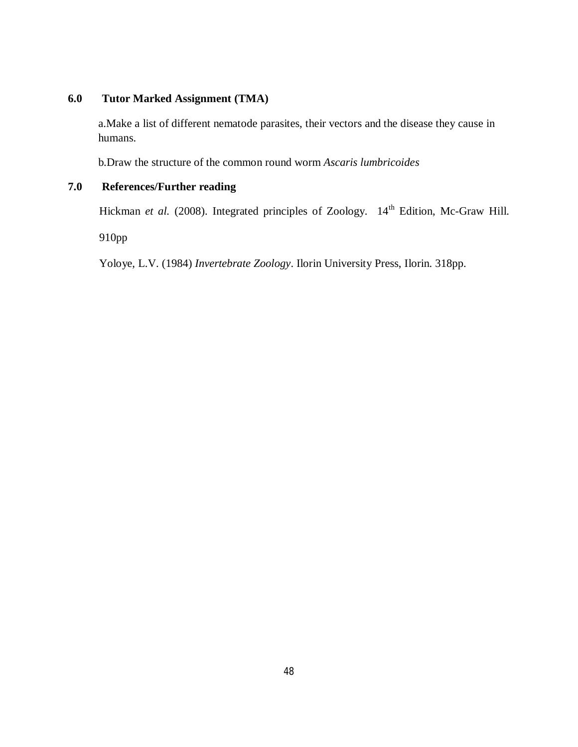## 6.0 Tutor Marked Assignment (TMA)

a.Make a list of different nematode parasites, their vectors and the disease they cause in humans.

b.Draw the structure of the common round worm *Ascaris lumbricoides*

## 7.0 References/Further reading

Hickman *et al.* (2008). Integrated principles of Zoology. 14th Edition, Mc-Graw Hill. 910pp

Yoloye, L.V. (1984) *Invertebrate Zoology*. Ilorin University Press, Ilorin. 318pp.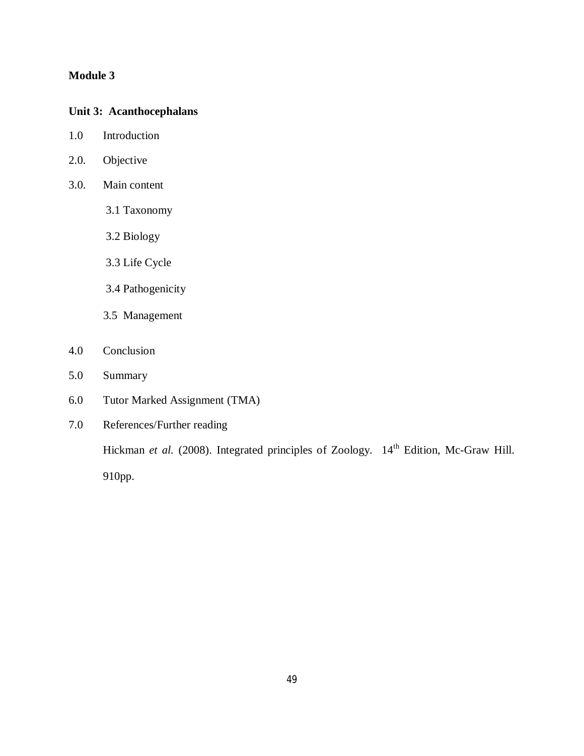**Module 3**

**Unit 3: Acanthocephalans**

1.0 Introduction

2.0. Objective

3.0. Main content

- 3.1 Taxonomy
- 3.2 Biology
- 3.3 Life Cycle
- 3.4 Pathogenicity
- 3.5 Management

4.0 Conclusion

5.0 Summary

6.0 Tutor Marked Assignment (TMA)

7.0 References/Further reading

Hickman *et al.* (2008). Integrated principles of Zoology. 14th Edition, Mc-Graw Hill. 910pp.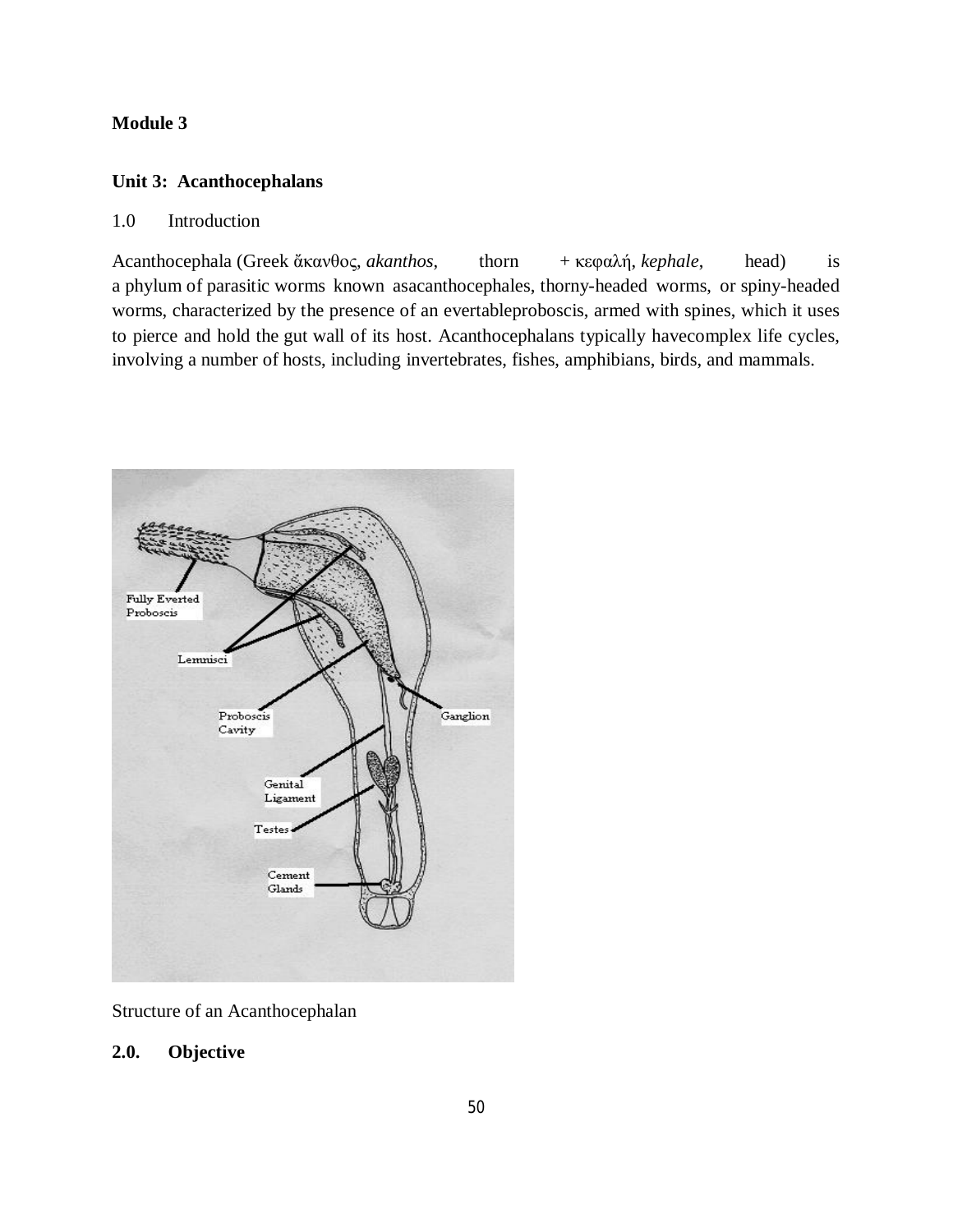**Module 3**

**Unit 3: Acanthocephalans**

1.0 Introduction

Acanthocephala (Greek ἄκανθος, *akanthos*, thorn + κεφαλή, *kephale*, head) is a phylum of parasitic worms known asacanthocephales, thorny-headed worms, or spiny-headed worms, characterized by the presence of an evertableproboscis, armed with spines, which it uses to pierce and hold the gut wall of its host. Acanthocephalans typically havecomplex life cycles, involving a number of hosts, including invertebrates, fishes, amphibians, birds, and mammals.

Structure of an Acanthocephalan

**2.0. Objective**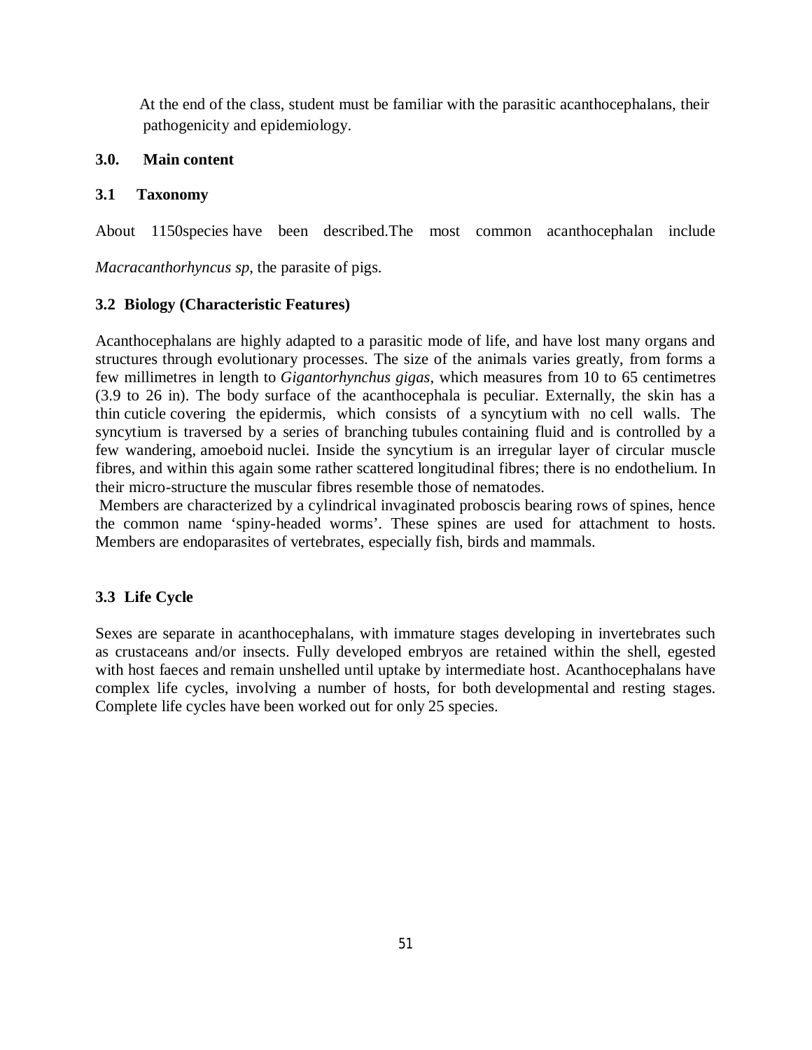At the end of the class, student must be familiar with the parasitic acanthocephalans, their pathogenicity and epidemiology.

## 3.0. Main content

### 3.1 Taxonomy

About 1150species have been described.The most common acanthocephalan include *Macracanthorhyncus sp*, the parasite of pigs.

### 3.2 Biology (Characteristic Features)

Acanthocephalans are highly adapted to a parasitic mode of life, and have lost many organs and structures through evolutionary processes. The size of the animals varies greatly, from forms a few millimetres in length to *Gigantorhynchus gigas*, which measures from 10 to 65 centimetres (3.9 to 26 in). The body surface of the acanthocephala is peculiar. Externally, the skin has a thin cuticle covering the epidermis, which consists of a syncytium with no cell walls. The syncytium is traversed by a series of branching tubules containing fluid and is controlled by a few wandering, amoeboid nuclei. Inside the syncytium is an irregular layer of circular muscle fibres, and within this again some rather scattered longitudinal fibres; there is no endothelium. In their micro-structure the muscular fibres resemble those of nematodes.

Members are characterized by a cylindrical invaginated proboscis bearing rows of spines, hence the common name 'spiny-headed worms'. These spines are used for attachment to hosts. Members are endoparasites of vertebrates, especially fish, birds and mammals.

### 3.3 Life Cycle

Sexes are separate in acanthocephalans, with immature stages developing in invertebrates such as crustaceans and/or insects. Fully developed embryos are retained within the shell, egested with host faeces and remain unshelled until uptake by intermediate host. Acanthocephalans have complex life cycles, involving a number of hosts, for both developmental and resting stages. Complete life cycles have been worked out for only 25 species.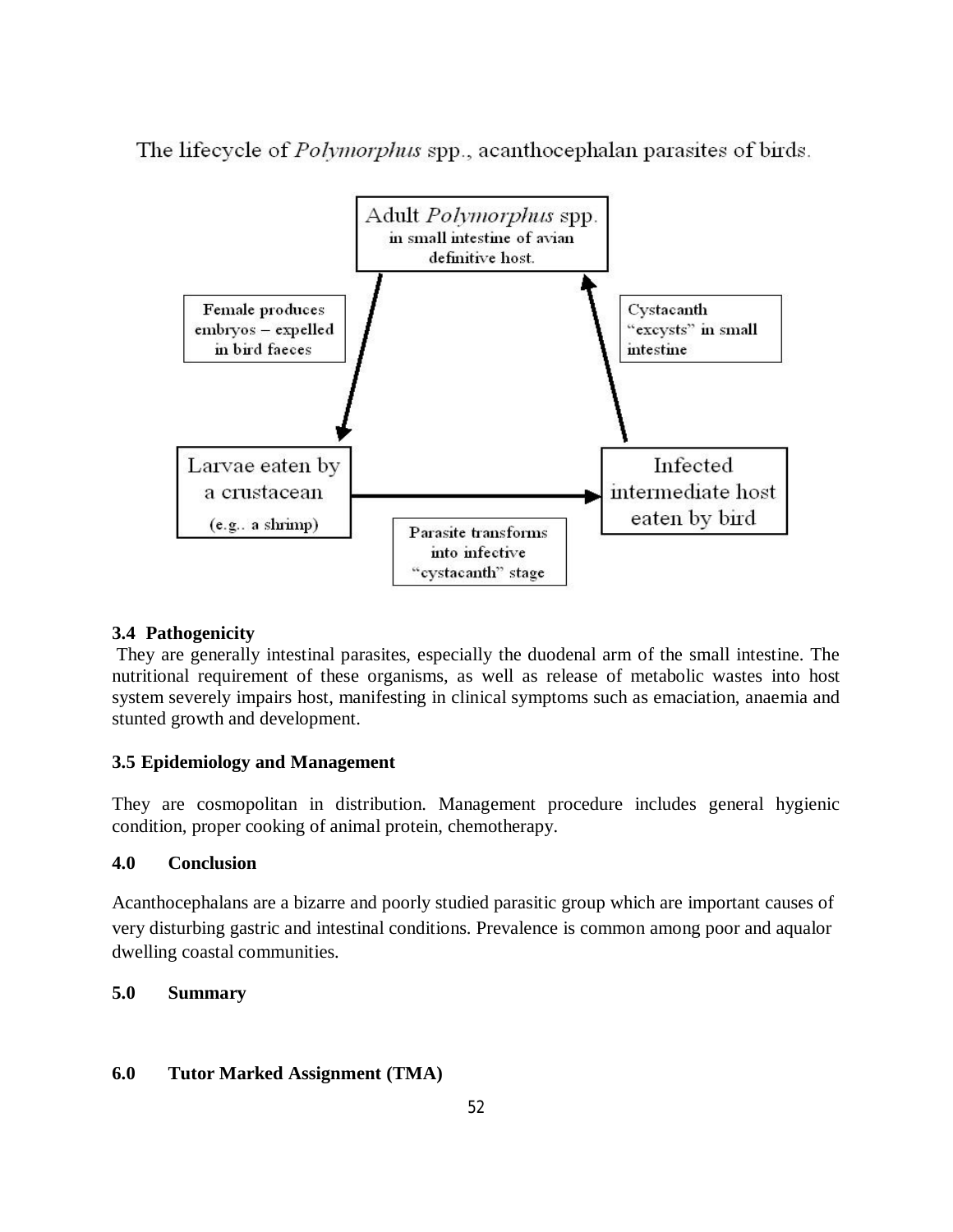The lifecycle of *Polymorphus* spp., acanthocephalan parasites of birds.

Adult *Polymorphus* spp. in small intestine of avian definitive host.

Female produces embryos – expelled in bird faeces

Larvae eaten by a crustacean (e.g., a shrimp)

Parasite transforms into infective "cystacanth" stage

Infected intermediate host eaten by bird

Cystacanth "excysts" in small intestine

### 3.4 Pathogenicity

They are generally intestinal parasites, especially the duodenal arm of the small intestine. The nutritional requirement of these organisms, as well as release of metabolic wastes into host system severely impairs host, manifesting in clinical symptoms such as emaciation, anaemia and stunted growth and development.

### 3.5 Epidemiology and Management

They are cosmopolitan in distribution. Management procedure includes general hygienic condition, proper cooking of animal protein, chemotherapy.

## 4.0 Conclusion

Acanthocephalans are a bizarre and poorly studied parasitic group which are important causes of very disturbing gastric and intestinal conditions. Prevalence is common among poor and aqualor dwelling coastal communities.

## 5.0 Summary

## 6.0 Tutor Marked Assignment (TMA)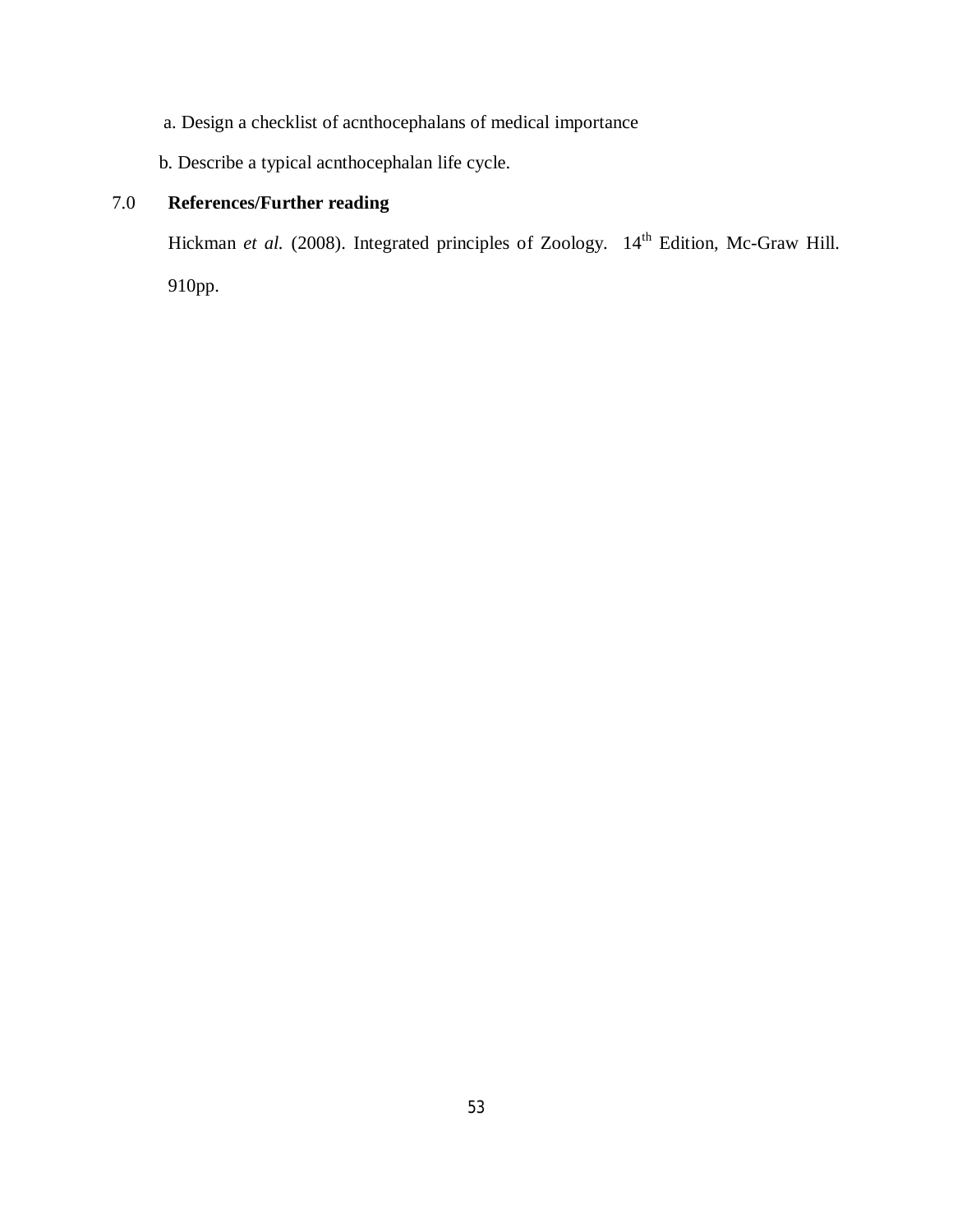a. Design a checklist of acnthocephalans of medical importance

b. Describe a typical acnthocephalan life cycle.

## 7.0 References/Further reading

Hickman *et al.* (2008). Integrated principles of Zoology. 14th Edition, Mc-Graw Hill. 910pp.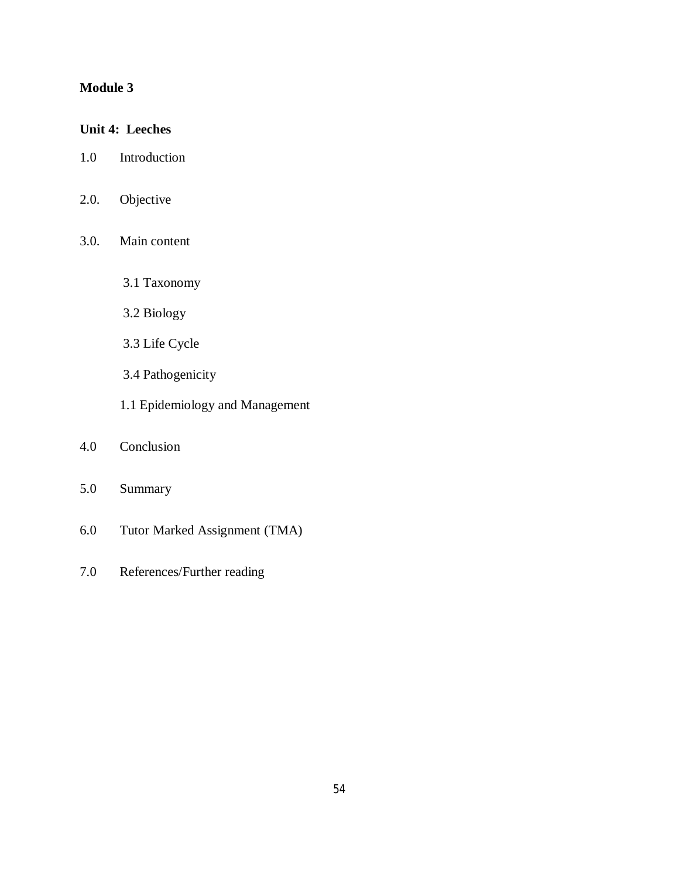**Module 3**

**Unit 4: Leeches**

1.0 Introduction

2.0. Objective

3.0. Main content

3.1 Taxonomy

3.2 Biology

3.3 Life Cycle

3.4 Pathogenicity

1.1 Epidemiology and Management

4.0 Conclusion

5.0 Summary

6.0 Tutor Marked Assignment (TMA)

7.0 References/Further reading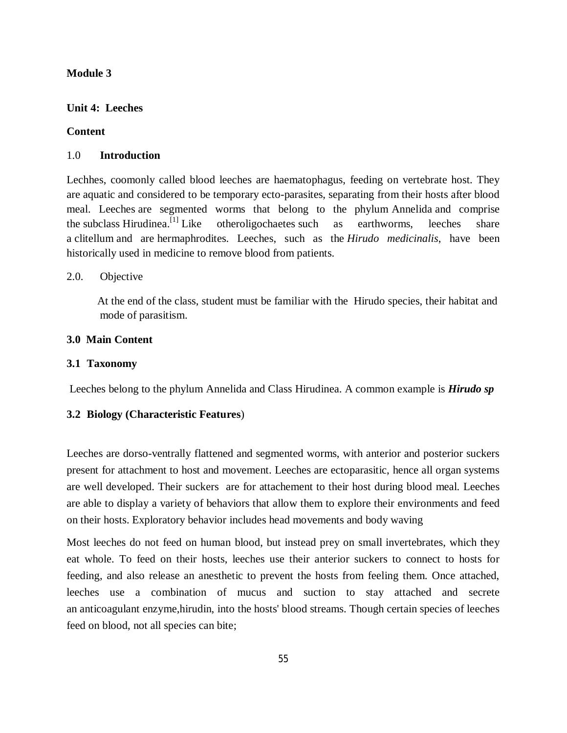**Module 3**

**Unit 4: Leeches**

**Content**

1.0 **Introduction**

Lechhes, coomonly called blood leeches are haematophagus, feeding on vertebrate host. They are aquatic and considered to be temporary ecto-parasites, separating from their hosts after blood meal. Leeches are segmented worms that belong to the phylum Annelida and comprise the subclass Hirudinea.[1] Like otheroligochaetes such as earthworms, leeches share a clitellum and are hermaphrodites. Leeches, such as the *Hirudo medicinalis*, have been historically used in medicine to remove blood from patients.

2.0. Objective

At the end of the class, student must be familiar with the Hirudo species, their habitat and mode of parasitism.

**3.0 Main Content**

**3.1 Taxonomy**

Leeches belong to the phylum Annelida and Class Hirudinea. A common example is ***Hirudo sp***

**3.2 Biology (Characteristic Features**)

Leeches are dorso-ventrally flattened and segmented worms, with anterior and posterior suckers present for attachment to host and movement. Leeches are ectoparasitic, hence all organ systems are well developed. Their suckers are for attachement to their host during blood meal. Leeches are able to display a variety of behaviors that allow them to explore their environments and feed on their hosts. Exploratory behavior includes head movements and body waving

Most leeches do not feed on human blood, but instead prey on small invertebrates, which they eat whole. To feed on their hosts, leeches use their anterior suckers to connect to hosts for feeding, and also release an anesthetic to prevent the hosts from feeling them. Once attached, leeches use a combination of mucus and suction to stay attached and secrete an anticoagulant enzyme,hirudin, into the hosts' blood streams. Though certain species of leeches feed on blood, not all species can bite;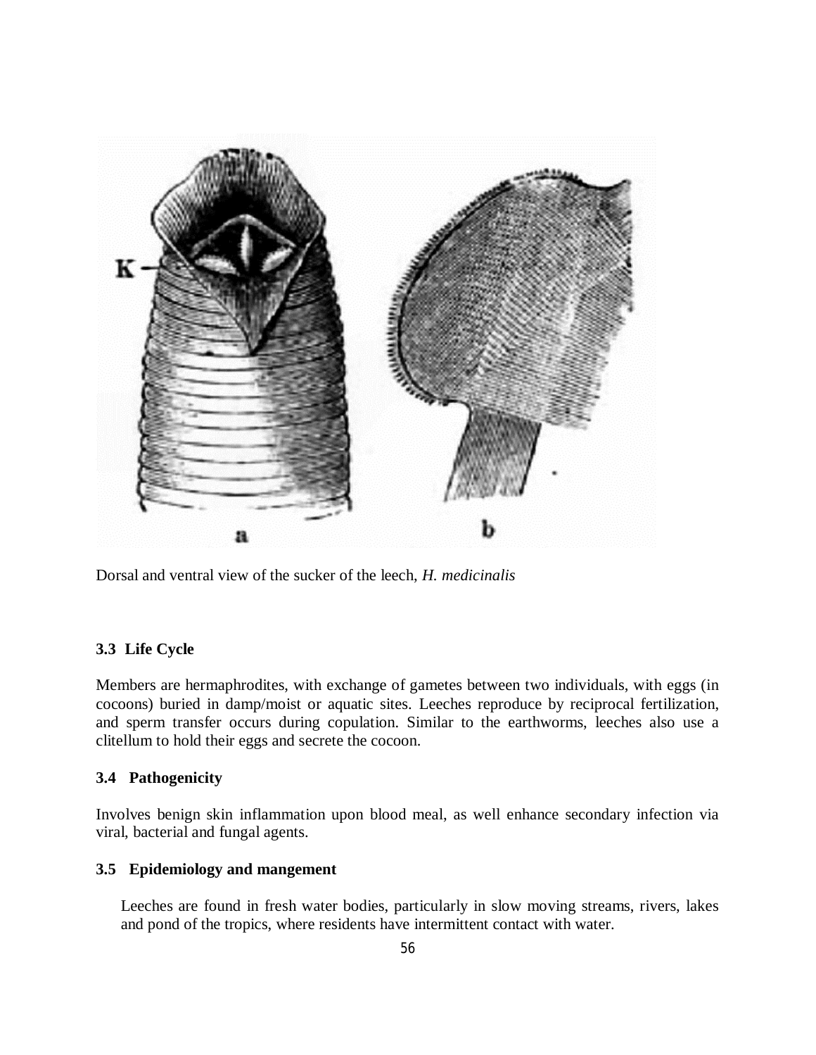Dorsal and ventral view of the sucker of the leech, *H. medicinalis*

### 3.3 Life Cycle

Members are hermaphrodites, with exchange of gametes between two individuals, with eggs (in cocoons) buried in damp/moist or aquatic sites. Leeches reproduce by reciprocal fertilization, and sperm transfer occurs during copulation. Similar to the earthworms, leeches also use a clitellum to hold their eggs and secrete the cocoon.

### 3.4 Pathogenicity

Involves benign skin inflammation upon blood meal, as well enhance secondary infection via viral, bacterial and fungal agents.

### 3.5 Epidemiology and mangement

Leeches are found in fresh water bodies, particularly in slow moving streams, rivers, lakes and pond of the tropics, where residents have intermittent contact with water.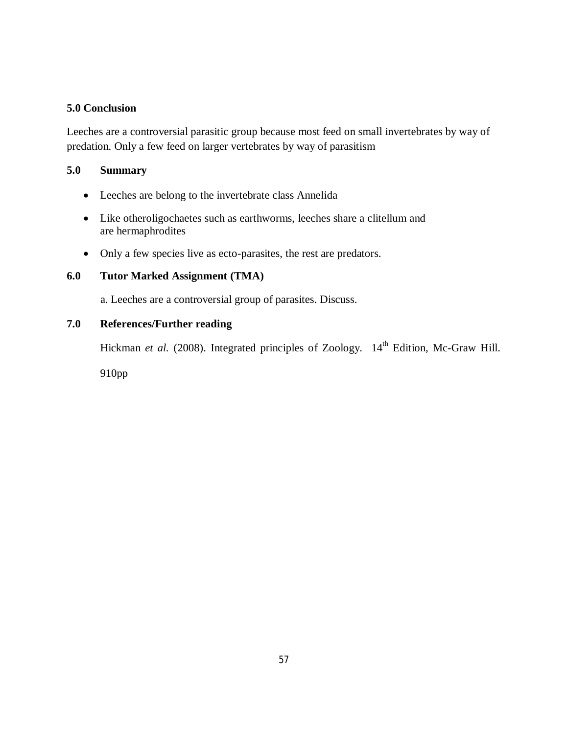### 5.0 Conclusion

Leeches are a controversial parasitic group because most feed on small invertebrates by way of predation. Only a few feed on larger vertebrates by way of parasitism

### 5.0 Summary

- Leeches are belong to the invertebrate class Annelida
- Like otheroligochaetes such as earthworms, leeches share a clitellum and are hermaphrodites
- Only a few species live as ecto-parasites, the rest are predators.

### 6.0 Tutor Marked Assignment (TMA)

a. Leeches are a controversial group of parasites. Discuss.

### 7.0 References/Further reading

Hickman *et al.* (2008). Integrated principles of Zoology. 14th Edition, Mc-Graw Hill. 910pp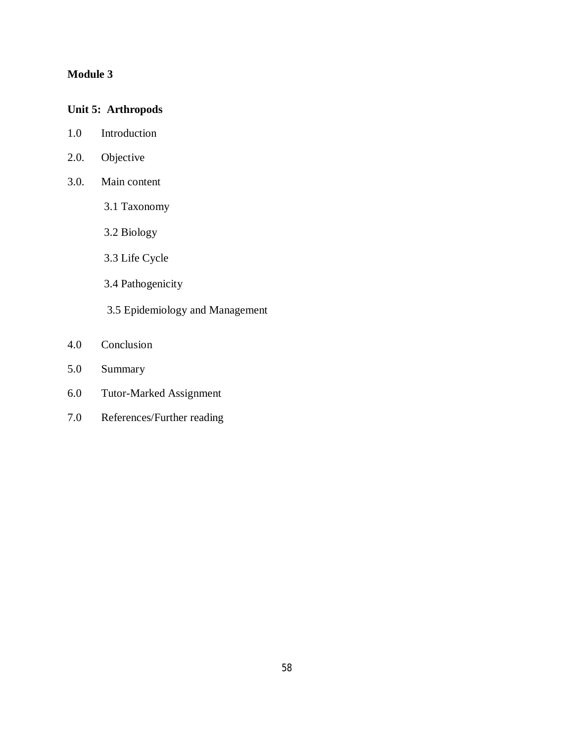**Module 3**

**Unit 5: Arthropods**

1.0 Introduction

2.0. Objective

3.0. Main content

- 3.1 Taxonomy
- 3.2 Biology
- 3.3 Life Cycle
- 3.4 Pathogenicity
- 3.5 Epidemiology and Management

4.0 Conclusion

5.0 Summary

6.0 Tutor-Marked Assignment

7.0 References/Further reading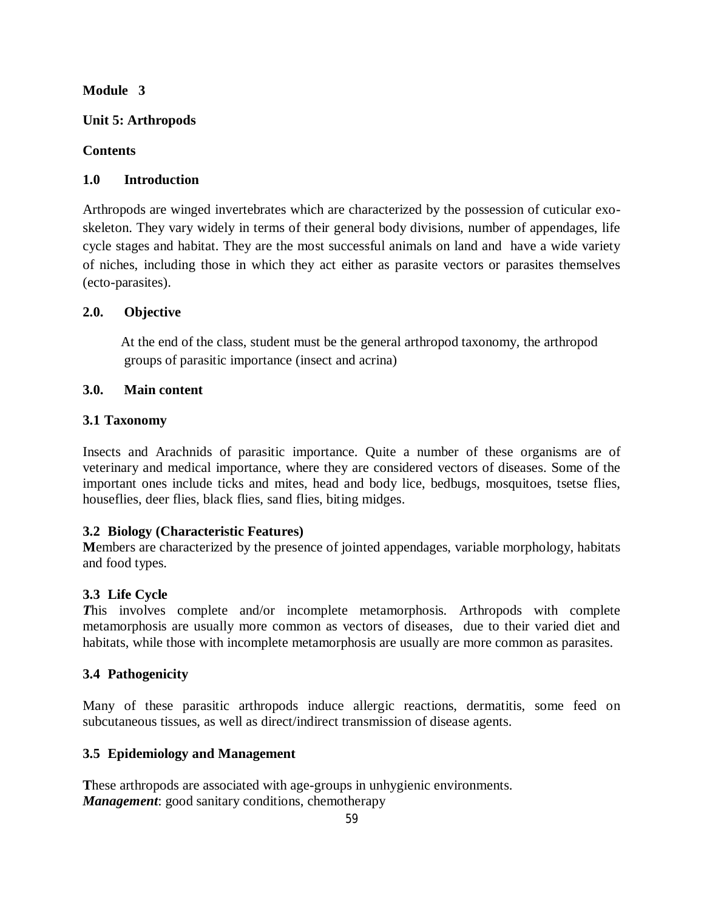**Module 3**

**Unit 5: Arthropods**

**Contents**

**1.0 Introduction**

Arthropods are winged invertebrates which are characterized by the possession of cuticular exo-skeleton. They vary widely in terms of their general body divisions, number of appendages, life cycle stages and habitat. They are the most successful animals on land and have a wide variety of niches, including those in which they act either as parasite vectors or parasites themselves (ecto-parasites).

**2.0. Objective**

At the end of the class, student must be the general arthropod taxonomy, the arthropod groups of parasitic importance (insect and acrina)

**3.0. Main content**

**3.1 Taxonomy**

Insects and Arachnids of parasitic importance. Quite a number of these organisms are of veterinary and medical importance, where they are considered vectors of diseases. Some of the important ones include ticks and mites, head and body lice, bedbugs, mosquitoes, tsetse flies, houseflies, deer flies, black flies, sand flies, biting midges.

**3.2 Biology (Characteristic Features)**

**M**embers are characterized by the presence of jointed appendages, variable morphology, habitats and food types.

**3.3 Life Cycle**

***T***his involves complete and/or incomplete metamorphosis. Arthropods with complete metamorphosis are usually more common as vectors of diseases, due to their varied diet and habitats, while those with incomplete metamorphosis are usually are more common as parasites.

**3.4 Pathogenicity**

Many of these parasitic arthropods induce allergic reactions, dermatitis, some feed on subcutaneous tissues, as well as direct/indirect transmission of disease agents.

**3.5 Epidemiology and Management**

**T**hese arthropods are associated with age-groups in unhygienic environments.
***Management***: good sanitary conditions, chemotherapy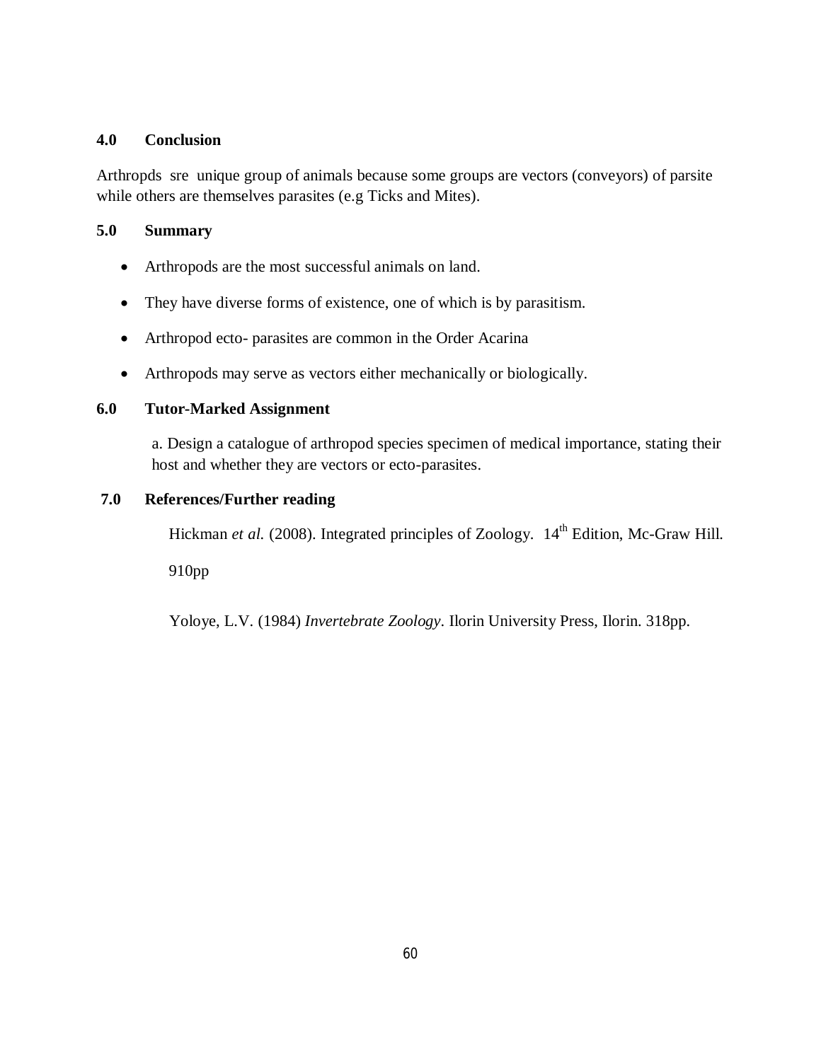## 4.0 Conclusion

Arthropds sre unique group of animals because some groups are vectors (conveyors) of parsite while others are themselves parasites (e.g Ticks and Mites).

## 5.0 Summary

- Arthropods are the most successful animals on land.
- They have diverse forms of existence, one of which is by parasitism.
- Arthropod ecto- parasites are common in the Order Acarina
- Arthropods may serve as vectors either mechanically or biologically.

## 6.0 Tutor-Marked Assignment

a. Design a catalogue of arthropod species specimen of medical importance, stating their host and whether they are vectors or ecto-parasites.

## 7.0 References/Further reading

Hickman *et al.* (2008). Integrated principles of Zoology. 14th Edition, Mc-Graw Hill. 910pp

Yoloye, L.V. (1984) *Invertebrate Zoology*. Ilorin University Press, Ilorin. 318pp.